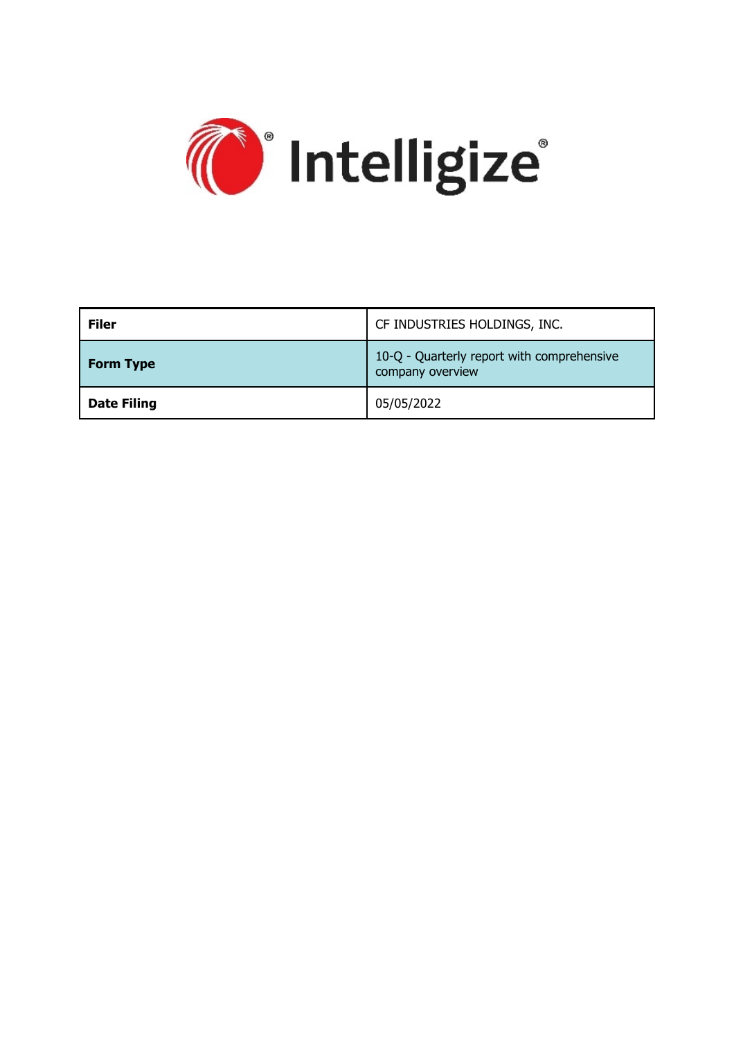Intelligize®

| | |
|---|---|
| **Filer** | CF INDUSTRIES HOLDINGS, INC. |
| **Form Type** | 10-Q - Quarterly report with comprehensive company overview |
| **Date Filing** | 05/05/2022 |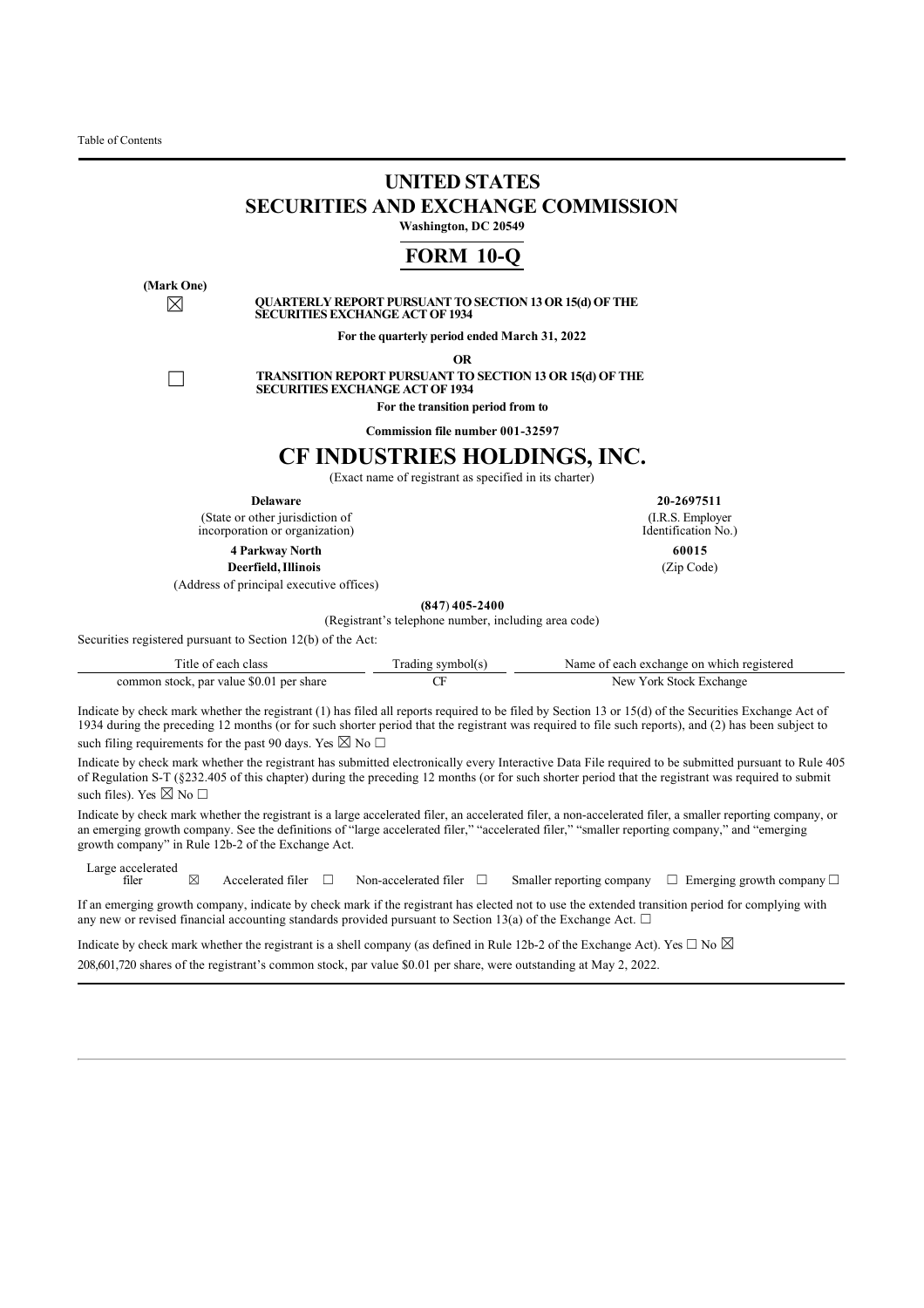# UNITED STATES
# SECURITIES AND EXCHANGE COMMISSION

**Washington, DC 20549**

# FORM 10-Q

**(Mark One)**

☒ **QUARTERLY REPORT PURSUANT TO SECTION 13 OR 15(d) OF THE SECURITIES EXCHANGE ACT OF 1934**

**For the quarterly period ended March 31, 2022**

**OR**

☐ **TRANSITION REPORT PURSUANT TO SECTION 13 OR 15(d) OF THE SECURITIES EXCHANGE ACT OF 1934**

**For the transition period from to**

**Commission file number 001-32597**

# CF INDUSTRIES HOLDINGS, INC.

(Exact name of registrant as specified in its charter)

| | |
|---|---|
| **Delaware** | **20-2697511** |
| (State or other jurisdiction of incorporation or organization) | (I.R.S. Employer Identification No.) |
| **4 Parkway North** | **60015** |
| **Deerfield, Illinois** | (Zip Code) |
| (Address of principal executive offices) | |

**(847) 405-2400**

(Registrant's telephone number, including area code)

Securities registered pursuant to Section 12(b) of the Act:

| Title of each class | Trading symbol(s) | Name of each exchange on which registered |
|---|---|---|
| common stock, par value $0.01 per share | CF | New York Stock Exchange |

Indicate by check mark whether the registrant (1) has filed all reports required to be filed by Section 13 or 15(d) of the Securities Exchange Act of 1934 during the preceding 12 months (or for such shorter period that the registrant was required to file such reports), and (2) has been subject to such filing requirements for the past 90 days. Yes ☒ No ☐

Indicate by check mark whether the registrant has submitted electronically every Interactive Data File required to be submitted pursuant to Rule 405 of Regulation S-T (§232.405 of this chapter) during the preceding 12 months (or for such shorter period that the registrant was required to submit such files). Yes ☒ No ☐

Indicate by check mark whether the registrant is a large accelerated filer, an accelerated filer, a non-accelerated filer, a smaller reporting company, or an emerging growth company. See the definitions of "large accelerated filer," "accelerated filer," "smaller reporting company," and "emerging growth company" in Rule 12b-2 of the Exchange Act.

| | | | | | | | | | |
|---|---|---|---|---|---|---|---|---|---|
| Large accelerated filer | ☒ | Accelerated filer | ☐ | Non-accelerated filer | ☐ | Smaller reporting company | ☐ | Emerging growth company | ☐ |

If an emerging growth company, indicate by check mark if the registrant has elected not to use the extended transition period for complying with any new or revised financial accounting standards provided pursuant to Section 13(a) of the Exchange Act. ☐

Indicate by check mark whether the registrant is a shell company (as defined in Rule 12b-2 of the Exchange Act). Yes ☐ No ☒

208,601,720 shares of the registrant's common stock, par value $0.01 per share, were outstanding at May 2, 2022.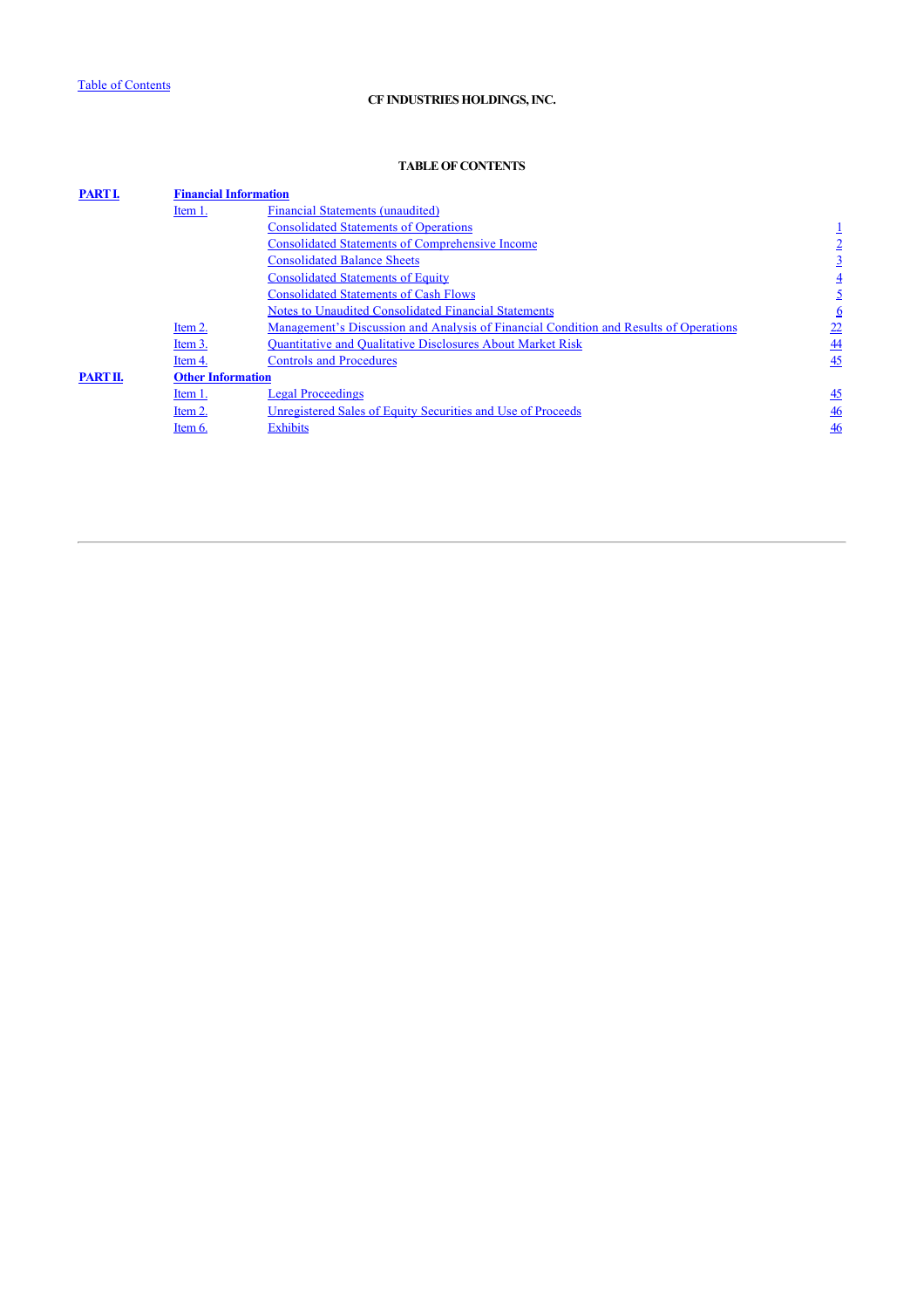CF INDUSTRIES HOLDINGS, INC.

TABLE OF CONTENTS

| | | | |
|---|---|---|---|
| **PART I.** | **Financial Information** | | |
| | Item 1. | Financial Statements (unaudited) | |
| | | Consolidated Statements of Operations | 1 |
| | | Consolidated Statements of Comprehensive Income | 2 |
| | | Consolidated Balance Sheets | 3 |
| | | Consolidated Statements of Equity | 4 |
| | | Consolidated Statements of Cash Flows | 5 |
| | | Notes to Unaudited Consolidated Financial Statements | 6 |
| | Item 2. | Management's Discussion and Analysis of Financial Condition and Results of Operations | 22 |
| | Item 3. | Quantitative and Qualitative Disclosures About Market Risk | 44 |
| | Item 4. | Controls and Procedures | 45 |
| **PART II.** | **Other Information** | | |
| | Item 1. | Legal Proceedings | 45 |
| | Item 2. | Unregistered Sales of Equity Securities and Use of Proceeds | 46 |
| | Item 6. | Exhibits | 46 |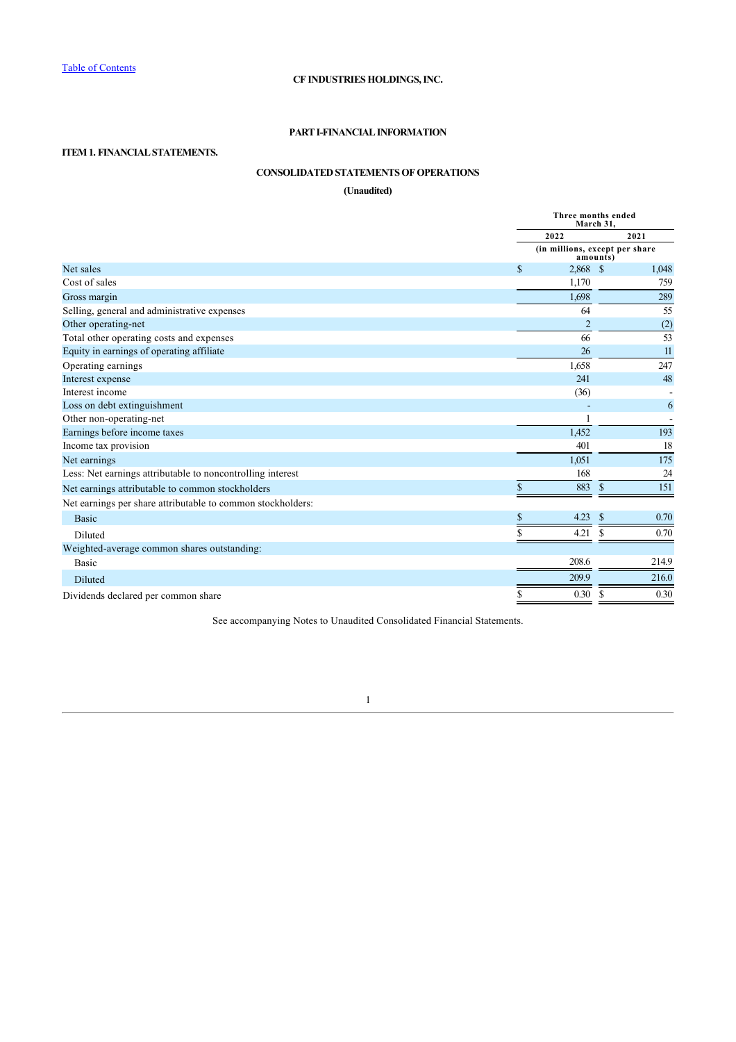Table of Contents

**CF INDUSTRIES HOLDINGS, INC.**

## PART I-FINANCIAL INFORMATION

### ITEM 1. FINANCIAL STATEMENTS.

### CONSOLIDATED STATEMENTS OF OPERATIONS

**(Unaudited)**

| | Three months ended March 31, | |
|---|---|---|
| | 2022 | 2021 |
| | (in millions, except per share amounts) | |
| Net sales | $ 2,868 | $ 1,048 |
| Cost of sales | 1,170 | 759 |
| Gross margin | 1,698 | 289 |
| Selling, general and administrative expenses | 64 | 55 |
| Other operating-net | 2 | (2) |
| Total other operating costs and expenses | 66 | 53 |
| Equity in earnings of operating affiliate | 26 | 11 |
| Operating earnings | 1,658 | 247 |
| Interest expense | 241 | 48 |
| Interest income | (36) | - |
| Loss on debt extinguishment | - | 6 |
| Other non-operating-net | 1 | - |
| Earnings before income taxes | 1,452 | 193 |
| Income tax provision | 401 | 18 |
| Net earnings | 1,051 | 175 |
| Less: Net earnings attributable to noncontrolling interest | 168 | 24 |
| Net earnings attributable to common stockholders | $ 883 | $ 151 |
| Net earnings per share attributable to common stockholders: | | |
| Basic | $ 4.23 | $ 0.70 |
| Diluted | $ 4.21 | $ 0.70 |
| Weighted-average common shares outstanding: | | |
| Basic | 208.6 | 214.9 |
| Diluted | 209.9 | 216.0 |
| Dividends declared per common share | $ 0.30 | $ 0.30 |

See accompanying Notes to Unaudited Consolidated Financial Statements.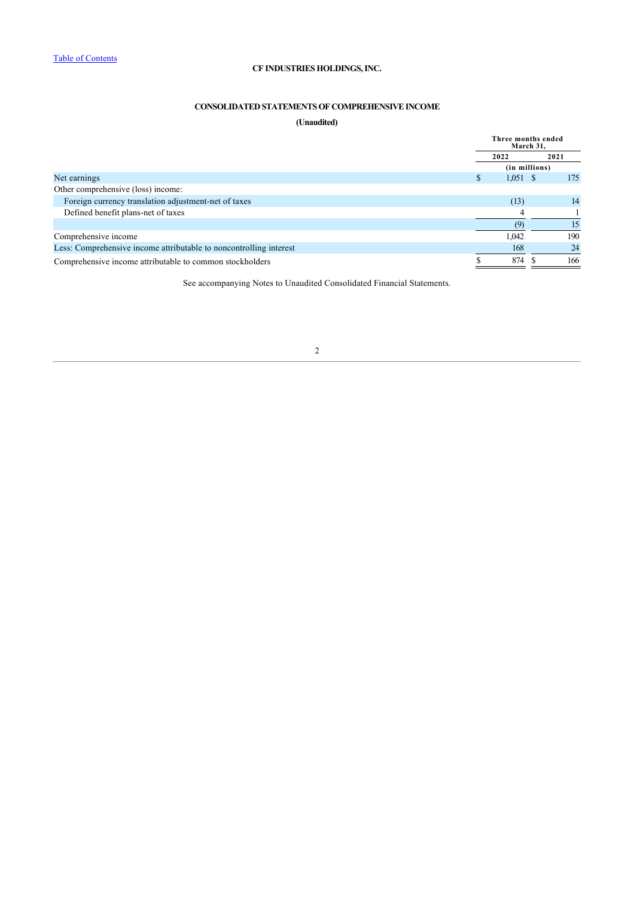[Table of Contents](#)

**CF INDUSTRIES HOLDINGS, INC.**

**CONSOLIDATED STATEMENTS OF COMPREHENSIVE INCOME**

**(Unaudited)**

| | Three months ended March 31, | |
|---|---|---|
| | 2022 | 2021 |
| | (in millions) | |
| Net earnings | $ 1,051 | $ 175 |
| Other comprehensive (loss) income: | | |
| Foreign currency translation adjustment-net of taxes | (13) | 14 |
| Defined benefit plans-net of taxes | 4 | 1 |
| | (9) | 15 |
| Comprehensive income | 1,042 | 190 |
| Less: Comprehensive income attributable to noncontrolling interest | 168 | 24 |
| Comprehensive income attributable to common stockholders | $ 874 | $ 166 |

See accompanying Notes to Unaudited Consolidated Financial Statements.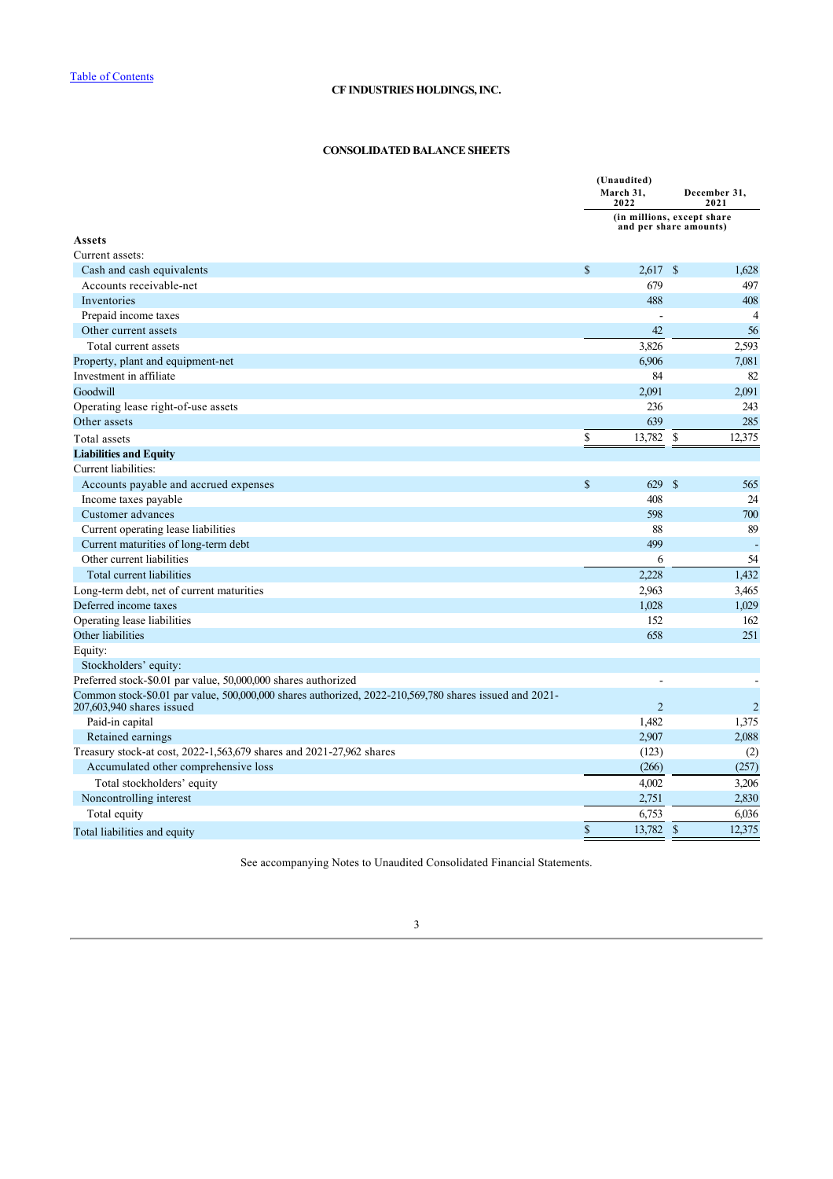Table of Contents

**CF INDUSTRIES HOLDINGS, INC.**

**CONSOLIDATED BALANCE SHEETS**

| | (Unaudited) March 31, 2022 | December 31, 2021 |
|---|---|---|
| | (in millions, except share and per share amounts) | |
| **Assets** | | |
| Current assets: | | |
| Cash and cash equivalents | $ 2,617 | $ 1,628 |
| Accounts receivable-net | 679 | 497 |
| Inventories | 488 | 408 |
| Prepaid income taxes | - | 4 |
| Other current assets | 42 | 56 |
| Total current assets | 3,826 | 2,593 |
| Property, plant and equipment-net | 6,906 | 7,081 |
| Investment in affiliate | 84 | 82 |
| Goodwill | 2,091 | 2,091 |
| Operating lease right-of-use assets | 236 | 243 |
| Other assets | 639 | 285 |
| Total assets | $ 13,782 | $ 12,375 |
| **Liabilities and Equity** | | |
| Current liabilities: | | |
| Accounts payable and accrued expenses | $ 629 | $ 565 |
| Income taxes payable | 408 | 24 |
| Customer advances | 598 | 700 |
| Current operating lease liabilities | 88 | 89 |
| Current maturities of long-term debt | 499 | - |
| Other current liabilities | 6 | 54 |
| Total current liabilities | 2,228 | 1,432 |
| Long-term debt, net of current maturities | 2,963 | 3,465 |
| Deferred income taxes | 1,028 | 1,029 |
| Operating lease liabilities | 152 | 162 |
| Other liabilities | 658 | 251 |
| Equity: | | |
| Stockholders' equity: | | |
| Preferred stock-$0.01 par value, 50,000,000 shares authorized | - | - |
| Common stock-$0.01 par value, 500,000,000 shares authorized, 2022-210,569,780 shares issued and 2021-207,603,940 shares issued | 2 | 2 |
| Paid-in capital | 1,482 | 1,375 |
| Retained earnings | 2,907 | 2,088 |
| Treasury stock-at cost, 2022-1,563,679 shares and 2021-27,962 shares | (123) | (2) |
| Accumulated other comprehensive loss | (266) | (257) |
| Total stockholders' equity | 4,002 | 3,206 |
| Noncontrolling interest | 2,751 | 2,830 |
| Total equity | 6,753 | 6,036 |
| Total liabilities and equity | $ 13,782 | $ 12,375 |

See accompanying Notes to Unaudited Consolidated Financial Statements.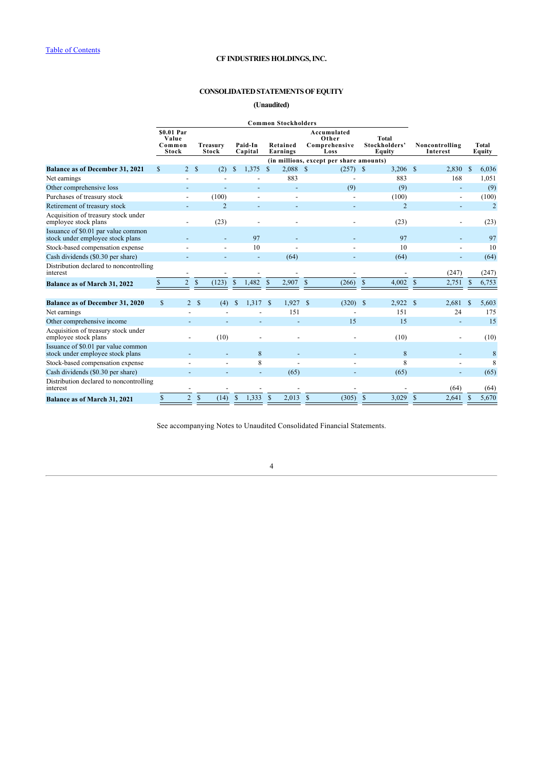[Table of Contents](#)

**CF INDUSTRIES HOLDINGS, INC.**

**CONSOLIDATED STATEMENTS OF EQUITY**

**(Unaudited)**

| | Common Stockholders | | | | | | | |
|---|---|---|---|---|---|---|---|---|
| | $0.01 Par Value Common Stock | Treasury Stock | Paid-In Capital | Retained Earnings | Accumulated Other Comprehensive Loss | Total Stockholders' Equity | Noncontrolling Interest | Total Equity |
| | (in millions, except per share amounts) | | | | | | | |
| **Balance as of December 31, 2021** | $ 2 | $ (2) | $ 1,375 | $ 2,088 | $ (257) | $ 3,206 | $ 2,830 | $ 6,036 |
| Net earnings | - | - | - | 883 | - | 883 | 168 | 1,051 |
| Other comprehensive loss | - | - | - | - | (9) | (9) | - | (9) |
| Purchases of treasury stock | - | (100) | - | - | - | (100) | - | (100) |
| Retirement of treasury stock | - | 2 | - | - | - | 2 | - | 2 |
| Acquisition of treasury stock under employee stock plans | - | (23) | - | - | - | (23) | - | (23) |
| Issuance of $0.01 par value common stock under employee stock plans | - | - | 97 | - | - | 97 | - | 97 |
| Stock-based compensation expense | - | - | 10 | - | - | 10 | - | 10 |
| Cash dividends ($0.30 per share) | - | - | - | (64) | - | (64) | - | (64) |
| Distribution declared to noncontrolling interest | - | - | - | - | - | - | (247) | (247) |
| **Balance as of March 31, 2022** | $ 2 | $ (123) | $ 1,482 | $ 2,907 | $ (266) | $ 4,002 | $ 2,751 | $ 6,753 |
| | | | | | | | | |
| **Balance as of December 31, 2020** | $ 2 | $ (4) | $ 1,317 | $ 1,927 | $ (320) | $ 2,922 | $ 2,681 | $ 5,603 |
| Net earnings | - | - | - | 151 | - | 151 | 24 | 175 |
| Other comprehensive income | - | - | - | - | 15 | 15 | - | 15 |
| Acquisition of treasury stock under employee stock plans | - | (10) | - | - | - | (10) | - | (10) |
| Issuance of $0.01 par value common stock under employee stock plans | - | - | 8 | - | - | 8 | - | 8 |
| Stock-based compensation expense | - | - | 8 | - | - | 8 | - | 8 |
| Cash dividends ($0.30 per share) | - | - | - | (65) | - | (65) | - | (65) |
| Distribution declared to noncontrolling interest | - | - | - | - | - | - | (64) | (64) |
| **Balance as of March 31, 2021** | $ 2 | $ (14) | $ 1,333 | $ 2,013 | $ (305) | $ 3,029 | $ 2,641 | $ 5,670 |

See accompanying Notes to Unaudited Consolidated Financial Statements.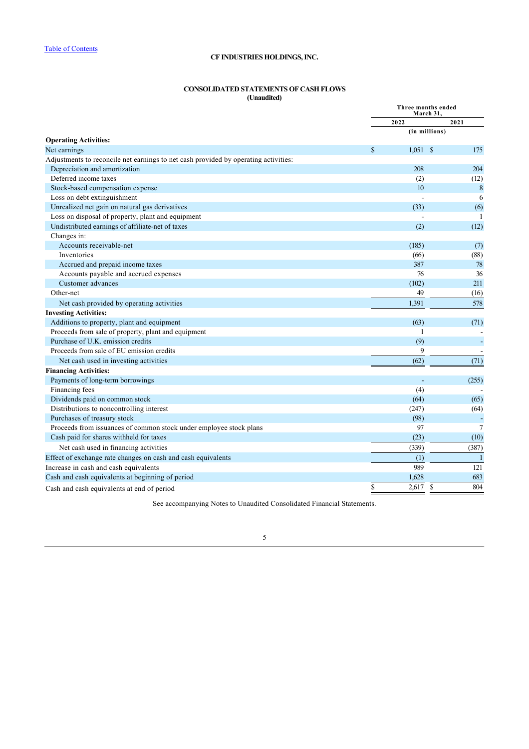Table of Contents

**CF INDUSTRIES HOLDINGS, INC.**

**CONSOLIDATED STATEMENTS OF CASH FLOWS**
**(Unaudited)**

| | Three months ended March 31, | |
|---|---|---|
| | 2022 | 2021 |
| | (in millions) | |
| **Operating Activities:** | | |
| Net earnings | $ 1,051 | $ 175 |
| Adjustments to reconcile net earnings to net cash provided by operating activities: | | |
| Depreciation and amortization | 208 | 204 |
| Deferred income taxes | (2) | (12) |
| Stock-based compensation expense | 10 | 8 |
| Loss on debt extinguishment | - | 6 |
| Unrealized net gain on natural gas derivatives | (33) | (6) |
| Loss on disposal of property, plant and equipment | - | 1 |
| Undistributed earnings of affiliate-net of taxes | (2) | (12) |
| Changes in: | | |
| Accounts receivable-net | (185) | (7) |
| Inventories | (66) | (88) |
| Accrued and prepaid income taxes | 387 | 78 |
| Accounts payable and accrued expenses | 76 | 36 |
| Customer advances | (102) | 211 |
| Other-net | 49 | (16) |
| Net cash provided by operating activities | 1,391 | 578 |
| **Investing Activities:** | | |
| Additions to property, plant and equipment | (63) | (71) |
| Proceeds from sale of property, plant and equipment | 1 | - |
| Purchase of U.K. emission credits | (9) | - |
| Proceeds from sale of EU emission credits | 9 | - |
| Net cash used in investing activities | (62) | (71) |
| **Financing Activities:** | | |
| Payments of long-term borrowings | - | (255) |
| Financing fees | (4) | - |
| Dividends paid on common stock | (64) | (65) |
| Distributions to noncontrolling interest | (247) | (64) |
| Purchases of treasury stock | (98) | - |
| Proceeds from issuances of common stock under employee stock plans | 97 | 7 |
| Cash paid for shares withheld for taxes | (23) | (10) |
| Net cash used in financing activities | (339) | (387) |
| Effect of exchange rate changes on cash and cash equivalents | (1) | 1 |
| Increase in cash and cash equivalents | 989 | 121 |
| Cash and cash equivalents at beginning of period | 1,628 | 683 |
| Cash and cash equivalents at end of period | $ 2,617 | $ 804 |

See accompanying Notes to Unaudited Consolidated Financial Statements.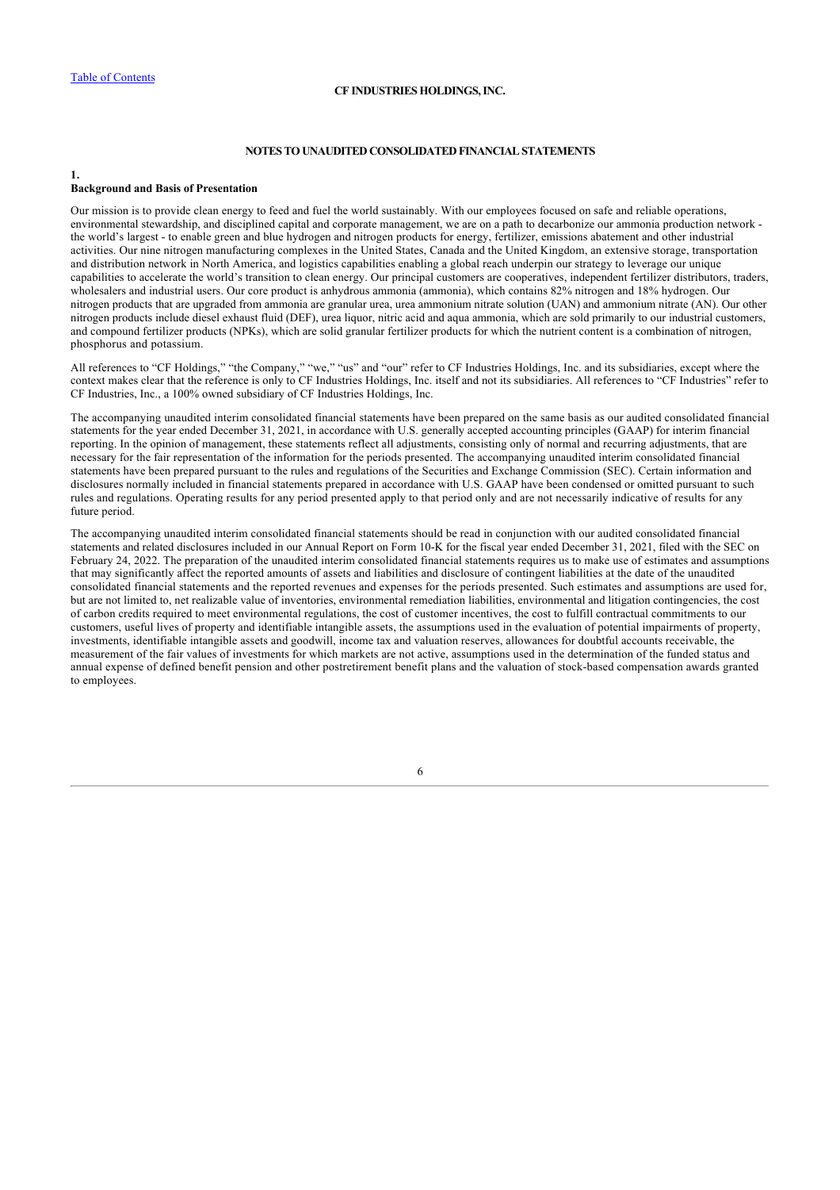**CF INDUSTRIES HOLDINGS, INC.**

**NOTES TO UNAUDITED CONSOLIDATED FINANCIAL STATEMENTS**

## 1. Background and Basis of Presentation

Our mission is to provide clean energy to feed and fuel the world sustainably. With our employees focused on safe and reliable operations, environmental stewardship, and disciplined capital and corporate management, we are on a path to decarbonize our ammonia production network - the world's largest - to enable green and blue hydrogen and nitrogen products for energy, fertilizer, emissions abatement and other industrial activities. Our nine nitrogen manufacturing complexes in the United States, Canada and the United Kingdom, an extensive storage, transportation and distribution network in North America, and logistics capabilities enabling a global reach underpin our strategy to leverage our unique capabilities to accelerate the world's transition to clean energy. Our principal customers are cooperatives, independent fertilizer distributors, traders, wholesalers and industrial users. Our core product is anhydrous ammonia (ammonia), which contains 82% nitrogen and 18% hydrogen. Our nitrogen products that are upgraded from ammonia are granular urea, urea ammonium nitrate solution (UAN) and ammonium nitrate (AN). Our other nitrogen products include diesel exhaust fluid (DEF), urea liquor, nitric acid and aqua ammonia, which are sold primarily to our industrial customers, and compound fertilizer products (NPKs), which are solid granular fertilizer products for which the nutrient content is a combination of nitrogen, phosphorus and potassium.

All references to "CF Holdings," "the Company," "we," "us" and "our" refer to CF Industries Holdings, Inc. and its subsidiaries, except where the context makes clear that the reference is only to CF Industries Holdings, Inc. itself and not its subsidiaries. All references to "CF Industries" refer to CF Industries, Inc., a 100% owned subsidiary of CF Industries Holdings, Inc.

The accompanying unaudited interim consolidated financial statements have been prepared on the same basis as our audited consolidated financial statements for the year ended December 31, 2021, in accordance with U.S. generally accepted accounting principles (GAAP) for interim financial reporting. In the opinion of management, these statements reflect all adjustments, consisting only of normal and recurring adjustments, that are necessary for the fair representation of the information for the periods presented. The accompanying unaudited interim consolidated financial statements have been prepared pursuant to the rules and regulations of the Securities and Exchange Commission (SEC). Certain information and disclosures normally included in financial statements prepared in accordance with U.S. GAAP have been condensed or omitted pursuant to such rules and regulations. Operating results for any period presented apply to that period only and are not necessarily indicative of results for any future period.

The accompanying unaudited interim consolidated financial statements should be read in conjunction with our audited consolidated financial statements and related disclosures included in our Annual Report on Form 10-K for the fiscal year ended December 31, 2021, filed with the SEC on February 24, 2022. The preparation of the unaudited interim consolidated financial statements requires us to make use of estimates and assumptions that may significantly affect the reported amounts of assets and liabilities and disclosure of contingent liabilities at the date of the unaudited consolidated financial statements and the reported revenues and expenses for the periods presented. Such estimates and assumptions are used for, but are not limited to, net realizable value of inventories, environmental remediation liabilities, environmental and litigation contingencies, the cost of carbon credits required to meet environmental regulations, the cost of customer incentives, the cost to fulfill contractual commitments to our customers, useful lives of property and identifiable intangible assets, the assumptions used in the evaluation of potential impairments of property, investments, identifiable intangible assets and goodwill, income tax and valuation reserves, allowances for doubtful accounts receivable, the measurement of the fair values of investments for which markets are not active, assumptions used in the determination of the funded status and annual expense of defined benefit pension and other postretirement benefit plans and the valuation of stock-based compensation awards granted to employees.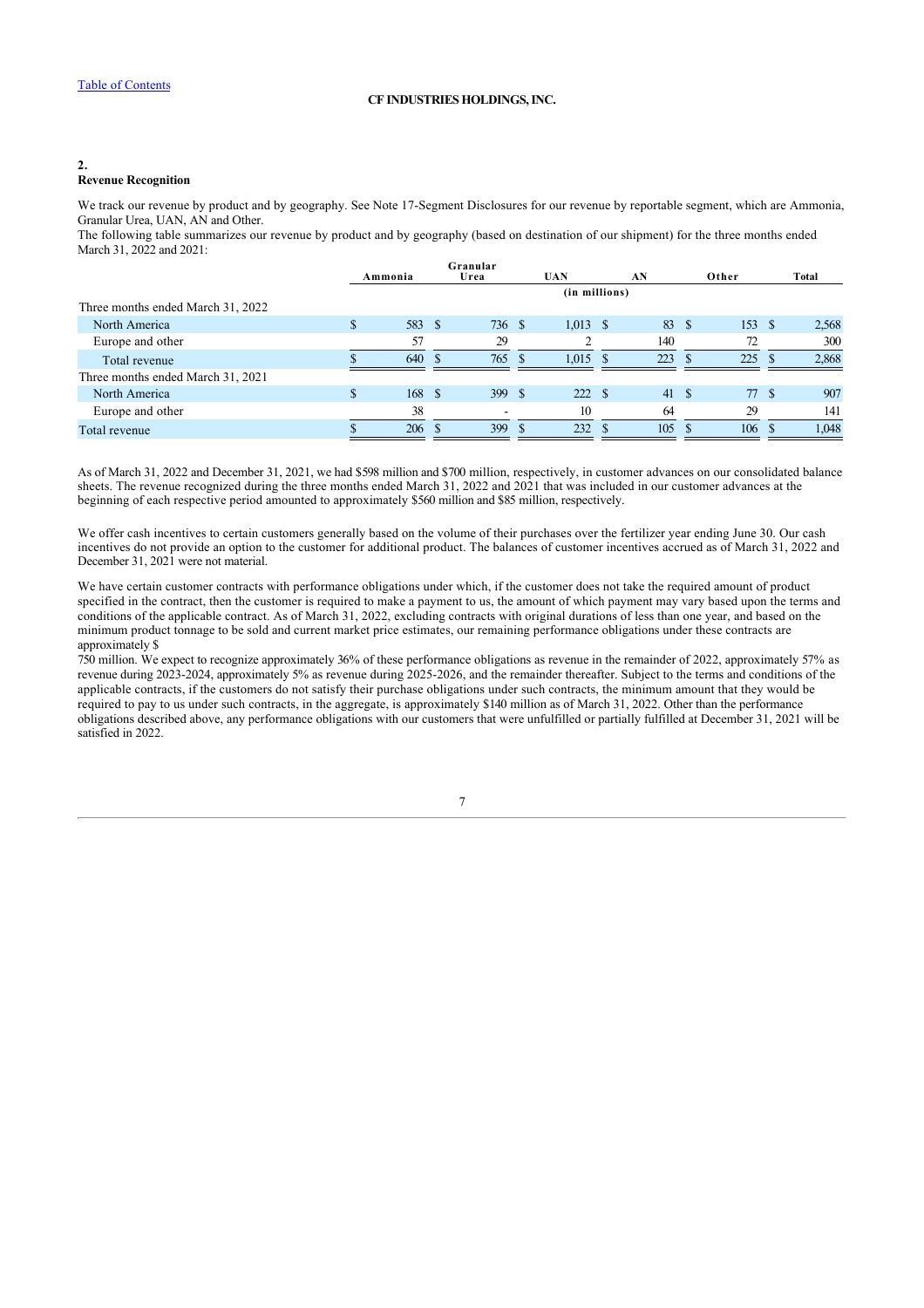## 2. Revenue Recognition

We track our revenue by product and by geography. See Note 17-Segment Disclosures for our revenue by reportable segment, which are Ammonia, Granular Urea, UAN, AN and Other.
The following table summarizes our revenue by product and by geography (based on destination of our shipment) for the three months ended March 31, 2022 and 2021:

| | Ammonia | Granular Urea | UAN | AN | Other | Total |
|---|---|---|---|---|---|---|
| | (in millions) | | | | | |
| Three months ended March 31, 2022 | | | | | | |
| North America | $ 583 | $ 736 | $ 1,013 | $ 83 | $ 153 | $ 2,568 |
| Europe and other | 57 | 29 | 2 | 140 | 72 | 300 |
| Total revenue | $ 640 | $ 765 | $ 1,015 | $ 223 | $ 225 | $ 2,868 |
| Three months ended March 31, 2021 | | | | | | |
| North America | $ 168 | $ 399 | $ 222 | $ 41 | $ 77 | $ 907 |
| Europe and other | 38 | - | 10 | 64 | 29 | 141 |
| Total revenue | $ 206 | $ 399 | $ 232 | $ 105 | $ 106 | $ 1,048 |

As of March 31, 2022 and December 31, 2021, we had $598 million and $700 million, respectively, in customer advances on our consolidated balance sheets. The revenue recognized during the three months ended March 31, 2022 and 2021 that was included in our customer advances at the beginning of each respective period amounted to approximately $560 million and $85 million, respectively.

We offer cash incentives to certain customers generally based on the volume of their purchases over the fertilizer year ending June 30. Our cash incentives do not provide an option to the customer for additional product. The balances of customer incentives accrued as of March 31, 2022 and December 31, 2021 were not material.

We have certain customer contracts with performance obligations under which, if the customer does not take the required amount of product specified in the contract, then the customer is required to make a payment to us, the amount of which payment may vary based upon the terms and conditions of the applicable contract. As of March 31, 2022, excluding contracts with original durations of less than one year, and based on the minimum product tonnage to be sold and current market price estimates, our remaining performance obligations under these contracts are approximately $
750 million. We expect to recognize approximately 36% of these performance obligations as revenue in the remainder of 2022, approximately 57% as revenue during 2023-2024, approximately 5% as revenue during 2025-2026, and the remainder thereafter. Subject to the terms and conditions of the applicable contracts, if the customers do not satisfy their purchase obligations under such contracts, the minimum amount that they would be required to pay to us under such contracts, in the aggregate, is approximately $140 million as of March 31, 2022. Other than the performance obligations described above, any performance obligations with our customers that were unfulfilled or partially fulfilled at December 31, 2021 will be satisfied in 2022.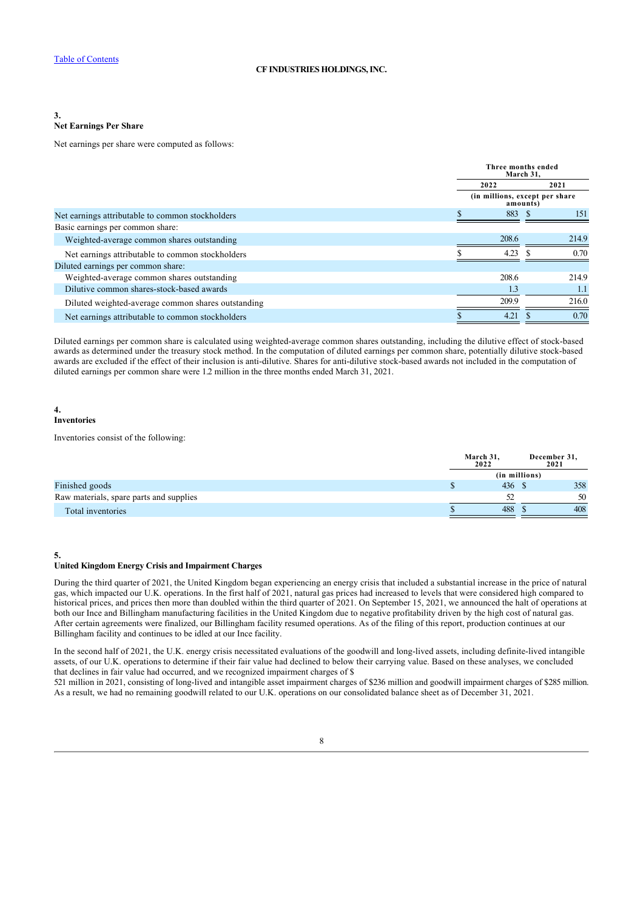## 3. Net Earnings Per Share

Net earnings per share were computed as follows:

| | Three months ended March 31, | |
|---|---|---|
| | 2022 | 2021 |
| | (in millions, except per share amounts) | |
| Net earnings attributable to common stockholders | $ 883 | $ 151 |
| Basic earnings per common share: | | |
| Weighted-average common shares outstanding | 208.6 | 214.9 |
| Net earnings attributable to common stockholders | $ 4.23 | $ 0.70 |
| Diluted earnings per common share: | | |
| Weighted-average common shares outstanding | 208.6 | 214.9 |
| Dilutive common shares-stock-based awards | 1.3 | 1.1 |
| Diluted weighted-average common shares outstanding | 209.9 | 216.0 |
| Net earnings attributable to common stockholders | $ 4.21 | $ 0.70 |

Diluted earnings per common share is calculated using weighted-average common shares outstanding, including the dilutive effect of stock-based awards as determined under the treasury stock method. In the computation of diluted earnings per common share, potentially dilutive stock-based awards are excluded if the effect of their inclusion is anti-dilutive. Shares for anti-dilutive stock-based awards not included in the computation of diluted earnings per common share were 1.2 million in the three months ended March 31, 2021.

## 4. Inventories

Inventories consist of the following:

| | March 31, 2022 | December 31, 2021 |
|---|---|---|
| | (in millions) | |
| Finished goods | $ 436 | $ 358 |
| Raw materials, spare parts and supplies | 52 | 50 |
| Total inventories | $ 488 | $ 408 |

## 5. United Kingdom Energy Crisis and Impairment Charges

During the third quarter of 2021, the United Kingdom began experiencing an energy crisis that included a substantial increase in the price of natural gas, which impacted our U.K. operations. In the first half of 2021, natural gas prices had increased to levels that were considered high compared to historical prices, and prices then more than doubled within the third quarter of 2021. On September 15, 2021, we announced the halt of operations at both our Ince and Billingham manufacturing facilities in the United Kingdom due to negative profitability driven by the high cost of natural gas. After certain agreements were finalized, our Billingham facility resumed operations. As of the filing of this report, production continues at our Billingham facility and continues to be idled at our Ince facility.

In the second half of 2021, the U.K. energy crisis necessitated evaluations of the goodwill and long-lived assets, including definite-lived intangible assets, of our U.K. operations to determine if their fair value had declined to below their carrying value. Based on these analyses, we concluded that declines in fair value had occurred, and we recognized impairment charges of $ 521 million in 2021, consisting of long-lived and intangible asset impairment charges of $236 million and goodwill impairment charges of $285 million. As a result, we had no remaining goodwill related to our U.K. operations on our consolidated balance sheet as of December 31, 2021.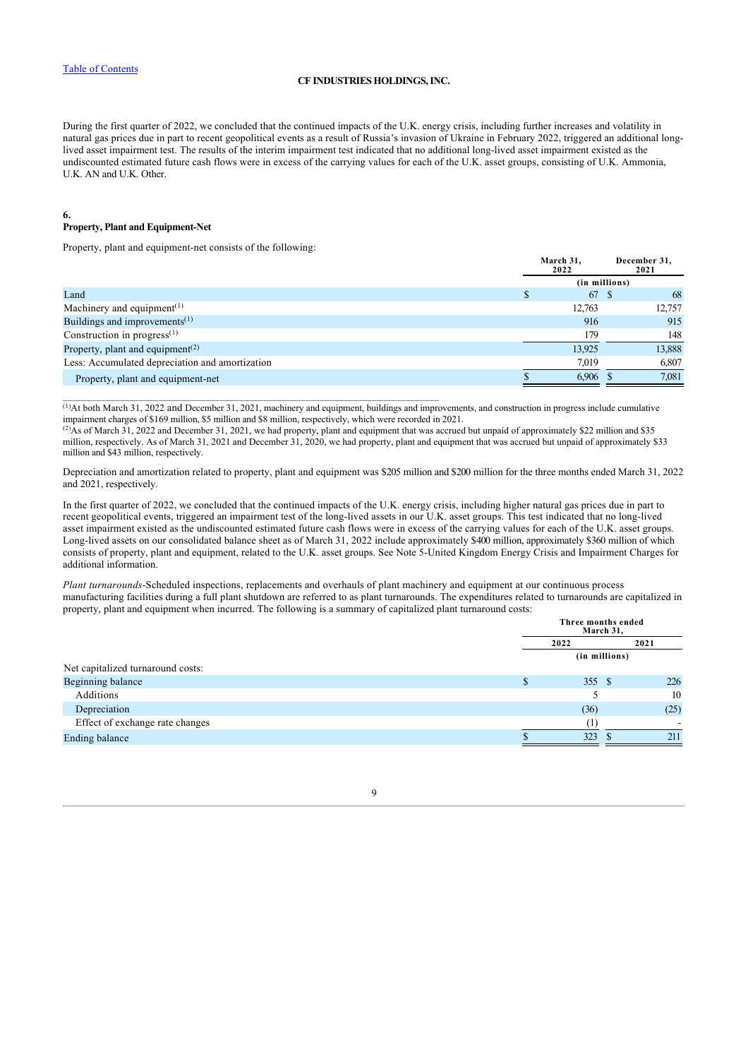During the first quarter of 2022, we concluded that the continued impacts of the U.K. energy crisis, including further increases and volatility in natural gas prices due in part to recent geopolitical events as a result of Russia's invasion of Ukraine in February 2022, triggered an additional long-lived asset impairment test. The results of the interim impairment test indicated that no additional long-lived asset impairment existed as the undiscounted estimated future cash flows were in excess of the carrying values for each of the U.K. asset groups, consisting of U.K. Ammonia, U.K. AN and U.K. Other.

## 6. Property, Plant and Equipment-Net

Property, plant and equipment-net consists of the following:

| | March 31, 2022 | December 31, 2021 |
|---|---|---|
| | (in millions) | |
| Land | $ 67 | $ 68 |
| Machinery and equipment[1] | 12,763 | 12,757 |
| Buildings and improvements[1] | 916 | 915 |
| Construction in progress[1] | 179 | 148 |
| Property, plant and equipment[2] | 13,925 | 13,888 |
| Less: Accumulated depreciation and amortization | 7,019 | 6,807 |
| Property, plant and equipment-net | $ 6,906 | $ 7,081 |

[1]At both March 31, 2022 and December 31, 2021, machinery and equipment, buildings and improvements, and construction in progress include cumulative impairment charges of $169 million, $5 million and $8 million, respectively, which were recorded in 2021.

[2]As of March 31, 2022 and December 31, 2021, we had property, plant and equipment that was accrued but unpaid of approximately $22 million and $35 million, respectively. As of March 31, 2021 and December 31, 2020, we had property, plant and equipment that was accrued but unpaid of approximately $33 million and $43 million, respectively.

Depreciation and amortization related to property, plant and equipment was $205 million and $200 million for the three months ended March 31, 2022 and 2021, respectively.

In the first quarter of 2022, we concluded that the continued impacts of the U.K. energy crisis, including higher natural gas prices due in part to recent geopolitical events, triggered an impairment test of the long-lived assets in our U.K. asset groups. This test indicated that no long-lived asset impairment existed as the undiscounted estimated future cash flows were in excess of the carrying values for each of the U.K. asset groups. Long-lived assets on our consolidated balance sheet as of March 31, 2022 include approximately $400 million, approximately $360 million of which consists of property, plant and equipment, related to the U.K. asset groups. See Note 5-United Kingdom Energy Crisis and Impairment Charges for additional information.

*Plant turnarounds*-Scheduled inspections, replacements and overhauls of plant machinery and equipment at our continuous process manufacturing facilities during a full plant shutdown are referred to as plant turnarounds. The expenditures related to turnarounds are capitalized in property, plant and equipment when incurred. The following is a summary of capitalized plant turnaround costs:

| | Three months ended March 31, | |
|---|---|---|
| | 2022 | 2021 |
| | (in millions) | |
| Net capitalized turnaround costs: | | |
| Beginning balance | $ 355 | $ 226 |
| Additions | 5 | 10 |
| Depreciation | (36) | (25) |
| Effect of exchange rate changes | (1) | - |
| Ending balance | $ 323 | $ 211 |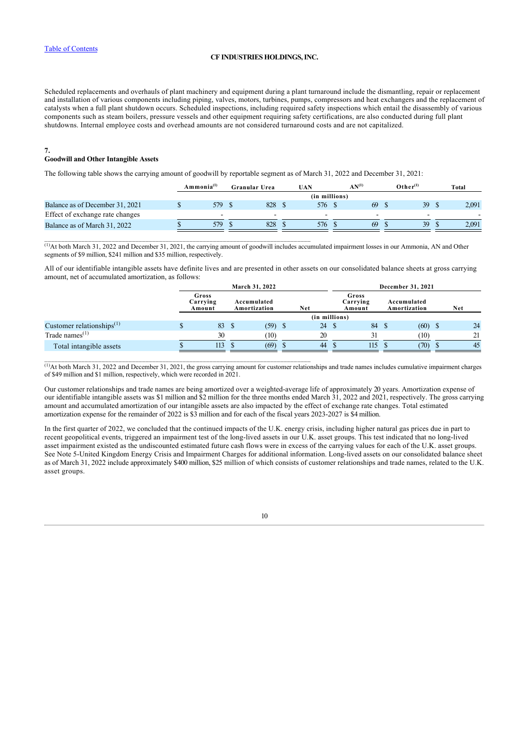Scheduled replacements and overhauls of plant machinery and equipment during a plant turnaround include the dismantling, repair or replacement and installation of various components including piping, valves, motors, turbines, pumps, compressors and heat exchangers and the replacement of catalysts when a full plant shutdown occurs. Scheduled inspections, including required safety inspections which entail the disassembly of various components such as steam boilers, pressure vessels and other equipment requiring safety certifications, are also conducted during full plant shutdowns. Internal employee costs and overhead amounts are not considered turnaround costs and are not capitalized.

## 7. Goodwill and Other Intangible Assets

The following table shows the carrying amount of goodwill by reportable segment as of March 31, 2022 and December 31, 2021:

| | Ammonia[(1)] | Granular Urea | UAN | AN[(1)] | Other[(1)] | Total |
|---|---|---|---|---|---|---|
| | (in millions) | | | | | |
| Balance as of December 31, 2021 | $ 579 | $ 828 | $ 576 | $ 69 | $ 39 | $ 2,091 |
| Effect of exchange rate changes | - | - | - | - | - | - |
| Balance as of March 31, 2022 | $ 579 | $ 828 | $ 576 | $ 69 | $ 39 | $ 2,091 |

[(1)]At both March 31, 2022 and December 31, 2021, the carrying amount of goodwill includes accumulated impairment losses in our Ammonia, AN and Other segments of $9 million, $241 million and $35 million, respectively.

All of our identifiable intangible assets have definite lives and are presented in other assets on our consolidated balance sheets at gross carrying amount, net of accumulated amortization, as follows:

| | March 31, 2022 | | | December 31, 2021 | | |
|---|---|---|---|---|---|---|
| | Gross Carrying Amount | Accumulated Amortization | Net | Gross Carrying Amount | Accumulated Amortization | Net |
| | (in millions) | | | | | |
| Customer relationships[(1)] | $ 83 | $ (59) | $ 24 | $ 84 | $ (60) | $ 24 |
| Trade names[(1)] | 30 | (10) | 20 | 31 | (10) | 21 |
| Total intangible assets | $ 113 | $ (69) | $ 44 | $ 115 | $ (70) | $ 45 |

[(1)]At both March 31, 2022 and December 31, 2021, the gross carrying amount for customer relationships and trade names includes cumulative impairment charges of $49 million and $1 million, respectively, which were recorded in 2021.

Our customer relationships and trade names are being amortized over a weighted-average life of approximately 20 years. Amortization expense of our identifiable intangible assets was $1 million and $2 million for the three months ended March 31, 2022 and 2021, respectively. The gross carrying amount and accumulated amortization of our intangible assets are also impacted by the effect of exchange rate changes. Total estimated amortization expense for the remainder of 2022 is $3 million and for each of the fiscal years 2023-2027 is $4 million.

In the first quarter of 2022, we concluded that the continued impacts of the U.K. energy crisis, including higher natural gas prices due in part to recent geopolitical events, triggered an impairment test of the long-lived assets in our U.K. asset groups. This test indicated that no long-lived asset impairment existed as the undiscounted estimated future cash flows were in excess of the carrying values for each of the U.K. asset groups. See Note 5-United Kingdom Energy Crisis and Impairment Charges for additional information. Long-lived assets on our consolidated balance sheet as of March 31, 2022 include approximately $400 million, $25 million of which consists of customer relationships and trade names, related to the U.K. asset groups.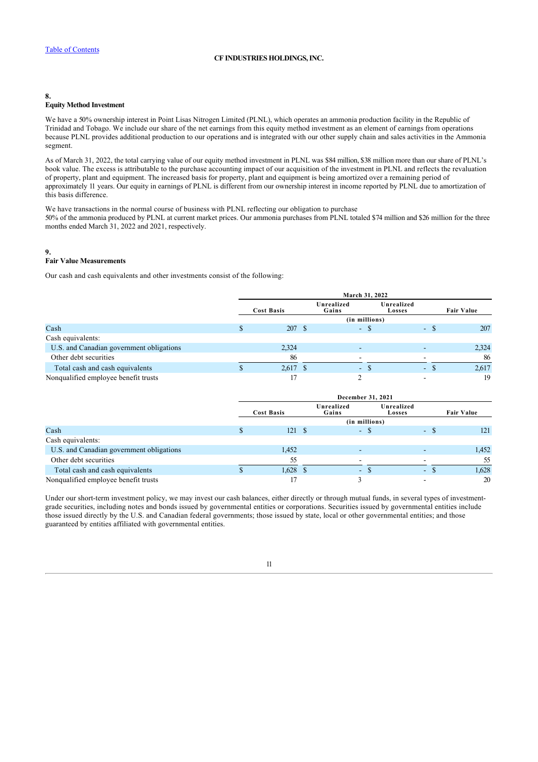## 8. Equity Method Investment

We have a 50% ownership interest in Point Lisas Nitrogen Limited (PLNL), which operates an ammonia production facility in the Republic of Trinidad and Tobago. We include our share of the net earnings from this equity method investment as an element of earnings from operations because PLNL provides additional production to our operations and is integrated with our other supply chain and sales activities in the Ammonia segment.

As of March 31, 2022, the total carrying value of our equity method investment in PLNL was $84 million, $38 million more than our share of PLNL's book value. The excess is attributable to the purchase accounting impact of our acquisition of the investment in PLNL and reflects the revaluation of property, plant and equipment. The increased basis for property, plant and equipment is being amortized over a remaining period of approximately 11 years. Our equity in earnings of PLNL is different from our ownership interest in income reported by PLNL due to amortization of this basis difference.

We have transactions in the normal course of business with PLNL reflecting our obligation to purchase 50% of the ammonia produced by PLNL at current market prices. Our ammonia purchases from PLNL totaled $74 million and $26 million for the three months ended March 31, 2022 and 2021, respectively.

## 9. Fair Value Measurements

Our cash and cash equivalents and other investments consist of the following:

| | March 31, 2022 | | | |
|---|---|---|---|---|
| | Cost Basis | Unrealized Gains | Unrealized Losses | Fair Value |
| | (in millions) | | | |
| Cash | $ 207 | $ - | $ - | $ 207 |
| Cash equivalents: | | | | |
| U.S. and Canadian government obligations | 2,324 | - | - | 2,324 |
| Other debt securities | 86 | - | - | 86 |
| Total cash and cash equivalents | $ 2,617 | $ - | $ - | $ 2,617 |
| Nonqualified employee benefit trusts | 17 | 2 | - | 19 |

| | December 31, 2021 | | | |
|---|---|---|---|---|
| | Cost Basis | Unrealized Gains | Unrealized Losses | Fair Value |
| | (in millions) | | | |
| Cash | $ 121 | $ - | $ - | $ 121 |
| Cash equivalents: | | | | |
| U.S. and Canadian government obligations | 1,452 | - | - | 1,452 |
| Other debt securities | 55 | - | - | 55 |
| Total cash and cash equivalents | $ 1,628 | $ - | $ - | $ 1,628 |
| Nonqualified employee benefit trusts | 17 | 3 | - | 20 |

Under our short-term investment policy, we may invest our cash balances, either directly or through mutual funds, in several types of investment-grade securities, including notes and bonds issued by governmental entities or corporations. Securities issued by governmental entities include those issued directly by the U.S. and Canadian federal governments; those issued by state, local or other governmental entities; and those guaranteed by entities affiliated with governmental entities.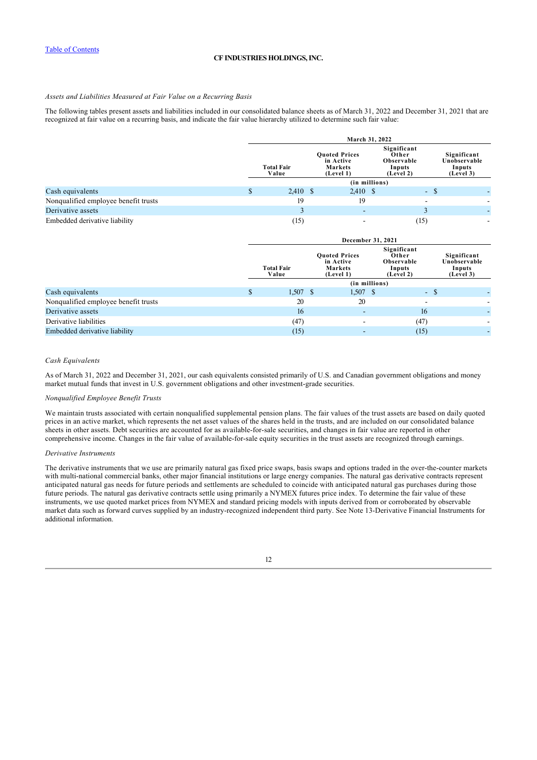*Assets and Liabilities Measured at Fair Value on a Recurring Basis*

The following tables present assets and liabilities included in our consolidated balance sheets as of March 31, 2022 and December 31, 2021 that are recognized at fair value on a recurring basis, and indicate the fair value hierarchy utilized to determine such fair value:

| | March 31, 2022 | | | |
|---|---|---|---|---|
| | Total Fair Value | Quoted Prices in Active Markets (Level 1) | Significant Other Observable Inputs (Level 2) | Significant Unobservable Inputs (Level 3) |
| | (in millions) | | | |
| Cash equivalents | $ 2,410 | $ 2,410 | $ - | $ - |
| Nonqualified employee benefit trusts | 19 | 19 | - | - |
| Derivative assets | 3 | - | 3 | - |
| Embedded derivative liability | (15) | - | (15) | - |

| | December 31, 2021 | | | |
|---|---|---|---|---|
| | Total Fair Value | Quoted Prices in Active Markets (Level 1) | Significant Other Observable Inputs (Level 2) | Significant Unobservable Inputs (Level 3) |
| | (in millions) | | | |
| Cash equivalents | $ 1,507 | $ 1,507 | $ - | $ - |
| Nonqualified employee benefit trusts | 20 | 20 | - | - |
| Derivative assets | 16 | - | 16 | - |
| Derivative liabilities | (47) | - | (47) | - |
| Embedded derivative liability | (15) | - | (15) | - |

*Cash Equivalents*

As of March 31, 2022 and December 31, 2021, our cash equivalents consisted primarily of U.S. and Canadian government obligations and money market mutual funds that invest in U.S. government obligations and other investment-grade securities.

*Nonqualified Employee Benefit Trusts*

We maintain trusts associated with certain nonqualified supplemental pension plans. The fair values of the trust assets are based on daily quoted prices in an active market, which represents the net asset values of the shares held in the trusts, and are included on our consolidated balance sheets in other assets. Debt securities are accounted for as available-for-sale securities, and changes in fair value are reported in other comprehensive income. Changes in the fair value of available-for-sale equity securities in the trust assets are recognized through earnings.

*Derivative Instruments*

The derivative instruments that we use are primarily natural gas fixed price swaps, basis swaps and options traded in the over-the-counter markets with multi-national commercial banks, other major financial institutions or large energy companies. The natural gas derivative contracts represent anticipated natural gas needs for future periods and settlements are scheduled to coincide with anticipated natural gas purchases during those future periods. The natural gas derivative contracts settle using primarily a NYMEX futures price index. To determine the fair value of these instruments, we use quoted market prices from NYMEX and standard pricing models with inputs derived from or corroborated by observable market data such as forward curves supplied by an industry-recognized independent third party. See Note 13-Derivative Financial Instruments for additional information.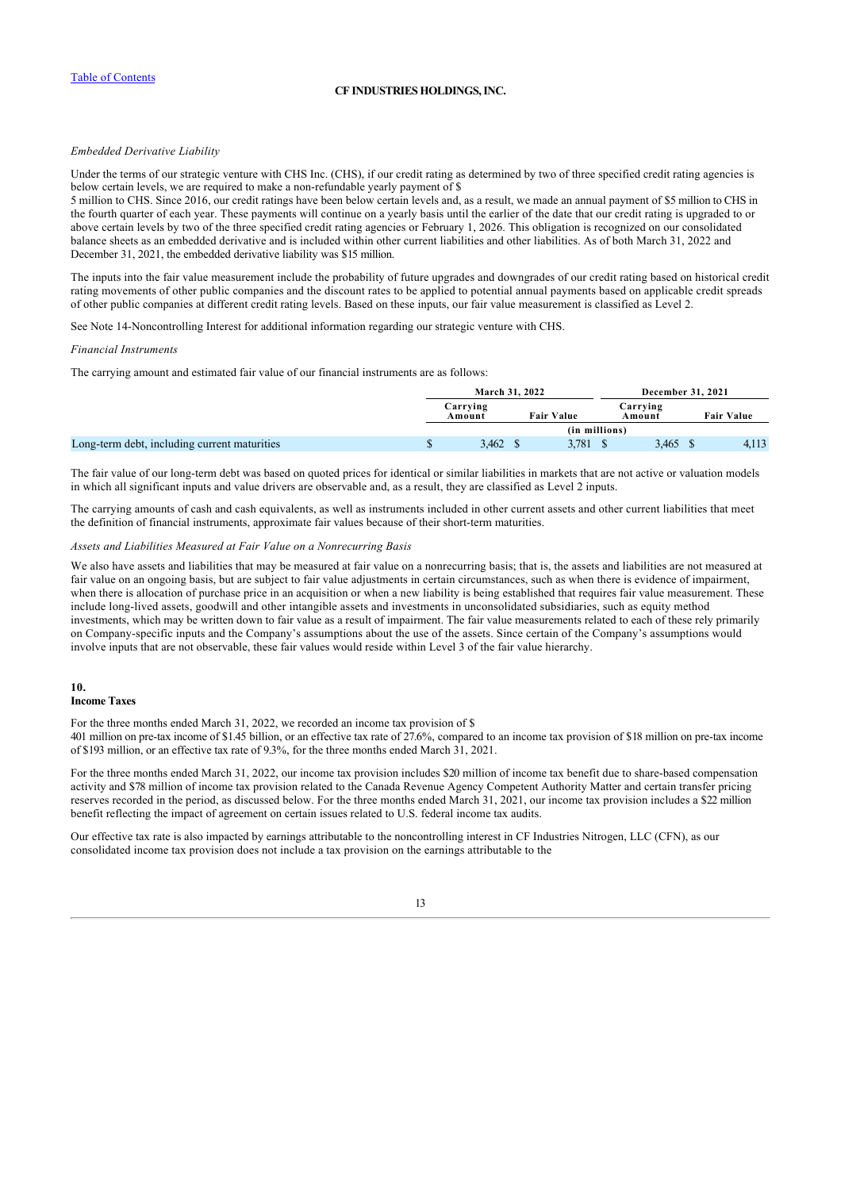*Embedded Derivative Liability*

Under the terms of our strategic venture with CHS Inc. (CHS), if our credit rating as determined by two of three specified credit rating agencies is below certain levels, we are required to make a non-refundable yearly payment of $5 million to CHS. Since 2016, our credit ratings have been below certain levels and, as a result, we made an annual payment of $5 million to CHS in the fourth quarter of each year. These payments will continue on a yearly basis until the earlier of the date that our credit rating is upgraded to or above certain levels by two of the three specified credit rating agencies or February 1, 2026. This obligation is recognized on our consolidated balance sheets as an embedded derivative and is included within other current liabilities and other liabilities. As of both March 31, 2022 and December 31, 2021, the embedded derivative liability was $15 million.

The inputs into the fair value measurement include the probability of future upgrades and downgrades of our credit rating based on historical credit rating movements of other public companies and the discount rates to be applied to potential annual payments based on applicable credit spreads of other public companies at different credit rating levels. Based on these inputs, our fair value measurement is classified as Level 2.

See Note 14-Noncontrolling Interest for additional information regarding our strategic venture with CHS.

*Financial Instruments*

The carrying amount and estimated fair value of our financial instruments are as follows:

| | March 31, 2022 | | December 31, 2021 | |
|---|---|---|---|---|
| | Carrying Amount | Fair Value | Carrying Amount | Fair Value |
| | (in millions) | | | |
| Long-term debt, including current maturities | $ 3,462 | $ 3,781 | $ 3,465 | $ 4,113 |

The fair value of our long-term debt was based on quoted prices for identical or similar liabilities in markets that are not active or valuation models in which all significant inputs and value drivers are observable and, as a result, they are classified as Level 2 inputs.

The carrying amounts of cash and cash equivalents, as well as instruments included in other current assets and other current liabilities that meet the definition of financial instruments, approximate fair values because of their short-term maturities.

*Assets and Liabilities Measured at Fair Value on a Nonrecurring Basis*

We also have assets and liabilities that may be measured at fair value on a nonrecurring basis; that is, the assets and liabilities are not measured at fair value on an ongoing basis, but are subject to fair value adjustments in certain circumstances, such as when there is evidence of impairment, when there is allocation of purchase price in an acquisition or when a new liability is being established that requires fair value measurement. These include long-lived assets, goodwill and other intangible assets and investments in unconsolidated subsidiaries, such as equity method investments, which may be written down to fair value as a result of impairment. The fair value measurements related to each of these rely primarily on Company-specific inputs and the Company's assumptions about the use of the assets. Since certain of the Company's assumptions would involve inputs that are not observable, these fair values would reside within Level 3 of the fair value hierarchy.

## 10. Income Taxes

For the three months ended March 31, 2022, we recorded an income tax provision of $401 million on pre-tax income of $1.45 billion, or an effective tax rate of 27.6%, compared to an income tax provision of $18 million on pre-tax income of $193 million, or an effective tax rate of 9.3%, for the three months ended March 31, 2021.

For the three months ended March 31, 2022, our income tax provision includes $20 million of income tax benefit due to share-based compensation activity and $78 million of income tax provision related to the Canada Revenue Agency Competent Authority Matter and certain transfer pricing reserves recorded in the period, as discussed below. For the three months ended March 31, 2021, our income tax provision includes a $22 million benefit reflecting the impact of agreement on certain issues related to U.S. federal income tax audits.

Our effective tax rate is also impacted by earnings attributable to the noncontrolling interest in CF Industries Nitrogen, LLC (CFN), as our consolidated income tax provision does not include a tax provision on the earnings attributable to the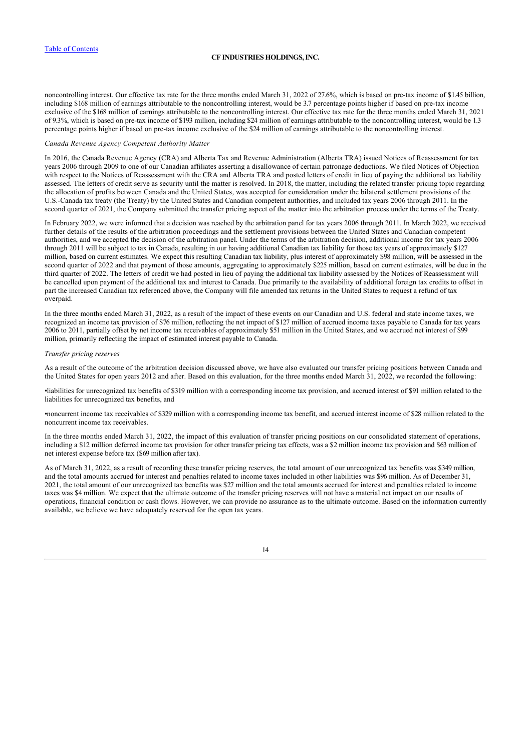noncontrolling interest. Our effective tax rate for the three months ended March 31, 2022 of 27.6%, which is based on pre-tax income of $1.45 billion, including $168 million of earnings attributable to the noncontrolling interest, would be 3.7 percentage points higher if based on pre-tax income exclusive of the $168 million of earnings attributable to the noncontrolling interest. Our effective tax rate for the three months ended March 31, 2021 of 9.3%, which is based on pre-tax income of $193 million, including $24 million of earnings attributable to the noncontrolling interest, would be 1.3 percentage points higher if based on pre-tax income exclusive of the $24 million of earnings attributable to the noncontrolling interest.

*Canada Revenue Agency Competent Authority Matter*

In 2016, the Canada Revenue Agency (CRA) and Alberta Tax and Revenue Administration (Alberta TRA) issued Notices of Reassessment for tax years 2006 through 2009 to one of our Canadian affiliates asserting a disallowance of certain patronage deductions. We filed Notices of Objection with respect to the Notices of Reassessment with the CRA and Alberta TRA and posted letters of credit in lieu of paying the additional tax liability assessed. The letters of credit serve as security until the matter is resolved. In 2018, the matter, including the related transfer pricing topic regarding the allocation of profits between Canada and the United States, was accepted for consideration under the bilateral settlement provisions of the U.S.-Canada tax treaty (the Treaty) by the United States and Canadian competent authorities, and included tax years 2006 through 2011. In the second quarter of 2021, the Company submitted the transfer pricing aspect of the matter into the arbitration process under the terms of the Treaty.

In February 2022, we were informed that a decision was reached by the arbitration panel for tax years 2006 through 2011. In March 2022, we received further details of the results of the arbitration proceedings and the settlement provisions between the United States and Canadian competent authorities, and we accepted the decision of the arbitration panel. Under the terms of the arbitration decision, additional income for tax years 2006 through 2011 will be subject to tax in Canada, resulting in our having additional Canadian tax liability for those tax years of approximately $127 million, based on current estimates. We expect this resulting Canadian tax liability, plus interest of approximately $98 million, will be assessed in the second quarter of 2022 and that payment of those amounts, aggregating to approximately $225 million, based on current estimates, will be due in the third quarter of 2022. The letters of credit we had posted in lieu of paying the additional tax liability assessed by the Notices of Reassessment will be cancelled upon payment of the additional tax and interest to Canada. Due primarily to the availability of additional foreign tax credits to offset in part the increased Canadian tax referenced above, the Company will file amended tax returns in the United States to request a refund of tax overpaid.

In the three months ended March 31, 2022, as a result of the impact of these events on our Canadian and U.S. federal and state income taxes, we recognized an income tax provision of $76 million, reflecting the net impact of $127 million of accrued income taxes payable to Canada for tax years 2006 to 2011, partially offset by net income tax receivables of approximately $51 million in the United States, and we accrued net interest of $99 million, primarily reflecting the impact of estimated interest payable to Canada.

*Transfer pricing reserves*

As a result of the outcome of the arbitration decision discussed above, we have also evaluated our transfer pricing positions between Canada and the United States for open years 2012 and after. Based on this evaluation, for the three months ended March 31, 2022, we recorded the following:

- liabilities for unrecognized tax benefits of $319 million with a corresponding income tax provision, and accrued interest of $91 million related to the liabilities for unrecognized tax benefits, and
- noncurrent income tax receivables of $329 million with a corresponding income tax benefit, and accrued interest income of $28 million related to the noncurrent income tax receivables.

In the three months ended March 31, 2022, the impact of this evaluation of transfer pricing positions on our consolidated statement of operations, including a $12 million deferred income tax provision for other transfer pricing tax effects, was a $2 million income tax provision and $63 million of net interest expense before tax ($69 million after tax).

As of March 31, 2022, as a result of recording these transfer pricing reserves, the total amount of our unrecognized tax benefits was $349 million, and the total amounts accrued for interest and penalties related to income taxes included in other liabilities was $96 million. As of December 31, 2021, the total amount of our unrecognized tax benefits was $27 million and the total amounts accrued for interest and penalties related to income taxes was $4 million. We expect that the ultimate outcome of the transfer pricing reserves will not have a material net impact on our results of operations, financial condition or cash flows. However, we can provide no assurance as to the ultimate outcome. Based on the information currently available, we believe we have adequately reserved for the open tax years.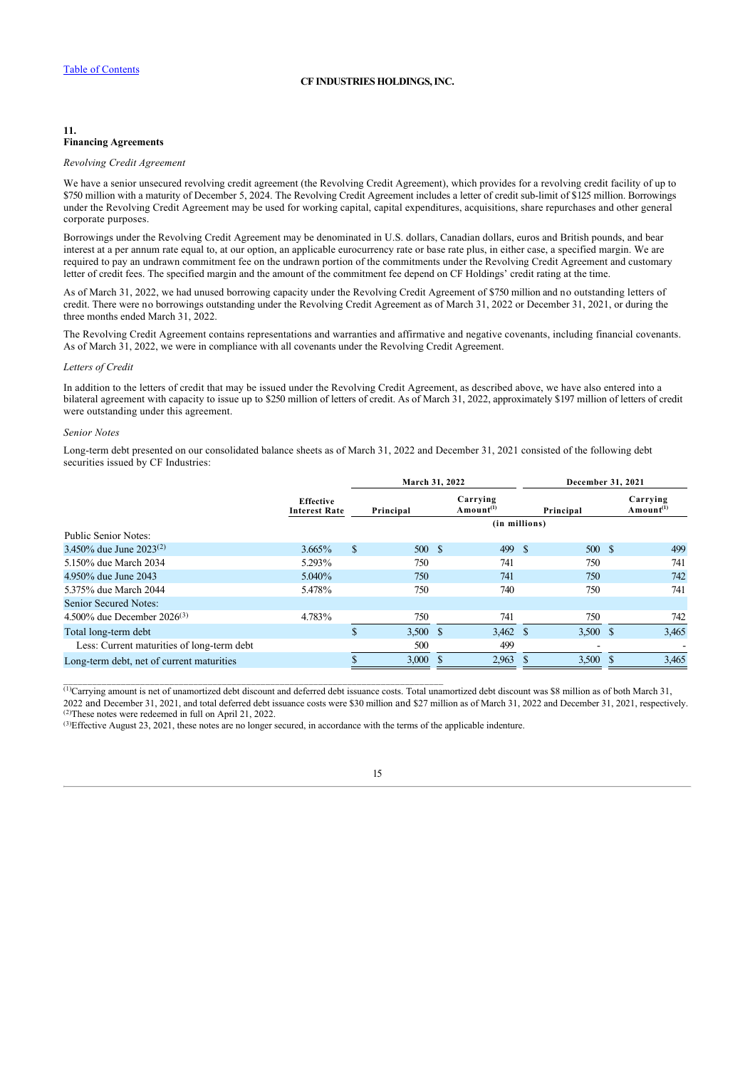## 11. Financing Agreements

*Revolving Credit Agreement*

We have a senior unsecured revolving credit agreement (the Revolving Credit Agreement), which provides for a revolving credit facility of up to $750 million with a maturity of December 5, 2024. The Revolving Credit Agreement includes a letter of credit sub-limit of $125 million. Borrowings under the Revolving Credit Agreement may be used for working capital, capital expenditures, acquisitions, share repurchases and other general corporate purposes.

Borrowings under the Revolving Credit Agreement may be denominated in U.S. dollars, Canadian dollars, euros and British pounds, and bear interest at a per annum rate equal to, at our option, an applicable eurocurrency rate or base rate plus, in either case, a specified margin. We are required to pay an undrawn commitment fee on the undrawn portion of the commitments under the Revolving Credit Agreement and customary letter of credit fees. The specified margin and the amount of the commitment fee depend on CF Holdings' credit rating at the time.

As of March 31, 2022, we had unused borrowing capacity under the Revolving Credit Agreement of $750 million and no outstanding letters of credit. There were no borrowings outstanding under the Revolving Credit Agreement as of March 31, 2022 or December 31, 2021, or during the three months ended March 31, 2022.

The Revolving Credit Agreement contains representations and warranties and affirmative and negative covenants, including financial covenants. As of March 31, 2022, we were in compliance with all covenants under the Revolving Credit Agreement.

*Letters of Credit*

In addition to the letters of credit that may be issued under the Revolving Credit Agreement, as described above, we have also entered into a bilateral agreement with capacity to issue up to $250 million of letters of credit. As of March 31, 2022, approximately $197 million of letters of credit were outstanding under this agreement.

*Senior Notes*

Long-term debt presented on our consolidated balance sheets as of March 31, 2022 and December 31, 2021 consisted of the following debt securities issued by CF Industries:

| | | March 31, 2022 | | December 31, 2021 | |
|---|---|---|---|---|---|
| | Effective Interest Rate | Principal | Carrying Amount[(1)] | Principal | Carrying Amount[(1)] |
| | | (in millions) | | | |
| Public Senior Notes: | | | | | |
| 3.450% due June 2023[(2)] | 3.665% | $ 500 | $ 499 | $ 500 | $ 499 |
| 5.150% due March 2034 | 5.293% | 750 | 741 | 750 | 741 |
| 4.950% due June 2043 | 5.040% | 750 | 741 | 750 | 742 |
| 5.375% due March 2044 | 5.478% | 750 | 740 | 750 | 741 |
| Senior Secured Notes: | | | | | |
| 4.500% due December 2026[(3)] | 4.783% | 750 | 741 | 750 | 742 |
| Total long-term debt | | $ 3,500 | $ 3,462 | $ 3,500 | $ 3,465 |
| Less: Current maturities of long-term debt | | 500 | 499 | - | - |
| Long-term debt, net of current maturities | | $ 3,000 | $ 2,963 | $ 3,500 | $ 3,465 |

[(1)]Carrying amount is net of unamortized debt discount and deferred debt issuance costs. Total unamortized debt discount was $8 million as of both March 31, 2022 and December 31, 2021, and total deferred debt issuance costs were $30 million and $27 million as of March 31, 2022 and December 31, 2021, respectively.
[(2)]These notes were redeemed in full on April 21, 2022.
[(3)]Effective August 23, 2021, these notes are no longer secured, in accordance with the terms of the applicable indenture.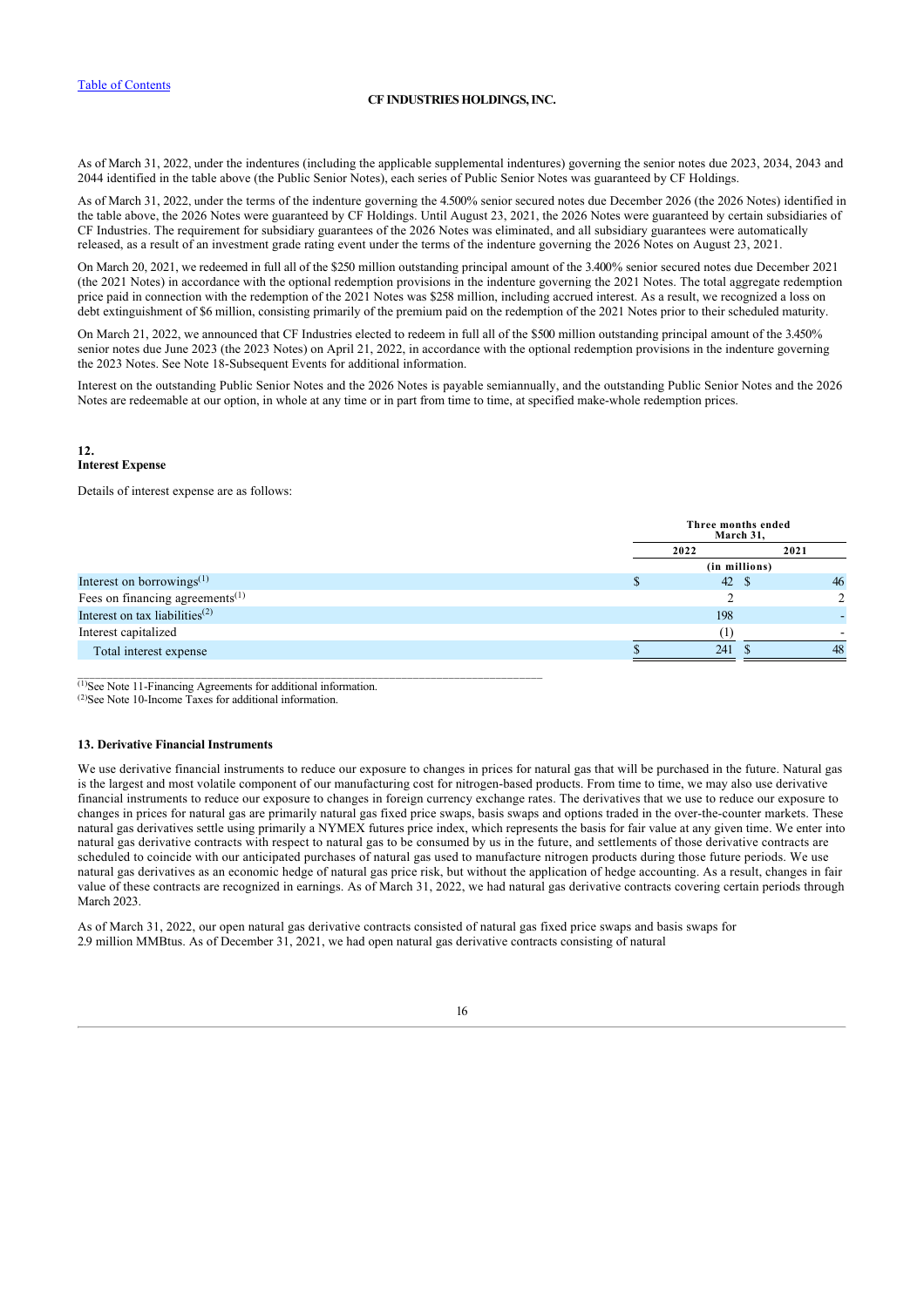As of March 31, 2022, under the indentures (including the applicable supplemental indentures) governing the senior notes due 2023, 2034, 2043 and 2044 identified in the table above (the Public Senior Notes), each series of Public Senior Notes was guaranteed by CF Holdings.

As of March 31, 2022, under the terms of the indenture governing the 4.500% senior secured notes due December 2026 (the 2026 Notes) identified in the table above, the 2026 Notes were guaranteed by CF Holdings. Until August 23, 2021, the 2026 Notes were guaranteed by certain subsidiaries of CF Industries. The requirement for subsidiary guarantees of the 2026 Notes was eliminated, and all subsidiary guarantees were automatically released, as a result of an investment grade rating event under the terms of the indenture governing the 2026 Notes on August 23, 2021.

On March 20, 2021, we redeemed in full all of the $250 million outstanding principal amount of the 3.400% senior secured notes due December 2021 (the 2021 Notes) in accordance with the optional redemption provisions in the indenture governing the 2021 Notes. The total aggregate redemption price paid in connection with the redemption of the 2021 Notes was $258 million, including accrued interest. As a result, we recognized a loss on debt extinguishment of $6 million, consisting primarily of the premium paid on the redemption of the 2021 Notes prior to their scheduled maturity.

On March 21, 2022, we announced that CF Industries elected to redeem in full all of the $500 million outstanding principal amount of the 3.450% senior notes due June 2023 (the 2023 Notes) on April 21, 2022, in accordance with the optional redemption provisions in the indenture governing the 2023 Notes. See Note 18-Subsequent Events for additional information.

Interest on the outstanding Public Senior Notes and the 2026 Notes is payable semiannually, and the outstanding Public Senior Notes and the 2026 Notes are redeemable at our option, in whole at any time or in part from time to time, at specified make-whole redemption prices.

## 12. Interest Expense

Details of interest expense are as follows:

| | Three months ended March 31, | |
|---|---|---|
| | 2022 | 2021 |
| | (in millions) | |
| Interest on borrowings[1] | $ 42 | $ 46 |
| Fees on financing agreements[1] | 2 | 2 |
| Interest on tax liabilities[2] | 198 | - |
| Interest capitalized | (1) | - |
| Total interest expense | $ 241 | $ 48 |

[1]See Note 11-Financing Agreements for additional information.

[2]See Note 10-Income Taxes for additional information.

## 13. Derivative Financial Instruments

We use derivative financial instruments to reduce our exposure to changes in prices for natural gas that will be purchased in the future. Natural gas is the largest and most volatile component of our manufacturing cost for nitrogen-based products. From time to time, we may also use derivative financial instruments to reduce our exposure to changes in foreign currency exchange rates. The derivatives that we use to reduce our exposure to changes in prices for natural gas are primarily natural gas fixed price swaps, basis swaps and options traded in the over-the-counter markets. These natural gas derivatives settle using primarily a NYMEX futures price index, which represents the basis for fair value at any given time. We enter into natural gas derivative contracts with respect to natural gas to be consumed by us in the future, and settlements of those derivative contracts are scheduled to coincide with our anticipated purchases of natural gas used to manufacture nitrogen products during those future periods. We use natural gas derivatives as an economic hedge of natural gas price risk, but without the application of hedge accounting. As a result, changes in fair value of these contracts are recognized in earnings. As of March 31, 2022, we had natural gas derivative contracts covering certain periods through March 2023.

As of March 31, 2022, our open natural gas derivative contracts consisted of natural gas fixed price swaps and basis swaps for 2.9 million MMBtus. As of December 31, 2021, we had open natural gas derivative contracts consisting of natural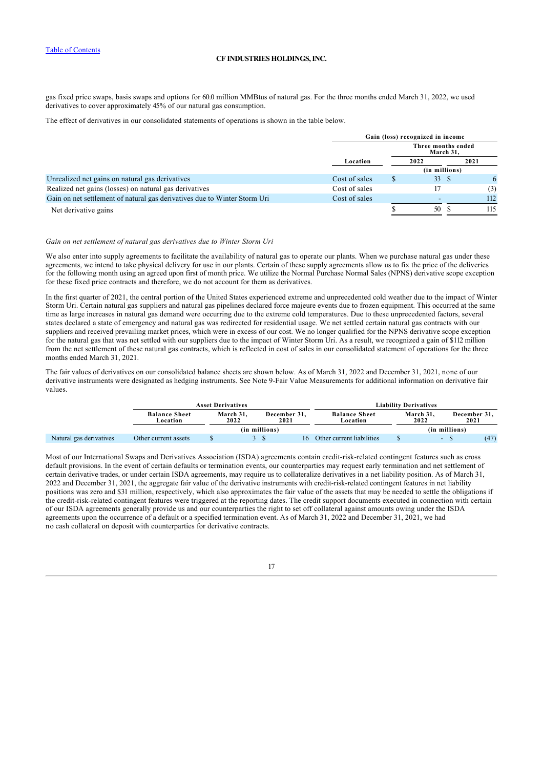gas fixed price swaps, basis swaps and options for 60.0 million MMBtus of natural gas. For the three months ended March 31, 2022, we used derivatives to cover approximately 45% of our natural gas consumption.

The effect of derivatives in our consolidated statements of operations is shown in the table below.

| | | Gain (loss) recognized in income | |
|---|---|---|---|
| | | Three months ended March 31, | |
| | Location | 2022 | 2021 |
| | | (in millions) | |
| Unrealized net gains on natural gas derivatives | Cost of sales | $ 33 | $ 6 |
| Realized net gains (losses) on natural gas derivatives | Cost of sales | 17 | (3) |
| Gain on net settlement of natural gas derivatives due to Winter Storm Uri | Cost of sales | - | 112 |
| Net derivative gains | | $ 50 | $ 115 |

*Gain on net settlement of natural gas derivatives due to Winter Storm Uri*

We also enter into supply agreements to facilitate the availability of natural gas to operate our plants. When we purchase natural gas under these agreements, we intend to take physical delivery for use in our plants. Certain of these supply agreements allow us to fix the price of the deliveries for the following month using an agreed upon first of month price. We utilize the Normal Purchase Normal Sales (NPNS) derivative scope exception for these fixed price contracts and therefore, we do not account for them as derivatives.

In the first quarter of 2021, the central portion of the United States experienced extreme and unprecedented cold weather due to the impact of Winter Storm Uri. Certain natural gas suppliers and natural gas pipelines declared force majeure events due to frozen equipment. This occurred at the same time as large increases in natural gas demand were occurring due to the extreme cold temperatures. Due to these unprecedented factors, several states declared a state of emergency and natural gas was redirected for residential usage. We net settled certain natural gas contracts with our suppliers and received prevailing market prices, which were in excess of our cost. We no longer qualified for the NPNS derivative scope exception for the natural gas that was net settled with our suppliers due to the impact of Winter Storm Uri. As a result, we recognized a gain of $112 million from the net settlement of these natural gas contracts, which is reflected in cost of sales in our consolidated statement of operations for the three months ended March 31, 2021.

The fair values of derivatives on our consolidated balance sheets are shown below. As of March 31, 2022 and December 31, 2021, none of our derivative instruments were designated as hedging instruments. See Note 9-Fair Value Measurements for additional information on derivative fair values.

| | Asset Derivatives | | | Liability Derivatives | | |
|---|---|---|---|---|---|---|
| | Balance Sheet Location | March 31, 2022 | December 31, 2021 | Balance Sheet Location | March 31, 2022 | December 31, 2021 |
| | | (in millions) | | | (in millions) | |
| Natural gas derivatives | Other current assets | $ 3 | $ 16 | Other current liabilities | $ - | $ (47) |

Most of our International Swaps and Derivatives Association (ISDA) agreements contain credit-risk-related contingent features such as cross default provisions. In the event of certain defaults or termination events, our counterparties may request early termination and net settlement of certain derivative trades, or under certain ISDA agreements, may require us to collateralize derivatives in a net liability position. As of March 31, 2022 and December 31, 2021, the aggregate fair value of the derivative instruments with credit-risk-related contingent features in net liability positions was zero and $31 million, respectively, which also approximates the fair value of the assets that may be needed to settle the obligations if the credit-risk-related contingent features were triggered at the reporting dates. The credit support documents executed in connection with certain of our ISDA agreements generally provide us and our counterparties the right to set off collateral against amounts owing under the ISDA agreements upon the occurrence of a default or a specified termination event. As of March 31, 2022 and December 31, 2021, we had no cash collateral on deposit with counterparties for derivative contracts.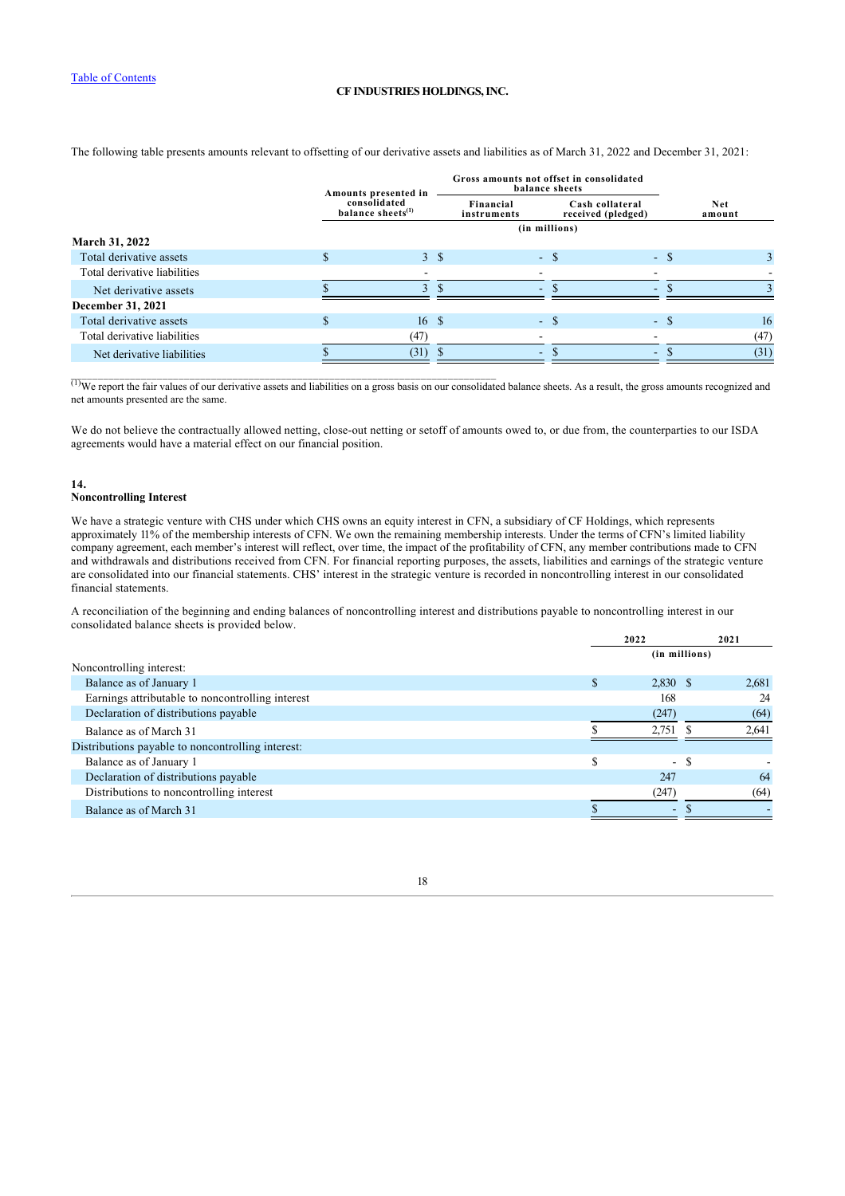The following table presents amounts relevant to offsetting of our derivative assets and liabilities as of March 31, 2022 and December 31, 2021:

| | Amounts presented in consolidated balance sheets[(1)] | Gross amounts not offset in consolidated balance sheets | | Net amount |
|---|---|---|---|---|
| | | Financial instruments | Cash collateral received (pledged) | |
| | (in millions) | | | |
| **March 31, 2022** | | | | |
| Total derivative assets | $ 3 | $ - | $ - | $ 3 |
| Total derivative liabilities | - | - | - | - |
| Net derivative assets | $ 3 | $ - | $ - | $ 3 |
| **December 31, 2021** | | | | |
| Total derivative assets | $ 16 | $ - | $ - | $ 16 |
| Total derivative liabilities | (47) | - | - | (47) |
| Net derivative liabilities | $ (31) | $ - | $ - | $ (31) |

(1) We report the fair values of our derivative assets and liabilities on a gross basis on our consolidated balance sheets. As a result, the gross amounts recognized and net amounts presented are the same.

We do not believe the contractually allowed netting, close-out netting or setoff of amounts owed to, or due from, the counterparties to our ISDA agreements would have a material effect on our financial position.

## 14. Noncontrolling Interest

We have a strategic venture with CHS under which CHS owns an equity interest in CFN, a subsidiary of CF Holdings, which represents approximately 11% of the membership interests of CFN. We own the remaining membership interests. Under the terms of CFN's limited liability company agreement, each member's interest will reflect, over time, the impact of the profitability of CFN, any member contributions made to CFN and withdrawals and distributions received from CFN. For financial reporting purposes, the assets, liabilities and earnings of the strategic venture are consolidated into our financial statements. CHS' interest in the strategic venture is recorded in noncontrolling interest in our consolidated financial statements.

A reconciliation of the beginning and ending balances of noncontrolling interest and distributions payable to noncontrolling interest in our consolidated balance sheets is provided below.

| | 2022 | 2021 |
|---|---|---|
| | (in millions) | |
| Noncontrolling interest: | | |
| Balance as of January 1 | $ 2,830 | $ 2,681 |
| Earnings attributable to noncontrolling interest | 168 | 24 |
| Declaration of distributions payable | (247) | (64) |
| Balance as of March 31 | $ 2,751 | $ 2,641 |
| Distributions payable to noncontrolling interest: | | |
| Balance as of January 1 | $ - | $ - |
| Declaration of distributions payable | 247 | 64 |
| Distributions to noncontrolling interest | (247) | (64) |
| Balance as of March 31 | $ - | $ - |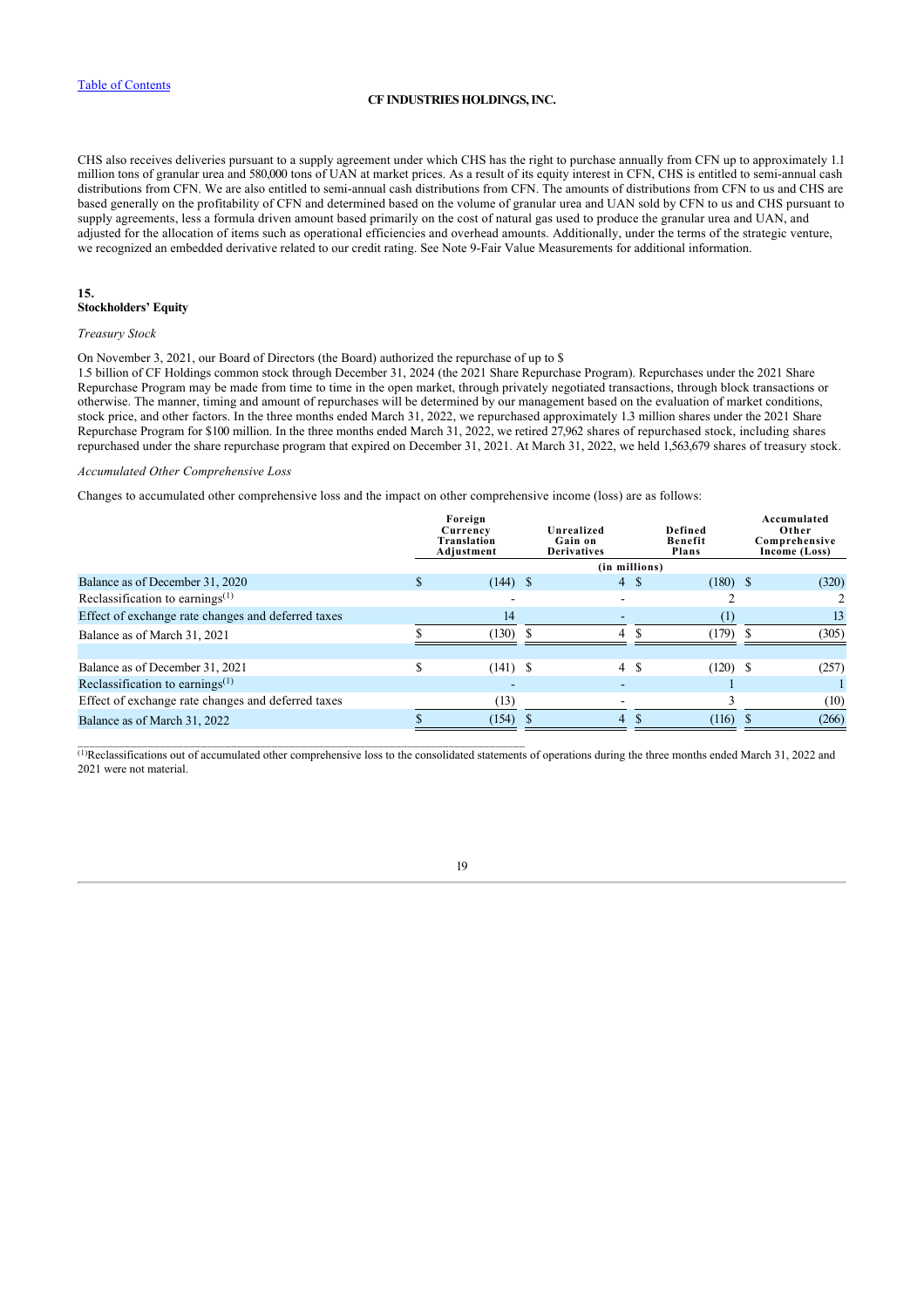CHS also receives deliveries pursuant to a supply agreement under which CHS has the right to purchase annually from CFN up to approximately 1.1 million tons of granular urea and 580,000 tons of UAN at market prices. As a result of its equity interest in CFN, CHS is entitled to semi-annual cash distributions from CFN. We are also entitled to semi-annual cash distributions from CFN. The amounts of distributions from CFN to us and CHS are based generally on the profitability of CFN and determined based on the volume of granular urea and UAN sold by CFN to us and CHS pursuant to supply agreements, less a formula driven amount based primarily on the cost of natural gas used to produce the granular urea and UAN, and adjusted for the allocation of items such as operational efficiencies and overhead amounts. Additionally, under the terms of the strategic venture, we recognized an embedded derivative related to our credit rating. See Note 9-Fair Value Measurements for additional information.

## 15. Stockholders' Equity

*Treasury Stock*

On November 3, 2021, our Board of Directors (the Board) authorized the repurchase of up to $ 1.5 billion of CF Holdings common stock through December 31, 2024 (the 2021 Share Repurchase Program). Repurchases under the 2021 Share Repurchase Program may be made from time to time in the open market, through privately negotiated transactions, through block transactions or otherwise. The manner, timing and amount of repurchases will be determined by our management based on the evaluation of market conditions, stock price, and other factors. In the three months ended March 31, 2022, we repurchased approximately 1.3 million shares under the 2021 Share Repurchase Program for $100 million. In the three months ended March 31, 2022, we retired 27,962 shares of repurchased stock, including shares repurchased under the share repurchase program that expired on December 31, 2021. At March 31, 2022, we held 1,563,679 shares of treasury stock.

*Accumulated Other Comprehensive Loss*

Changes to accumulated other comprehensive loss and the impact on other comprehensive income (loss) are as follows:

| | Foreign Currency Translation Adjustment | Unrealized Gain on Derivatives | Defined Benefit Plans | Accumulated Other Comprehensive Income (Loss) |
|---|---|---|---|---|
| | (in millions) | | | |
| Balance as of December 31, 2020 | $ (144) | $ 4 | $ (180) | $ (320) |
| Reclassification to earnings[(1)] | - | - | 2 | 2 |
| Effect of exchange rate changes and deferred taxes | 14 | - | (1) | 13 |
| Balance as of March 31, 2021 | $ (130) | $ 4 | $ (179) | $ (305) |
| | | | | |
| Balance as of December 31, 2021 | $ (141) | $ 4 | $ (120) | $ (257) |
| Reclassification to earnings[(1)] | - | - | 1 | 1 |
| Effect of exchange rate changes and deferred taxes | (13) | - | 3 | (10) |
| Balance as of March 31, 2022 | $ (154) | $ 4 | $ (116) | $ (266) |

[(1)]Reclassifications out of accumulated other comprehensive loss to the consolidated statements of operations during the three months ended March 31, 2022 and 2021 were not material.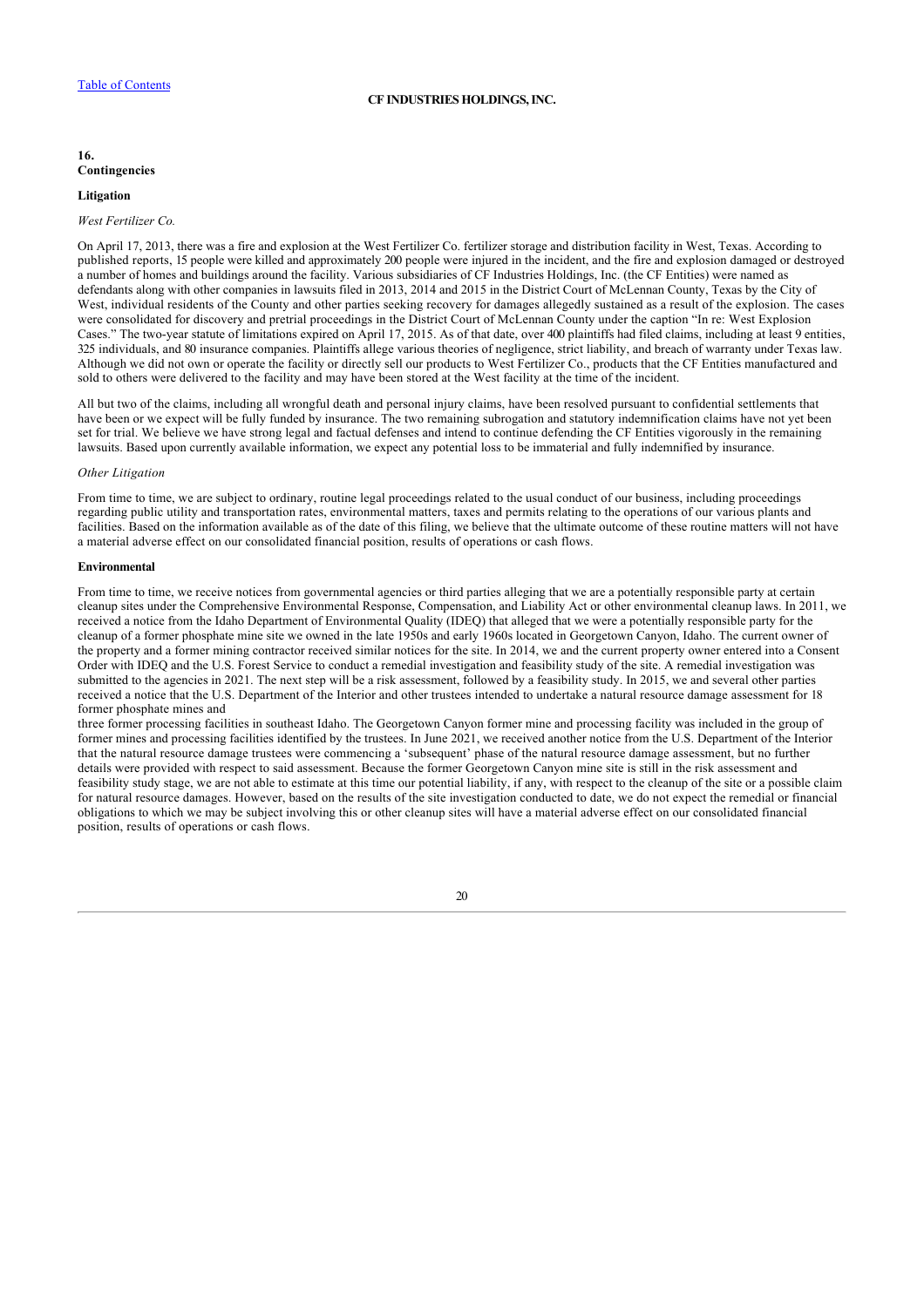## 16. Contingencies

### Litigation

*West Fertilizer Co.*

On April 17, 2013, there was a fire and explosion at the West Fertilizer Co. fertilizer storage and distribution facility in West, Texas. According to published reports, 15 people were killed and approximately 200 people were injured in the incident, and the fire and explosion damaged or destroyed a number of homes and buildings around the facility. Various subsidiaries of CF Industries Holdings, Inc. (the CF Entities) were named as defendants along with other companies in lawsuits filed in 2013, 2014 and 2015 in the District Court of McLennan County, Texas by the City of West, individual residents of the County and other parties seeking recovery for damages allegedly sustained as a result of the explosion. The cases were consolidated for discovery and pretrial proceedings in the District Court of McLennan County under the caption "In re: West Explosion Cases." The two-year statute of limitations expired on April 17, 2015. As of that date, over 400 plaintiffs had filed claims, including at least 9 entities, 325 individuals, and 80 insurance companies. Plaintiffs allege various theories of negligence, strict liability, and breach of warranty under Texas law. Although we did not own or operate the facility or directly sell our products to West Fertilizer Co., products that the CF Entities manufactured and sold to others were delivered to the facility and may have been stored at the West facility at the time of the incident.

All but two of the claims, including all wrongful death and personal injury claims, have been resolved pursuant to confidential settlements that have been or we expect will be fully funded by insurance. The two remaining subrogation and statutory indemnification claims have not yet been set for trial. We believe we have strong legal and factual defenses and intend to continue defending the CF Entities vigorously in the remaining lawsuits. Based upon currently available information, we expect any potential loss to be immaterial and fully indemnified by insurance.

*Other Litigation*

From time to time, we are subject to ordinary, routine legal proceedings related to the usual conduct of our business, including proceedings regarding public utility and transportation rates, environmental matters, taxes and permits relating to the operations of our various plants and facilities. Based on the information available as of the date of this filing, we believe that the ultimate outcome of these routine matters will not have a material adverse effect on our consolidated financial position, results of operations or cash flows.

### Environmental

From time to time, we receive notices from governmental agencies or third parties alleging that we are a potentially responsible party at certain cleanup sites under the Comprehensive Environmental Response, Compensation, and Liability Act or other environmental cleanup laws. In 2011, we received a notice from the Idaho Department of Environmental Quality (IDEQ) that alleged that we were a potentially responsible party for the cleanup of a former phosphate mine site we owned in the late 1950s and early 1960s located in Georgetown Canyon, Idaho. The current owner of the property and a former mining contractor received similar notices for the site. In 2014, we and the current property owner entered into a Consent Order with IDEQ and the U.S. Forest Service to conduct a remedial investigation and feasibility study of the site. A remedial investigation was submitted to the agencies in 2021. The next step will be a risk assessment, followed by a feasibility study. In 2015, we and several other parties received a notice that the U.S. Department of the Interior and other trustees intended to undertake a natural resource damage assessment for 18 former phosphate mines and three former processing facilities in southeast Idaho. The Georgetown Canyon former mine and processing facility was included in the group of former mines and processing facilities identified by the trustees. In June 2021, we received another notice from the U.S. Department of the Interior that the natural resource damage trustees were commencing a 'subsequent' phase of the natural resource damage assessment, but no further details were provided with respect to said assessment. Because the former Georgetown Canyon mine site is still in the risk assessment and feasibility study stage, we are not able to estimate at this time our potential liability, if any, with respect to the cleanup of the site or a possible claim for natural resource damages. However, based on the results of the site investigation conducted to date, we do not expect the remedial or financial obligations to which we may be subject involving this or other cleanup sites will have a material adverse effect on our consolidated financial position, results of operations or cash flows.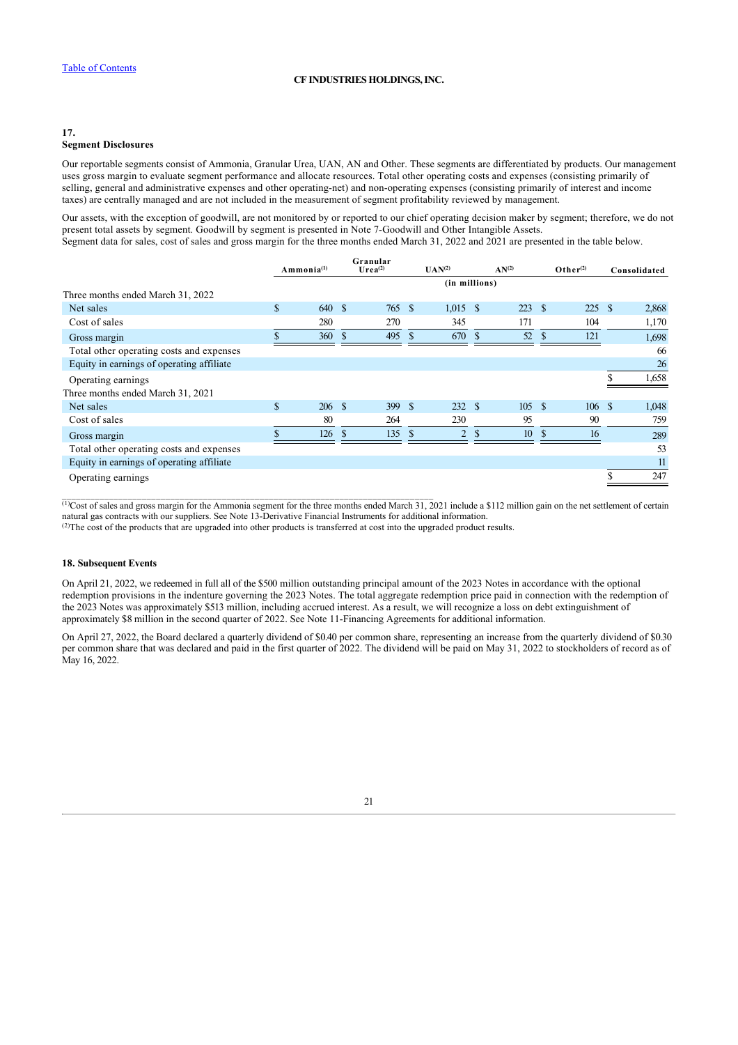## 17. Segment Disclosures

Our reportable segments consist of Ammonia, Granular Urea, UAN, AN and Other. These segments are differentiated by products. Our management uses gross margin to evaluate segment performance and allocate resources. Total other operating costs and expenses (consisting primarily of selling, general and administrative expenses and other operating-net) and non-operating expenses (consisting primarily of interest and income taxes) are centrally managed and are not included in the measurement of segment profitability reviewed by management.

Our assets, with the exception of goodwill, are not monitored by or reported to our chief operating decision maker by segment; therefore, we do not present total assets by segment. Goodwill by segment is presented in Note 7-Goodwill and Other Intangible Assets.
Segment data for sales, cost of sales and gross margin for the three months ended March 31, 2022 and 2021 are presented in the table below.

| | Ammonia[(1)] | Granular Urea[(2)] | UAN[(2)] | AN[(2)] | Other[(2)] | Consolidated |
|---|---|---|---|---|---|---|
| | (in millions) | | | | | |
| Three months ended March 31, 2022 | | | | | | |
| Net sales | $ 640 | $ 765 | $ 1,015 | $ 223 | $ 225 | $ 2,868 |
| Cost of sales | 280 | 270 | 345 | 171 | 104 | 1,170 |
| Gross margin | $ 360 | $ 495 | $ 670 | $ 52 | $ 121 | 1,698 |
| Total other operating costs and expenses | | | | | | 66 |
| Equity in earnings of operating affiliate | | | | | | 26 |
| Operating earnings | | | | | | $ 1,658 |
| Three months ended March 31, 2021 | | | | | | |
| Net sales | $ 206 | $ 399 | $ 232 | $ 105 | $ 106 | $ 1,048 |
| Cost of sales | 80 | 264 | 230 | 95 | 90 | 759 |
| Gross margin | $ 126 | $ 135 | $ 2 | $ 10 | $ 16 | 289 |
| Total other operating costs and expenses | | | | | | 53 |
| Equity in earnings of operating affiliate | | | | | | 11 |
| Operating earnings | | | | | | $ 247 |

(1) Cost of sales and gross margin for the Ammonia segment for the three months ended March 31, 2021 include a $112 million gain on the net settlement of certain natural gas contracts with our suppliers. See Note 13-Derivative Financial Instruments for additional information.
(2) The cost of the products that are upgraded into other products is transferred at cost into the upgraded product results.

## 18. Subsequent Events

On April 21, 2022, we redeemed in full all of the $500 million outstanding principal amount of the 2023 Notes in accordance with the optional redemption provisions in the indenture governing the 2023 Notes. The total aggregate redemption price paid in connection with the redemption of the 2023 Notes was approximately $513 million, including accrued interest. As a result, we will recognize a loss on debt extinguishment of approximately $8 million in the second quarter of 2022. See Note 11-Financing Agreements for additional information.

On April 27, 2022, the Board declared a quarterly dividend of $0.40 per common share, representing an increase from the quarterly dividend of $0.30 per common share that was declared and paid in the first quarter of 2022. The dividend will be paid on May 31, 2022 to stockholders of record as of May 16, 2022.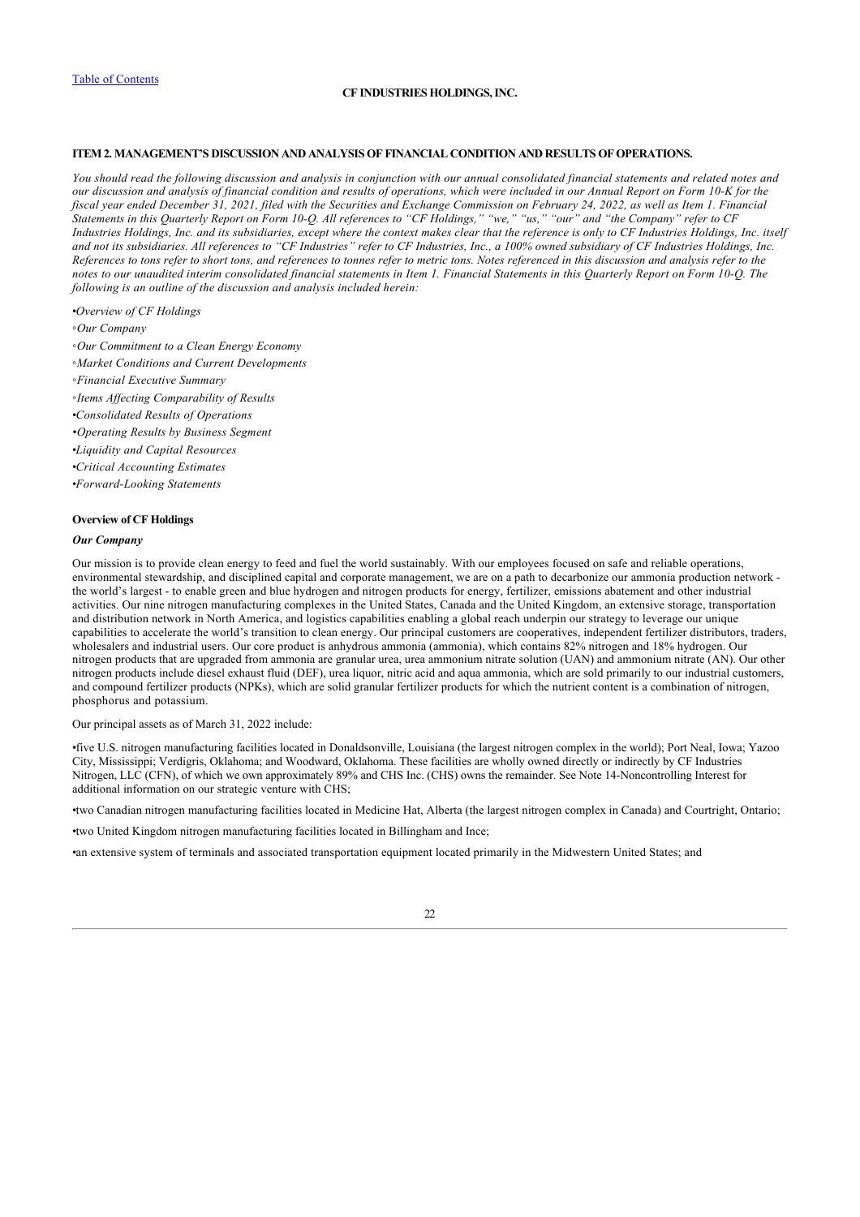## ITEM 2. MANAGEMENT'S DISCUSSION AND ANALYSIS OF FINANCIAL CONDITION AND RESULTS OF OPERATIONS.

*You should read the following discussion and analysis in conjunction with our annual consolidated financial statements and related notes and our discussion and analysis of financial condition and results of operations, which were included in our Annual Report on Form 10-K for the fiscal year ended December 31, 2021, filed with the Securities and Exchange Commission on February 24, 2022, as well as Item 1. Financial Statements in this Quarterly Report on Form 10-Q. All references to "CF Holdings," "we," "us," "our" and "the Company" refer to CF Industries Holdings, Inc. and its subsidiaries, except where the context makes clear that the reference is only to CF Industries Holdings, Inc. itself and not its subsidiaries. All references to "CF Industries" refer to CF Industries, Inc., a 100% owned subsidiary of CF Industries Holdings, Inc. References to tons refer to short tons, and references to tonnes refer to metric tons. Notes referenced in this discussion and analysis refer to the notes to our unaudited interim consolidated financial statements in Item 1. Financial Statements in this Quarterly Report on Form 10-Q. The following is an outline of the discussion and analysis included herein:*

- *Overview of CF Holdings*
  - *Our Company*
  - *Our Commitment to a Clean Energy Economy*
  - *Market Conditions and Current Developments*
  - *Financial Executive Summary*
  - *Items Affecting Comparability of Results*
- *Consolidated Results of Operations*
- *Operating Results by Business Segment*
- *Liquidity and Capital Resources*
- *Critical Accounting Estimates*
- *Forward-Looking Statements*

### Overview of CF Holdings

#### *Our Company*

Our mission is to provide clean energy to feed and fuel the world sustainably. With our employees focused on safe and reliable operations, environmental stewardship, and disciplined capital and corporate management, we are on a path to decarbonize our ammonia production network - the world's largest - to enable green and blue hydrogen and nitrogen products for energy, fertilizer, emissions abatement and other industrial activities. Our nine nitrogen manufacturing complexes in the United States, Canada and the United Kingdom, an extensive storage, transportation and distribution network in North America, and logistics capabilities enabling a global reach underpin our strategy to leverage our unique capabilities to accelerate the world's transition to clean energy. Our principal customers are cooperatives, independent fertilizer distributors, traders, wholesalers and industrial users. Our core product is anhydrous ammonia (ammonia), which contains 82% nitrogen and 18% hydrogen. Our nitrogen products that are upgraded from ammonia are granular urea, urea ammonium nitrate solution (UAN) and ammonium nitrate (AN). Our other nitrogen products include diesel exhaust fluid (DEF), urea liquor, nitric acid and aqua ammonia, which are sold primarily to our industrial customers, and compound fertilizer products (NPKs), which are solid granular fertilizer products for which the nutrient content is a combination of nitrogen, phosphorus and potassium.

Our principal assets as of March 31, 2022 include:

- five U.S. nitrogen manufacturing facilities located in Donaldsonville, Louisiana (the largest nitrogen complex in the world); Port Neal, Iowa; Yazoo City, Mississippi; Verdigris, Oklahoma; and Woodward, Oklahoma. These facilities are wholly owned directly or indirectly by CF Industries Nitrogen, LLC (CFN), of which we own approximately 89% and CHS Inc. (CHS) owns the remainder. See Note 14-Noncontrolling Interest for additional information on our strategic venture with CHS;
- two Canadian nitrogen manufacturing facilities located in Medicine Hat, Alberta (the largest nitrogen complex in Canada) and Courtright, Ontario;
- two United Kingdom nitrogen manufacturing facilities located in Billingham and Ince;
- an extensive system of terminals and associated transportation equipment located primarily in the Midwestern United States; and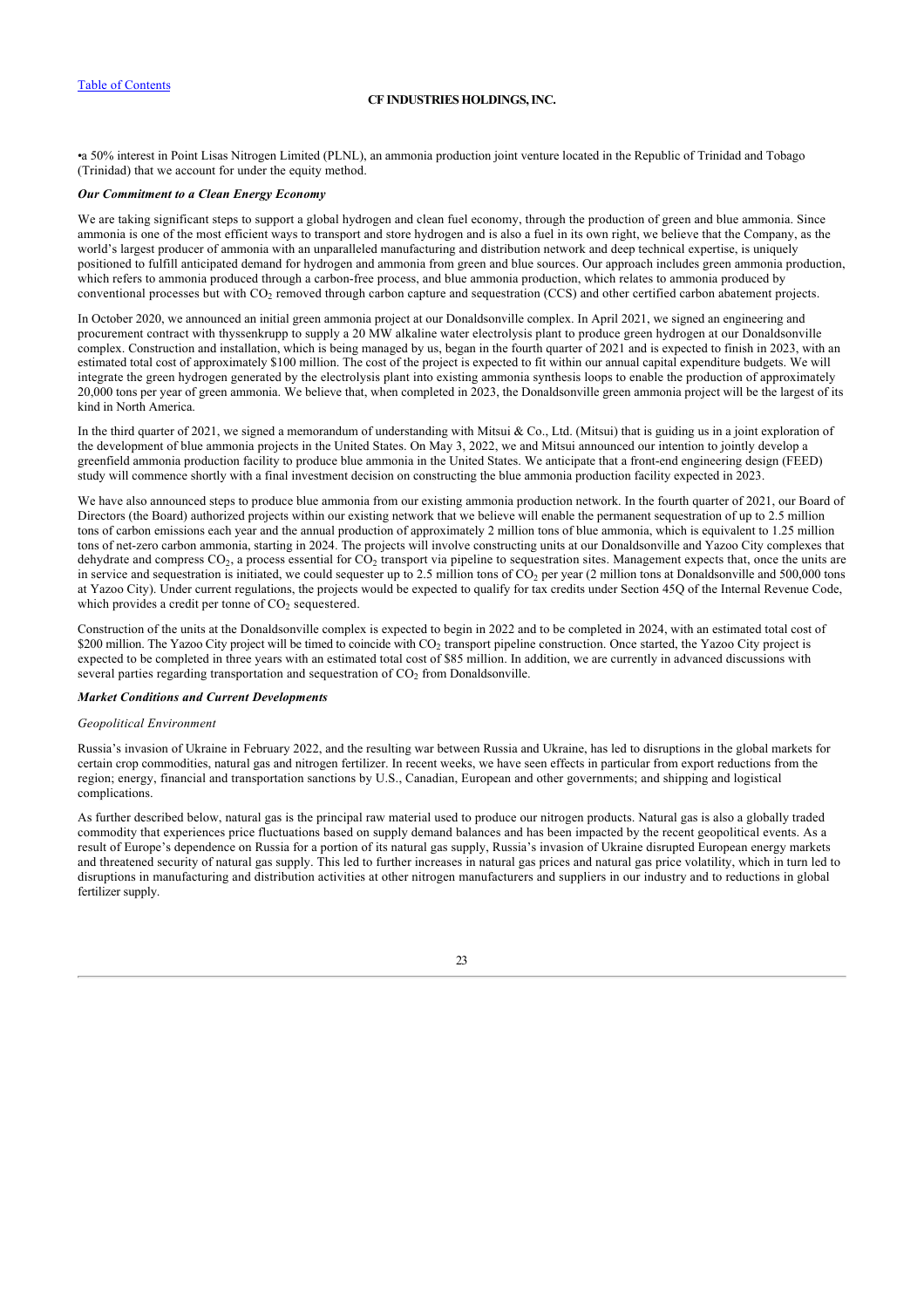•a 50% interest in Point Lisas Nitrogen Limited (PLNL), an ammonia production joint venture located in the Republic of Trinidad and Tobago (Trinidad) that we account for under the equity method.

***Our Commitment to a Clean Energy Economy***

We are taking significant steps to support a global hydrogen and clean fuel economy, through the production of green and blue ammonia. Since ammonia is one of the most efficient ways to transport and store hydrogen and is also a fuel in its own right, we believe that the Company, as the world's largest producer of ammonia with an unparalleled manufacturing and distribution network and deep technical expertise, is uniquely positioned to fulfill anticipated demand for hydrogen and ammonia from green and blue sources. Our approach includes green ammonia production, which refers to ammonia produced through a carbon-free process, and blue ammonia production, which relates to ammonia produced by conventional processes but with $CO_2$ removed through carbon capture and sequestration (CCS) and other certified carbon abatement projects.

In October 2020, we announced an initial green ammonia project at our Donaldsonville complex. In April 2021, we signed an engineering and procurement contract with thyssenkrupp to supply a 20 MW alkaline water electrolysis plant to produce green hydrogen at our Donaldsonville complex. Construction and installation, which is being managed by us, began in the fourth quarter of 2021 and is expected to finish in 2023, with an estimated total cost of approximately \$100 million. The cost of the project is expected to fit within our annual capital expenditure budgets. We will integrate the green hydrogen generated by the electrolysis plant into existing ammonia synthesis loops to enable the production of approximately 20,000 tons per year of green ammonia. We believe that, when completed in 2023, the Donaldsonville green ammonia project will be the largest of its kind in North America.

In the third quarter of 2021, we signed a memorandum of understanding with Mitsui & Co., Ltd. (Mitsui) that is guiding us in a joint exploration of the development of blue ammonia projects in the United States. On May 3, 2022, we and Mitsui announced our intention to jointly develop a greenfield ammonia production facility to produce blue ammonia in the United States. We anticipate that a front-end engineering design (FEED) study will commence shortly with a final investment decision on constructing the blue ammonia production facility expected in 2023.

We have also announced steps to produce blue ammonia from our existing ammonia production network. In the fourth quarter of 2021, our Board of Directors (the Board) authorized projects within our existing network that we believe will enable the permanent sequestration of up to 2.5 million tons of carbon emissions each year and the annual production of approximately 2 million tons of blue ammonia, which is equivalent to 1.25 million tons of net-zero carbon ammonia, starting in 2024. The projects will involve constructing units at our Donaldsonville and Yazoo City complexes that dehydrate and compress $CO_2$, a process essential for $CO_2$ transport via pipeline to sequestration sites. Management expects that, once the units are in service and sequestration is initiated, we could sequester up to 2.5 million tons of $CO_2$ per year (2 million tons at Donaldsonville and 500,000 tons at Yazoo City). Under current regulations, the projects would be expected to qualify for tax credits under Section 45Q of the Internal Revenue Code, which provides a credit per tonne of $CO_2$ sequestered.

Construction of the units at the Donaldsonville complex is expected to begin in 2022 and to be completed in 2024, with an estimated total cost of \$200 million. The Yazoo City project will be timed to coincide with $CO_2$ transport pipeline construction. Once started, the Yazoo City project is expected to be completed in three years with an estimated total cost of \$85 million. In addition, we are currently in advanced discussions with several parties regarding transportation and sequestration of $CO_2$ from Donaldsonville.

***Market Conditions and Current Developments***

*Geopolitical Environment*

Russia's invasion of Ukraine in February 2022, and the resulting war between Russia and Ukraine, has led to disruptions in the global markets for certain crop commodities, natural gas and nitrogen fertilizer. In recent weeks, we have seen effects in particular from export reductions from the region; energy, financial and transportation sanctions by U.S., Canadian, European and other governments; and shipping and logistical complications.

As further described below, natural gas is the principal raw material used to produce our nitrogen products. Natural gas is also a globally traded commodity that experiences price fluctuations based on supply demand balances and has been impacted by the recent geopolitical events. As a result of Europe's dependence on Russia for a portion of its natural gas supply, Russia's invasion of Ukraine disrupted European energy markets and threatened security of natural gas supply. This led to further increases in natural gas prices and natural gas price volatility, which in turn led to disruptions in manufacturing and distribution activities at other nitrogen manufacturers and suppliers in our industry and to reductions in global fertilizer supply.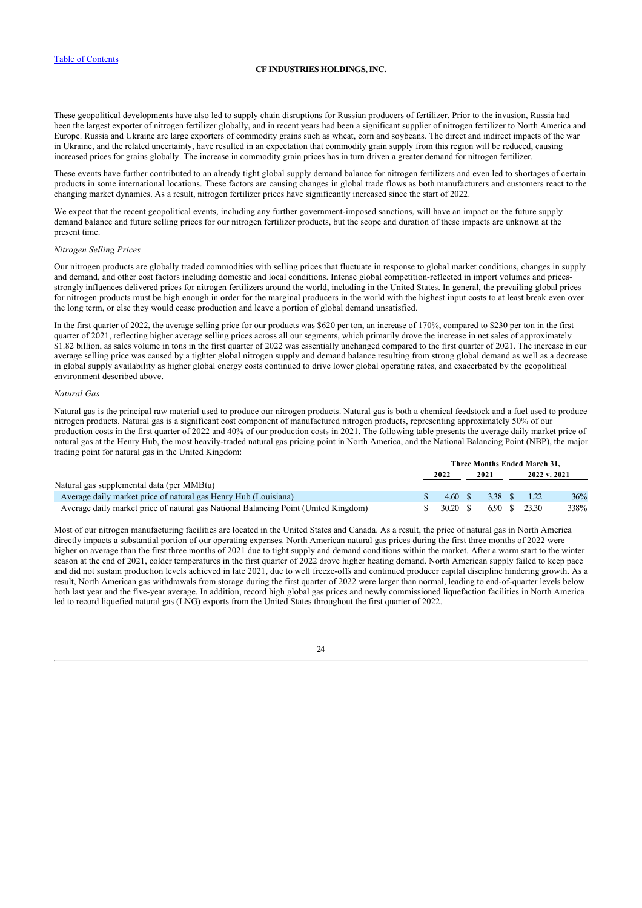These geopolitical developments have also led to supply chain disruptions for Russian producers of fertilizer. Prior to the invasion, Russia had been the largest exporter of nitrogen fertilizer globally, and in recent years had been a significant supplier of nitrogen fertilizer to North America and Europe. Russia and Ukraine are large exporters of commodity grains such as wheat, corn and soybeans. The direct and indirect impacts of the war in Ukraine, and the related uncertainty, have resulted in an expectation that commodity grain supply from this region will be reduced, causing increased prices for grains globally. The increase in commodity grain prices has in turn driven a greater demand for nitrogen fertilizer.

These events have further contributed to an already tight global supply demand balance for nitrogen fertilizers and even led to shortages of certain products in some international locations. These factors are causing changes in global trade flows as both manufacturers and customers react to the changing market dynamics. As a result, nitrogen fertilizer prices have significantly increased since the start of 2022.

We expect that the recent geopolitical events, including any further government-imposed sanctions, will have an impact on the future supply demand balance and future selling prices for our nitrogen fertilizer products, but the scope and duration of these impacts are unknown at the present time.

*Nitrogen Selling Prices*

Our nitrogen products are globally traded commodities with selling prices that fluctuate in response to global market conditions, changes in supply and demand, and other cost factors including domestic and local conditions. Intense global competition-reflected in import volumes and prices-strongly influences delivered prices for nitrogen fertilizers around the world, including in the United States. In general, the prevailing global prices for nitrogen products must be high enough in order for the marginal producers in the world with the highest input costs to at least break even over the long term, or else they would cease production and leave a portion of global demand unsatisfied.

In the first quarter of 2022, the average selling price for our products was $620 per ton, an increase of 170%, compared to $230 per ton in the first quarter of 2021, reflecting higher average selling prices across all our segments, which primarily drove the increase in net sales of approximately $1.82 billion, as sales volume in tons in the first quarter of 2022 was essentially unchanged compared to the first quarter of 2021. The increase in our average selling price was caused by a tighter global nitrogen supply and demand balance resulting from strong global demand as well as a decrease in global supply availability as higher global energy costs continued to drive lower global operating rates, and exacerbated by the geopolitical environment described above.

*Natural Gas*

Natural gas is the principal raw material used to produce our nitrogen products. Natural gas is both a chemical feedstock and a fuel used to produce nitrogen products. Natural gas is a significant cost component of manufactured nitrogen products, representing approximately 50% of our production costs in the first quarter of 2022 and 40% of our production costs in 2021. The following table presents the average daily market price of natural gas at the Henry Hub, the most heavily-traded natural gas pricing point in North America, and the National Balancing Point (NBP), the major trading point for natural gas in the United Kingdom:

| | Three Months Ended March 31, | | | |
|---|---|---|---|---|
| | 2022 | 2021 | 2022 v. 2021 | |
| Natural gas supplemental data (per MMBtu) | | | | |
| Average daily market price of natural gas Henry Hub (Louisiana) | $ 4.60 | $ 3.38 | $ 1.22 | 36% |
| Average daily market price of natural gas National Balancing Point (United Kingdom) | $ 30.20 | $ 6.90 | $ 23.30 | 338% |

Most of our nitrogen manufacturing facilities are located in the United States and Canada. As a result, the price of natural gas in North America directly impacts a substantial portion of our operating expenses. North American natural gas prices during the first three months of 2022 were higher on average than the first three months of 2021 due to tight supply and demand conditions within the market. After a warm start to the winter season at the end of 2021, colder temperatures in the first quarter of 2022 drove higher heating demand. North American supply failed to keep pace and did not sustain production levels achieved in late 2021, due to well freeze-offs and continued producer capital discipline hindering growth. As a result, North American gas withdrawals from storage during the first quarter of 2022 were larger than normal, leading to end-of-quarter levels below both last year and the five-year average. In addition, record high global gas prices and newly commissioned liquefaction facilities in North America led to record liquefied natural gas (LNG) exports from the United States throughout the first quarter of 2022.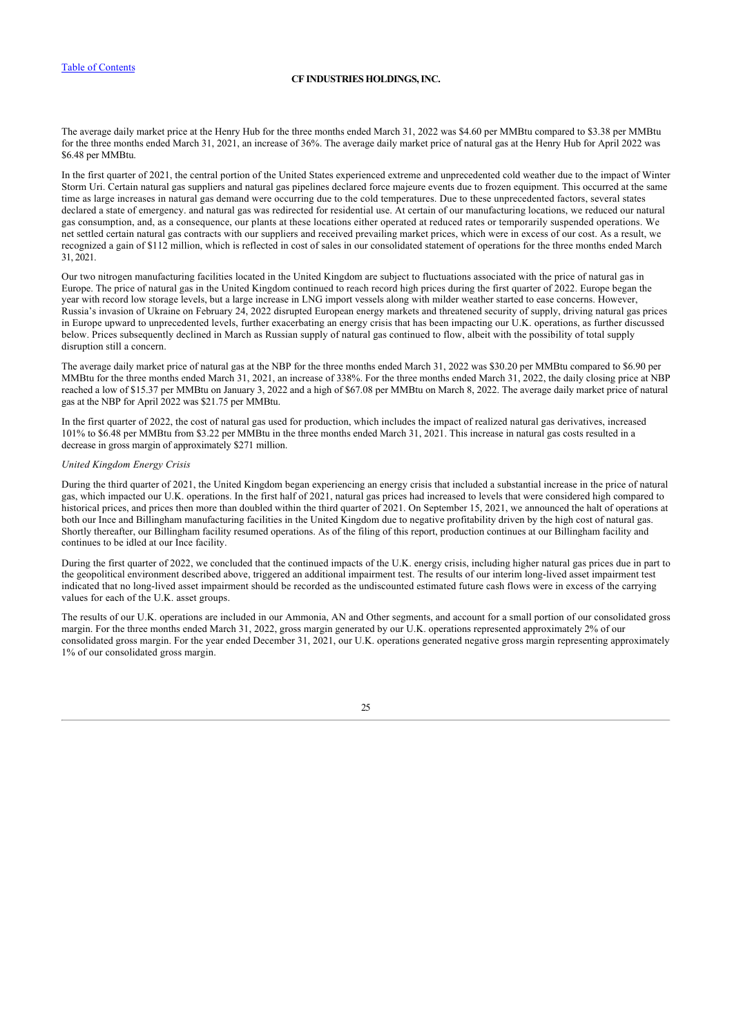The average daily market price at the Henry Hub for the three months ended March 31, 2022 was $4.60 per MMBtu compared to $3.38 per MMBtu for the three months ended March 31, 2021, an increase of 36%. The average daily market price of natural gas at the Henry Hub for April 2022 was $6.48 per MMBtu.

In the first quarter of 2021, the central portion of the United States experienced extreme and unprecedented cold weather due to the impact of Winter Storm Uri. Certain natural gas suppliers and natural gas pipelines declared force majeure events due to frozen equipment. This occurred at the same time as large increases in natural gas demand were occurring due to the cold temperatures. Due to these unprecedented factors, several states declared a state of emergency. and natural gas was redirected for residential use. At certain of our manufacturing locations, we reduced our natural gas consumption, and, as a consequence, our plants at these locations either operated at reduced rates or temporarily suspended operations. We net settled certain natural gas contracts with our suppliers and received prevailing market prices, which were in excess of our cost. As a result, we recognized a gain of $112 million, which is reflected in cost of sales in our consolidated statement of operations for the three months ended March 31, 2021.

Our two nitrogen manufacturing facilities located in the United Kingdom are subject to fluctuations associated with the price of natural gas in Europe. The price of natural gas in the United Kingdom continued to reach record high prices during the first quarter of 2022. Europe began the year with record low storage levels, but a large increase in LNG import vessels along with milder weather started to ease concerns. However, Russia's invasion of Ukraine on February 24, 2022 disrupted European energy markets and threatened security of supply, driving natural gas prices in Europe upward to unprecedented levels, further exacerbating an energy crisis that has been impacting our U.K. operations, as further discussed below. Prices subsequently declined in March as Russian supply of natural gas continued to flow, albeit with the possibility of total supply disruption still a concern.

The average daily market price of natural gas at the NBP for the three months ended March 31, 2022 was $30.20 per MMBtu compared to $6.90 per MMBtu for the three months ended March 31, 2021, an increase of 338%. For the three months ended March 31, 2022, the daily closing price at NBP reached a low of $15.37 per MMBtu on January 3, 2022 and a high of $67.08 per MMBtu on March 8, 2022. The average daily market price of natural gas at the NBP for April 2022 was $21.75 per MMBtu.

In the first quarter of 2022, the cost of natural gas used for production, which includes the impact of realized natural gas derivatives, increased 101% to $6.48 per MMBtu from $3.22 per MMBtu in the three months ended March 31, 2021. This increase in natural gas costs resulted in a decrease in gross margin of approximately $271 million.

*United Kingdom Energy Crisis*

During the third quarter of 2021, the United Kingdom began experiencing an energy crisis that included a substantial increase in the price of natural gas, which impacted our U.K. operations. In the first half of 2021, natural gas prices had increased to levels that were considered high compared to historical prices, and prices then more than doubled within the third quarter of 2021. On September 15, 2021, we announced the halt of operations at both our Ince and Billingham manufacturing facilities in the United Kingdom due to negative profitability driven by the high cost of natural gas. Shortly thereafter, our Billingham facility resumed operations. As of the filing of this report, production continues at our Billingham facility and continues to be idled at our Ince facility.

During the first quarter of 2022, we concluded that the continued impacts of the U.K. energy crisis, including higher natural gas prices due in part to the geopolitical environment described above, triggered an additional impairment test. The results of our interim long-lived asset impairment test indicated that no long-lived asset impairment should be recorded as the undiscounted estimated future cash flows were in excess of the carrying values for each of the U.K. asset groups.

The results of our U.K. operations are included in our Ammonia, AN and Other segments, and account for a small portion of our consolidated gross margin. For the three months ended March 31, 2022, gross margin generated by our U.K. operations represented approximately 2% of our consolidated gross margin. For the year ended December 31, 2021, our U.K. operations generated negative gross margin representing approximately 1% of our consolidated gross margin.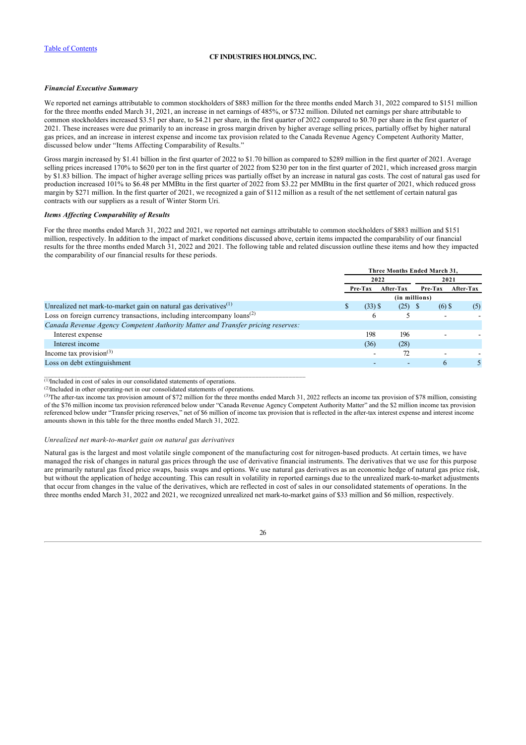### *Financial Executive Summary*

We reported net earnings attributable to common stockholders of $883 million for the three months ended March 31, 2022 compared to $151 million for the three months ended March 31, 2021, an increase in net earnings of 485%, or $732 million. Diluted net earnings per share attributable to common stockholders increased $3.51 per share, to $4.21 per share, in the first quarter of 2022 compared to $0.70 per share in the first quarter of 2021. These increases were due primarily to an increase in gross margin driven by higher average selling prices, partially offset by higher natural gas prices, and an increase in interest expense and income tax provision related to the Canada Revenue Agency Competent Authority Matter, discussed below under "Items Affecting Comparability of Results."

Gross margin increased by $1.41 billion in the first quarter of 2022 to $1.70 billion as compared to $289 million in the first quarter of 2021. Average selling prices increased 170% to $620 per ton in the first quarter of 2022 from $230 per ton in the first quarter of 2021, which increased gross margin by $1.83 billion. The impact of higher average selling prices was partially offset by an increase in natural gas costs. The cost of natural gas used for production increased 101% to $6.48 per MMBtu in the first quarter of 2022 from $3.22 per MMBtu in the first quarter of 2021, which reduced gross margin by $271 million. In the first quarter of 2021, we recognized a gain of $112 million as a result of the net settlement of certain natural gas contracts with our suppliers as a result of Winter Storm Uri.

### *Items Affecting Comparability of Results*

For the three months ended March 31, 2022 and 2021, we reported net earnings attributable to common stockholders of $883 million and $151 million, respectively. In addition to the impact of market conditions discussed above, certain items impacted the comparability of our financial results for the three months ended March 31, 2022 and 2021. The following table and related discussion outline these items and how they impacted the comparability of our financial results for these periods.

| | Three Months Ended March 31, | | | |
|---|---|---|---|---|
| | 2022 | | 2021 | |
| | Pre-Tax | After-Tax | Pre-Tax | After-Tax |
| | (in millions) | | | |
| Unrealized net mark-to-market gain on natural gas derivatives[(1)] | $ (33) | $ (25) | $ (6) | $ (5) |
| Loss on foreign currency transactions, including intercompany loans[(2)] | 6 | 5 | - | - |
| *Canada Revenue Agency Competent Authority Matter and Transfer pricing reserves:* | | | | |
| Interest expense | 198 | 196 | - | - |
| Interest income | (36) | (28) | | |
| Income tax provision[(3)] | - | 72 | - | - |
| Loss on debt extinguishment | - | - | 6 | 5 |

(1)Included in cost of sales in our consolidated statements of operations.

(2)Included in other operating-net in our consolidated statements of operations.

(3)The after-tax income tax provision amount of $72 million for the three months ended March 31, 2022 reflects an income tax provision of $78 million, consisting of the $76 million income tax provision referenced below under "Canada Revenue Agency Competent Authority Matter" and the $2 million income tax provision referenced below under "Transfer pricing reserves," net of $6 million of income tax provision that is reflected in the after-tax interest expense and interest income amounts shown in this table for the three months ended March 31, 2022.

*Unrealized net mark-to-market gain on natural gas derivatives*

Natural gas is the largest and most volatile single component of the manufacturing cost for nitrogen-based products. At certain times, we have managed the risk of changes in natural gas prices through the use of derivative financial instruments. The derivatives that we use for this purpose are primarily natural gas fixed price swaps, basis swaps and options. We use natural gas derivatives as an economic hedge of natural gas price risk, but without the application of hedge accounting. This can result in volatility in reported earnings due to the unrealized mark-to-market adjustments that occur from changes in the value of the derivatives, which are reflected in cost of sales in our consolidated statements of operations. In the three months ended March 31, 2022 and 2021, we recognized unrealized net mark-to-market gains of $33 million and $6 million, respectively.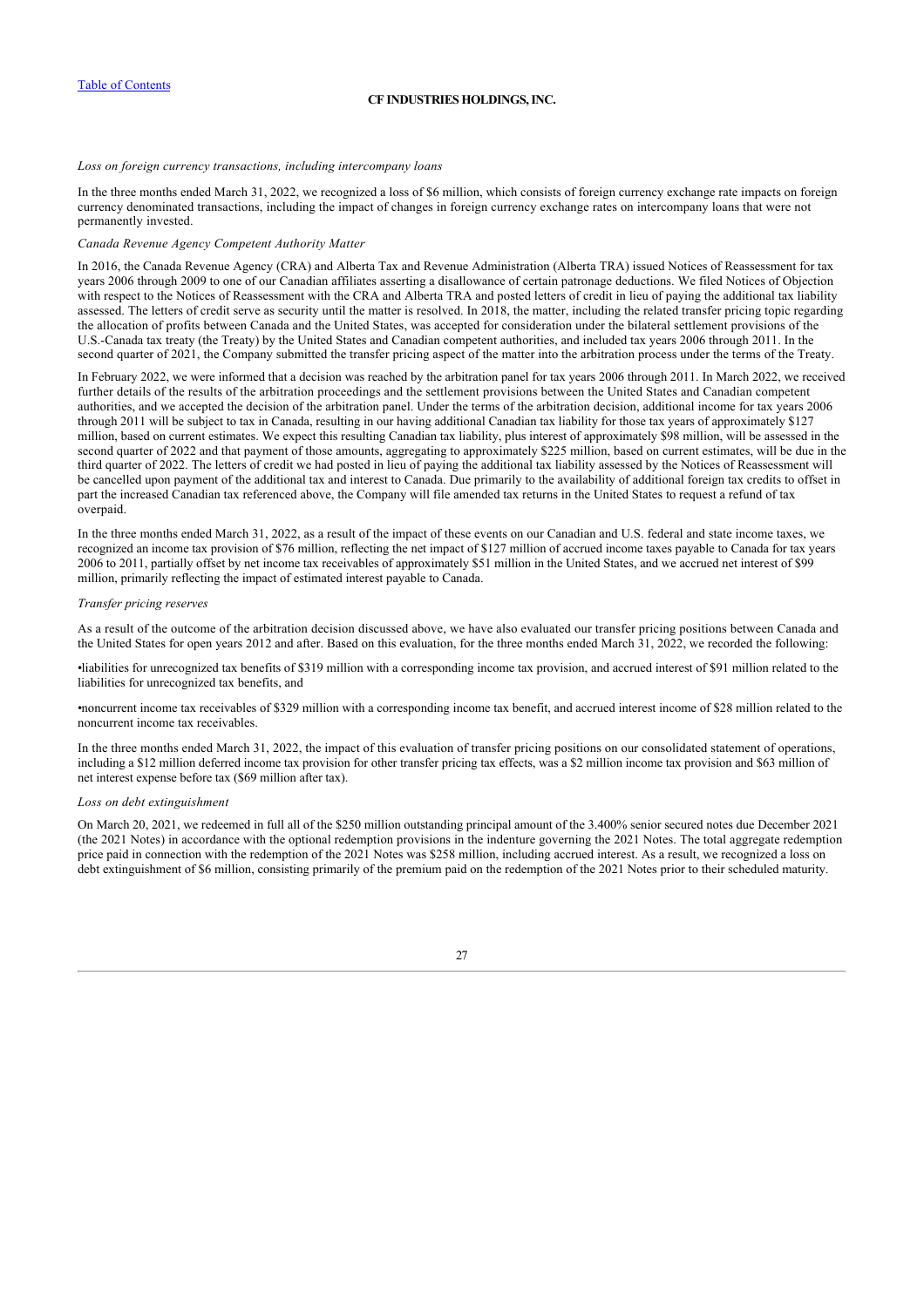*Loss on foreign currency transactions, including intercompany loans*

In the three months ended March 31, 2022, we recognized a loss of $6 million, which consists of foreign currency exchange rate impacts on foreign currency denominated transactions, including the impact of changes in foreign currency exchange rates on intercompany loans that were not permanently invested.

*Canada Revenue Agency Competent Authority Matter*

In 2016, the Canada Revenue Agency (CRA) and Alberta Tax and Revenue Administration (Alberta TRA) issued Notices of Reassessment for tax years 2006 through 2009 to one of our Canadian affiliates asserting a disallowance of certain patronage deductions. We filed Notices of Objection with respect to the Notices of Reassessment with the CRA and Alberta TRA and posted letters of credit in lieu of paying the additional tax liability assessed. The letters of credit serve as security until the matter is resolved. In 2018, the matter, including the related transfer pricing topic regarding the allocation of profits between Canada and the United States, was accepted for consideration under the bilateral settlement provisions of the U.S.-Canada tax treaty (the Treaty) by the United States and Canadian competent authorities, and included tax years 2006 through 2011. In the second quarter of 2021, the Company submitted the transfer pricing aspect of the matter into the arbitration process under the terms of the Treaty.

In February 2022, we were informed that a decision was reached by the arbitration panel for tax years 2006 through 2011. In March 2022, we received further details of the results of the arbitration proceedings and the settlement provisions between the United States and Canadian competent authorities, and we accepted the decision of the arbitration panel. Under the terms of the arbitration decision, additional income for tax years 2006 through 2011 will be subject to tax in Canada, resulting in our having additional Canadian tax liability for those tax years of approximately $127 million, based on current estimates. We expect this resulting Canadian tax liability, plus interest of approximately $98 million, will be assessed in the second quarter of 2022 and that payment of those amounts, aggregating to approximately $225 million, based on current estimates, will be due in the third quarter of 2022. The letters of credit we had posted in lieu of paying the additional tax liability assessed by the Notices of Reassessment will be cancelled upon payment of the additional tax and interest to Canada. Due primarily to the availability of additional foreign tax credits to offset in part the increased Canadian tax referenced above, the Company will file amended tax returns in the United States to request a refund of tax overpaid.

In the three months ended March 31, 2022, as a result of the impact of these events on our Canadian and U.S. federal and state income taxes, we recognized an income tax provision of $76 million, reflecting the net impact of $127 million of accrued income taxes payable to Canada for tax years 2006 to 2011, partially offset by net income tax receivables of approximately $51 million in the United States, and we accrued net interest of $99 million, primarily reflecting the impact of estimated interest payable to Canada.

*Transfer pricing reserves*

As a result of the outcome of the arbitration decision discussed above, we have also evaluated our transfer pricing positions between Canada and the United States for open years 2012 and after. Based on this evaluation, for the three months ended March 31, 2022, we recorded the following:

- liabilities for unrecognized tax benefits of $319 million with a corresponding income tax provision, and accrued interest of $91 million related to the liabilities for unrecognized tax benefits, and
- noncurrent income tax receivables of $329 million with a corresponding income tax benefit, and accrued interest income of $28 million related to the noncurrent income tax receivables.

In the three months ended March 31, 2022, the impact of this evaluation of transfer pricing positions on our consolidated statement of operations, including a $12 million deferred income tax provision for other transfer pricing tax effects, was a $2 million income tax provision and $63 million of net interest expense before tax ($69 million after tax).

*Loss on debt extinguishment*

On March 20, 2021, we redeemed in full all of the $250 million outstanding principal amount of the 3.400% senior secured notes due December 2021 (the 2021 Notes) in accordance with the optional redemption provisions in the indenture governing the 2021 Notes. The total aggregate redemption price paid in connection with the redemption of the 2021 Notes was $258 million, including accrued interest. As a result, we recognized a loss on debt extinguishment of $6 million, consisting primarily of the premium paid on the redemption of the 2021 Notes prior to their scheduled maturity.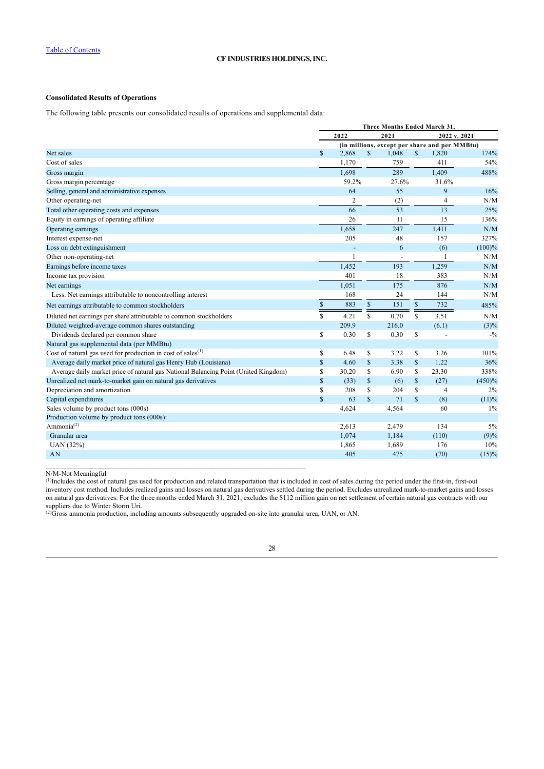Table of Contents

CF INDUSTRIES HOLDINGS, INC.

### Consolidated Results of Operations

The following table presents our consolidated results of operations and supplemental data:

| | Three Months Ended March 31, | | | |
|---|---|---|---|---|
| | 2022 | 2021 | 2022 v. 2021 | |
| | (in millions, except per share and per MMBtu) | | | |
| Net sales | $ 2,868 | $ 1,048 | $ 1,820 | 174% |
| Cost of sales | 1,170 | 759 | 411 | 54% |
| Gross margin | 1,698 | 289 | 1,409 | 488% |
| Gross margin percentage | 59.2% | 27.6% | 31.6% | |
| Selling, general and administrative expenses | 64 | 55 | 9 | 16% |
| Other operating-net | 2 | (2) | 4 | N/M |
| Total other operating costs and expenses | 66 | 53 | 13 | 25% |
| Equity in earnings of operating affiliate | 26 | 11 | 15 | 136% |
| Operating earnings | 1,658 | 247 | 1,411 | N/M |
| Interest expense-net | 205 | 48 | 157 | 327% |
| Loss on debt extinguishment | - | 6 | (6) | (100)% |
| Other non-operating-net | 1 | - | 1 | N/M |
| Earnings before income taxes | 1,452 | 193 | 1,259 | N/M |
| Income tax provision | 401 | 18 | 383 | N/M |
| Net earnings | 1,051 | 175 | 876 | N/M |
| Less: Net earnings attributable to noncontrolling interest | 168 | 24 | 144 | N/M |
| Net earnings attributable to common stockholders | $ 883 | $ 151 | $ 732 | 485% |
| Diluted net earnings per share attributable to common stockholders | $ 4.21 | $ 0.70 | $ 3.51 | N/M |
| Diluted weighted-average common shares outstanding | 209.9 | 216.0 | (6.1) | (3)% |
| Dividends declared per common share | $ 0.30 | $ 0.30 | $ - | -% |
| Natural gas supplemental data (per MMBtu) | | | | |
| Cost of natural gas used for production in cost of sales[1] | $ 6.48 | $ 3.22 | $ 3.26 | 101% |
| Average daily market price of natural gas Henry Hub (Louisiana) | $ 4.60 | $ 3.38 | $ 1.22 | 36% |
| Average daily market price of natural gas National Balancing Point (United Kingdom) | $ 30.20 | $ 6.90 | $ 23.30 | 338% |
| Unrealized net mark-to-market gain on natural gas derivatives | $ (33) | $ (6) | $ (27) | (450)% |
| Depreciation and amortization | $ 208 | $ 204 | $ 4 | 2% |
| Capital expenditures | $ 63 | $ 71 | $ (8) | (11)% |
| Sales volume by product tons (000s) | 4,624 | 4,564 | 60 | 1% |
| Production volume by product tons (000s): | | | | |
| Ammonia[2] | 2,613 | 2,479 | 134 | 5% |
| Granular urea | 1,074 | 1,184 | (110) | (9)% |
| UAN (32%) | 1,865 | 1,689 | 176 | 10% |
| AN | 405 | 475 | (70) | (15)% |

N/M-Not Meaningful

[1] Includes the cost of natural gas used for production and related transportation that is included in cost of sales during the period under the first-in, first-out inventory cost method. Includes realized gains and losses on natural gas derivatives settled during the period. Excludes unrealized mark-to-market gains and losses on natural gas derivatives. For the three months ended March 31, 2021, excludes the $112 million gain on net settlement of certain natural gas contracts with our suppliers due to Winter Storm Uri.

[2] Gross ammonia production, including amounts subsequently upgraded on-site into granular urea, UAN, or AN.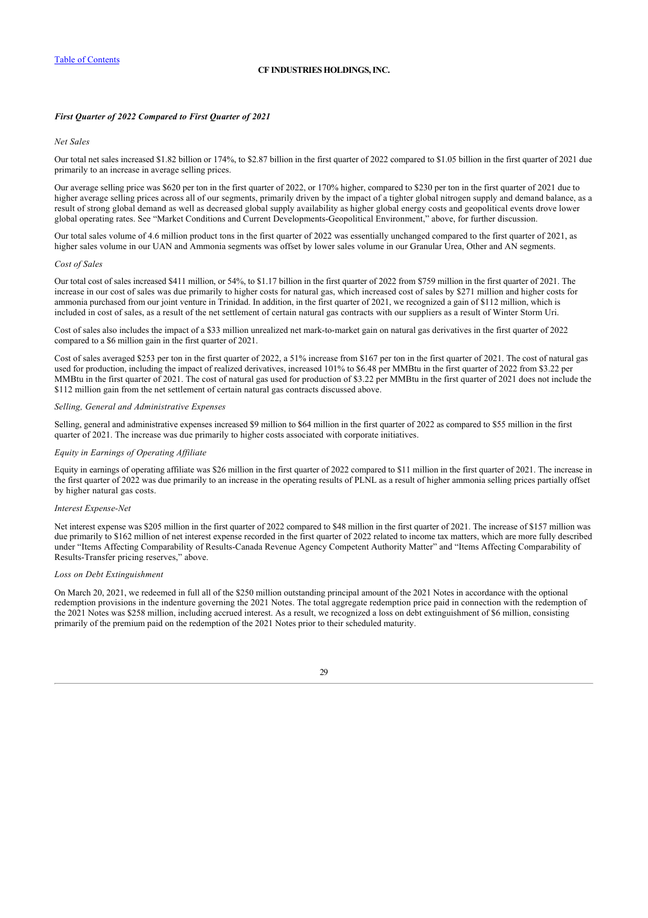### *First Quarter of 2022 Compared to First Quarter of 2021*

*Net Sales*

Our total net sales increased $1.82 billion or 174%, to $2.87 billion in the first quarter of 2022 compared to $1.05 billion in the first quarter of 2021 due primarily to an increase in average selling prices.

Our average selling price was $620 per ton in the first quarter of 2022, or 170% higher, compared to $230 per ton in the first quarter of 2021 due to higher average selling prices across all of our segments, primarily driven by the impact of a tighter global nitrogen supply and demand balance, as a result of strong global demand as well as decreased global supply availability as higher global energy costs and geopolitical events drove lower global operating rates. See "Market Conditions and Current Developments-Geopolitical Environment," above, for further discussion.

Our total sales volume of 4.6 million product tons in the first quarter of 2022 was essentially unchanged compared to the first quarter of 2021, as higher sales volume in our UAN and Ammonia segments was offset by lower sales volume in our Granular Urea, Other and AN segments.

*Cost of Sales*

Our total cost of sales increased $411 million, or 54%, to $1.17 billion in the first quarter of 2022 from $759 million in the first quarter of 2021. The increase in our cost of sales was due primarily to higher costs for natural gas, which increased cost of sales by $271 million and higher costs for ammonia purchased from our joint venture in Trinidad. In addition, in the first quarter of 2021, we recognized a gain of $112 million, which is included in cost of sales, as a result of the net settlement of certain natural gas contracts with our suppliers as a result of Winter Storm Uri.

Cost of sales also includes the impact of a $33 million unrealized net mark-to-market gain on natural gas derivatives in the first quarter of 2022 compared to a $6 million gain in the first quarter of 2021.

Cost of sales averaged $253 per ton in the first quarter of 2022, a 51% increase from $167 per ton in the first quarter of 2021. The cost of natural gas used for production, including the impact of realized derivatives, increased 101% to $6.48 per MMBtu in the first quarter of 2022 from $3.22 per MMBtu in the first quarter of 2021. The cost of natural gas used for production of $3.22 per MMBtu in the first quarter of 2021 does not include the $112 million gain from the net settlement of certain natural gas contracts discussed above.

*Selling, General and Administrative Expenses*

Selling, general and administrative expenses increased $9 million to $64 million in the first quarter of 2022 as compared to $55 million in the first quarter of 2021. The increase was due primarily to higher costs associated with corporate initiatives.

*Equity in Earnings of Operating Affiliate*

Equity in earnings of operating affiliate was $26 million in the first quarter of 2022 compared to $11 million in the first quarter of 2021. The increase in the first quarter of 2022 was due primarily to an increase in the operating results of PLNL as a result of higher ammonia selling prices partially offset by higher natural gas costs.

*Interest Expense-Net*

Net interest expense was $205 million in the first quarter of 2022 compared to $48 million in the first quarter of 2021. The increase of $157 million was due primarily to $162 million of net interest expense recorded in the first quarter of 2022 related to income tax matters, which are more fully described under "Items Affecting Comparability of Results-Canada Revenue Agency Competent Authority Matter" and "Items Affecting Comparability of Results-Transfer pricing reserves," above.

*Loss on Debt Extinguishment*

On March 20, 2021, we redeemed in full all of the $250 million outstanding principal amount of the 2021 Notes in accordance with the optional redemption provisions in the indenture governing the 2021 Notes. The total aggregate redemption price paid in connection with the redemption of the 2021 Notes was $258 million, including accrued interest. As a result, we recognized a loss on debt extinguishment of $6 million, consisting primarily of the premium paid on the redemption of the 2021 Notes prior to their scheduled maturity.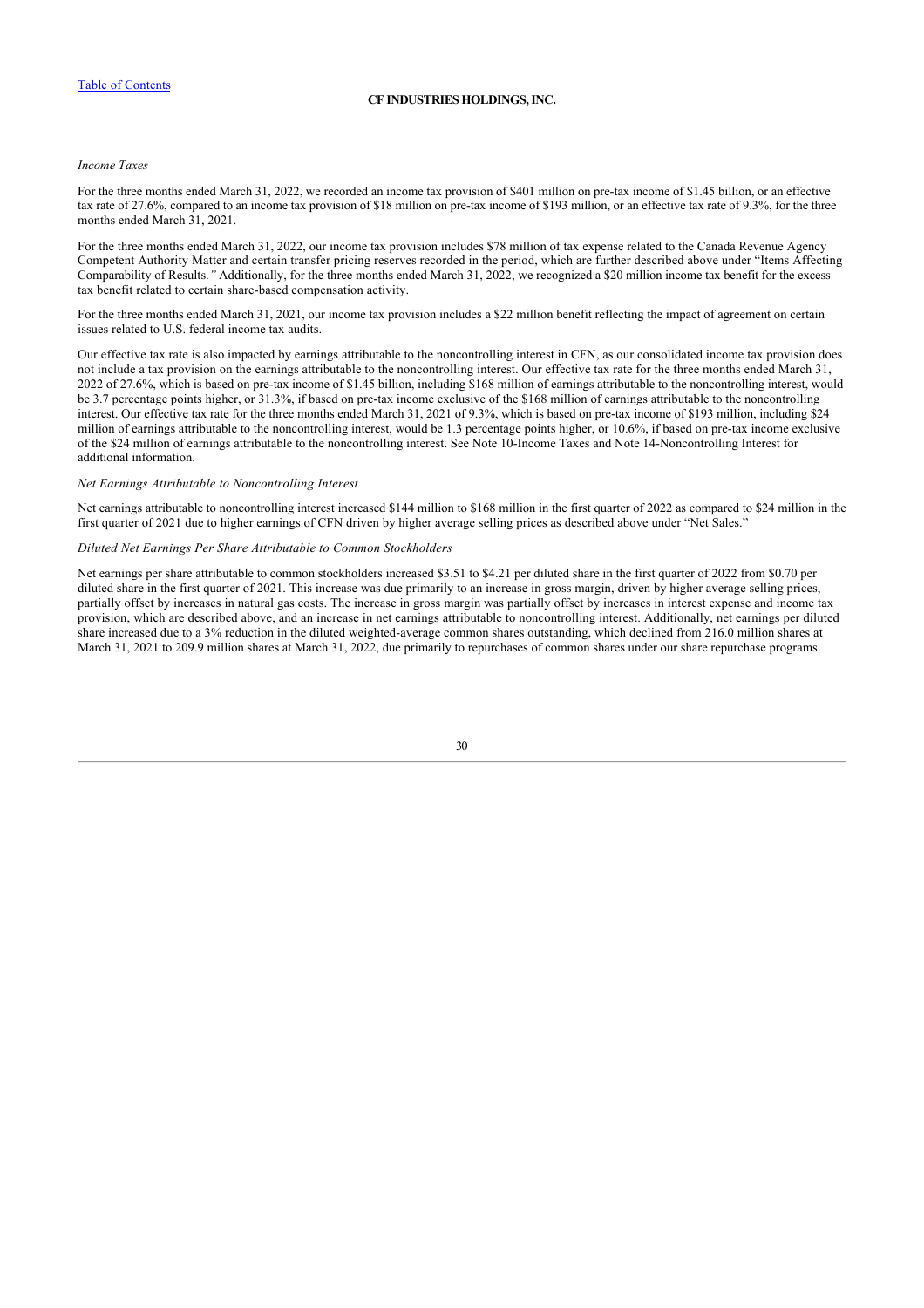*Income Taxes*

For the three months ended March 31, 2022, we recorded an income tax provision of $401 million on pre-tax income of $1.45 billion, or an effective tax rate of 27.6%, compared to an income tax provision of $18 million on pre-tax income of $193 million, or an effective tax rate of 9.3%, for the three months ended March 31, 2021.

For the three months ended March 31, 2022, our income tax provision includes $78 million of tax expense related to the Canada Revenue Agency Competent Authority Matter and certain transfer pricing reserves recorded in the period, which are further described above under "Items Affecting Comparability of Results*."* Additionally, for the three months ended March 31, 2022, we recognized a $20 million income tax benefit for the excess tax benefit related to certain share-based compensation activity.

For the three months ended March 31, 2021, our income tax provision includes a $22 million benefit reflecting the impact of agreement on certain issues related to U.S. federal income tax audits.

Our effective tax rate is also impacted by earnings attributable to the noncontrolling interest in CFN, as our consolidated income tax provision does not include a tax provision on the earnings attributable to the noncontrolling interest. Our effective tax rate for the three months ended March 31, 2022 of 27.6%, which is based on pre-tax income of $1.45 billion, including $168 million of earnings attributable to the noncontrolling interest, would be 3.7 percentage points higher, or 31.3%, if based on pre-tax income exclusive of the $168 million of earnings attributable to the noncontrolling interest. Our effective tax rate for the three months ended March 31, 2021 of 9.3%, which is based on pre-tax income of $193 million, including $24 million of earnings attributable to the noncontrolling interest, would be 1.3 percentage points higher, or 10.6%, if based on pre-tax income exclusive of the $24 million of earnings attributable to the noncontrolling interest. See Note 10-Income Taxes and Note 14-Noncontrolling Interest for additional information.

*Net Earnings Attributable to Noncontrolling Interest*

Net earnings attributable to noncontrolling interest increased $144 million to $168 million in the first quarter of 2022 as compared to $24 million in the first quarter of 2021 due to higher earnings of CFN driven by higher average selling prices as described above under "Net Sales."

*Diluted Net Earnings Per Share Attributable to Common Stockholders*

Net earnings per share attributable to common stockholders increased $3.51 to $4.21 per diluted share in the first quarter of 2022 from $0.70 per diluted share in the first quarter of 2021. This increase was due primarily to an increase in gross margin, driven by higher average selling prices, partially offset by increases in natural gas costs. The increase in gross margin was partially offset by increases in interest expense and income tax provision, which are described above, and an increase in net earnings attributable to noncontrolling interest. Additionally, net earnings per diluted share increased due to a 3% reduction in the diluted weighted-average common shares outstanding, which declined from 216.0 million shares at March 31, 2021 to 209.9 million shares at March 31, 2022, due primarily to repurchases of common shares under our share repurchase programs.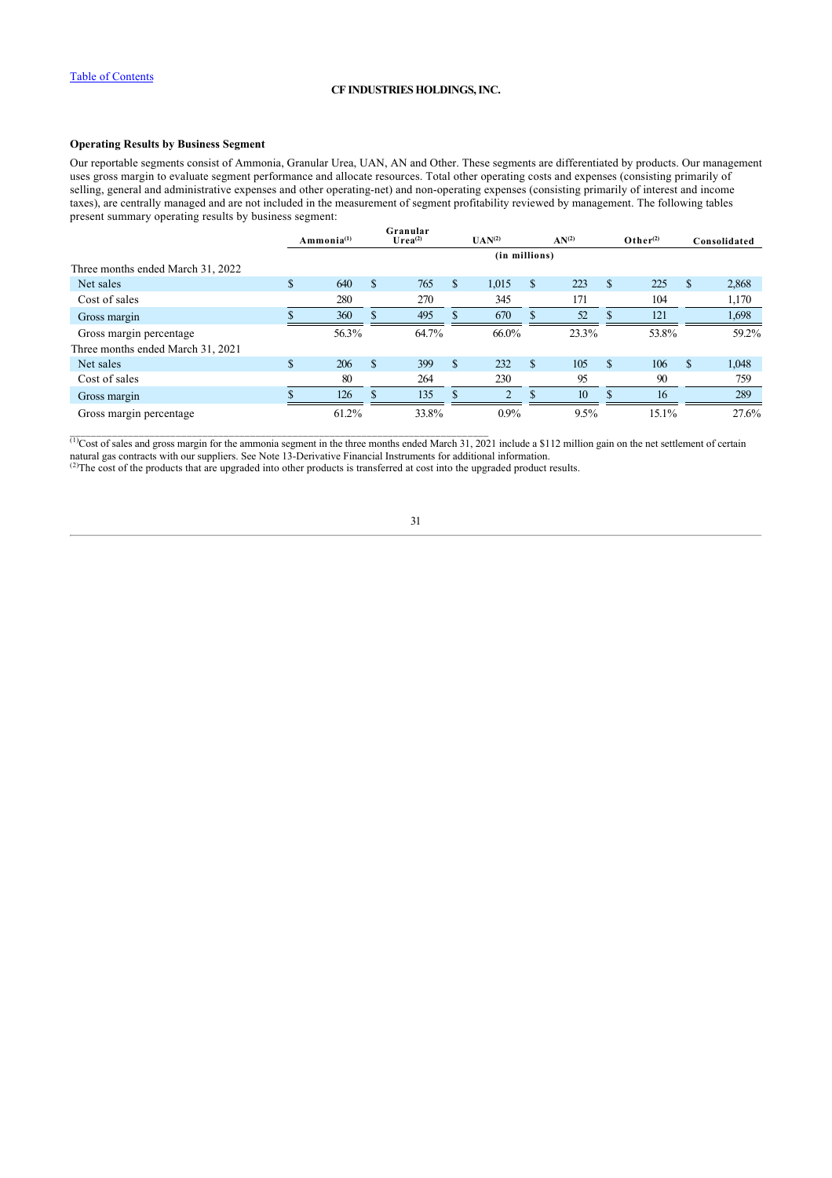### Operating Results by Business Segment

Our reportable segments consist of Ammonia, Granular Urea, UAN, AN and Other. These segments are differentiated by products. Our management uses gross margin to evaluate segment performance and allocate resources. Total other operating costs and expenses (consisting primarily of selling, general and administrative expenses and other operating-net) and non-operating expenses (consisting primarily of interest and income taxes), are centrally managed and are not included in the measurement of segment profitability reviewed by management. The following tables present summary operating results by business segment:

| | Ammonia[1] | Granular Urea[2] | UAN[2] | AN[2] | Other[2] | Consolidated |
|---|---|---|---|---|---|---|
| | (in millions) | | | | | |
| Three months ended March 31, 2022 | | | | | | |
| Net sales | $ 640 | $ 765 | $ 1,015 | $ 223 | $ 225 | $ 2,868 |
| Cost of sales | 280 | 270 | 345 | 171 | 104 | 1,170 |
| Gross margin | $ 360 | $ 495 | $ 670 | $ 52 | $ 121 | 1,698 |
| Gross margin percentage | 56.3% | 64.7% | 66.0% | 23.3% | 53.8% | 59.2% |
| Three months ended March 31, 2021 | | | | | | |
| Net sales | $ 206 | $ 399 | $ 232 | $ 105 | $ 106 | $ 1,048 |
| Cost of sales | 80 | 264 | 230 | 95 | 90 | 759 |
| Gross margin | $ 126 | $ 135 | $ 2 | $ 10 | $ 16 | 289 |
| Gross margin percentage | 61.2% | 33.8% | 0.9% | 9.5% | 15.1% | 27.6% |

_______________________________________________________________________________

[1]Cost of sales and gross margin for the ammonia segment in the three months ended March 31, 2021 include a $112 million gain on the net settlement of certain natural gas contracts with our suppliers. See Note 13-Derivative Financial Instruments for additional information.

[2]The cost of the products that are upgraded into other products is transferred at cost into the upgraded product results.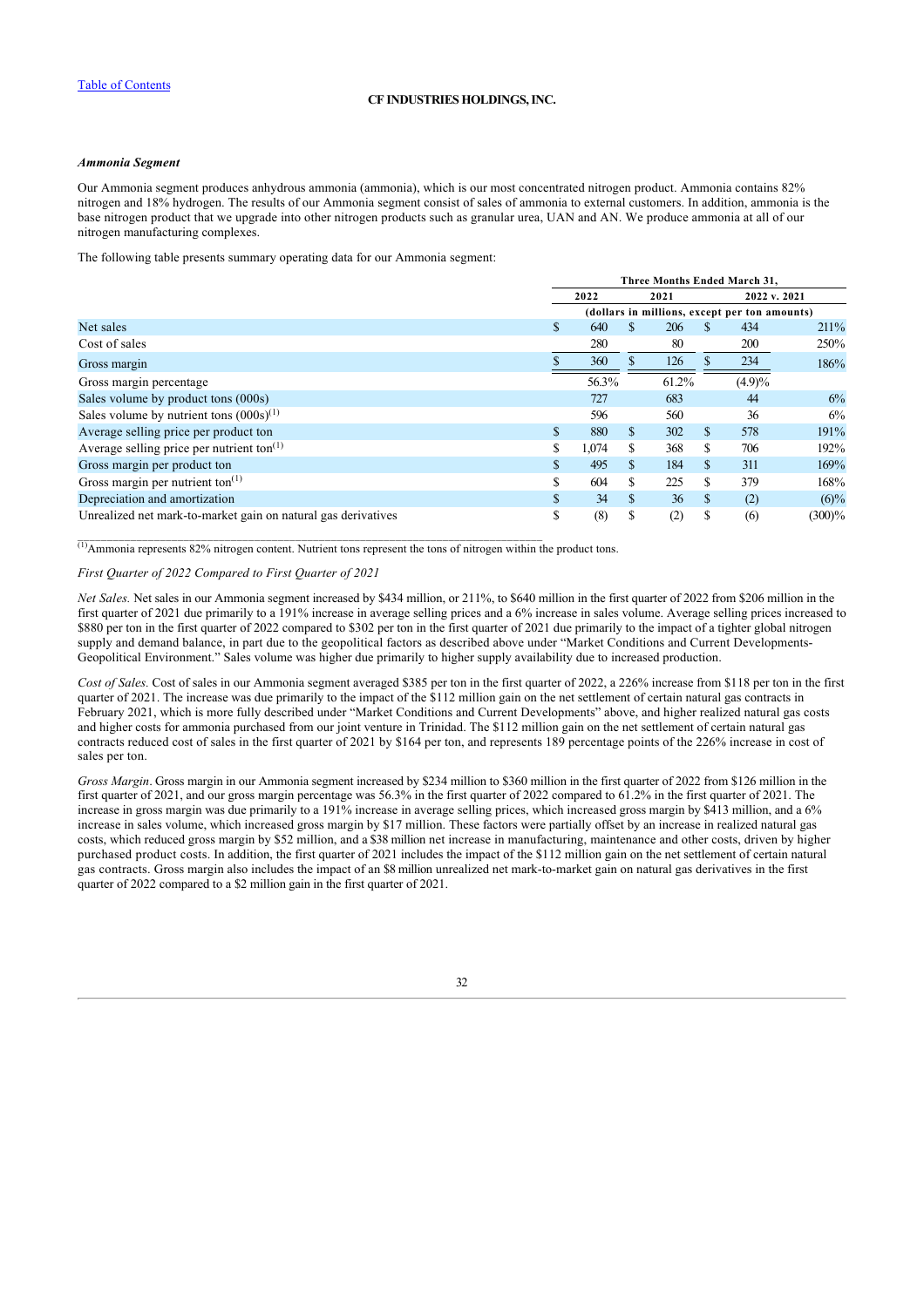CF INDUSTRIES HOLDINGS, INC.

***Ammonia Segment***

Our Ammonia segment produces anhydrous ammonia (ammonia), which is our most concentrated nitrogen product. Ammonia contains 82% nitrogen and 18% hydrogen. The results of our Ammonia segment consist of sales of ammonia to external customers. In addition, ammonia is the base nitrogen product that we upgrade into other nitrogen products such as granular urea, UAN and AN. We produce ammonia at all of our nitrogen manufacturing complexes.

The following table presents summary operating data for our Ammonia segment:

| | Three Months Ended March 31, | | | |
|---|---|---|---|---|
| | 2022 | 2021 | 2022 v. 2021 | |
| | (dollars in millions, except per ton amounts) | | | |
| Net sales | $ 640 | $ 206 | $ 434 | 211% |
| Cost of sales | 280 | 80 | 200 | 250% |
| Gross margin | $ 360 | $ 126 | $ 234 | 186% |
| Gross margin percentage | 56.3% | 61.2% | (4.9)% | |
| Sales volume by product tons (000s) | 727 | 683 | 44 | 6% |
| Sales volume by nutrient tons (000s)[1] | 596 | 560 | 36 | 6% |
| Average selling price per product ton | $ 880 | $ 302 | $ 578 | 191% |
| Average selling price per nutrient ton[1] | $ 1,074 | $ 368 | $ 706 | 192% |
| Gross margin per product ton | $ 495 | $ 184 | $ 311 | 169% |
| Gross margin per nutrient ton[1] | $ 604 | $ 225 | $ 379 | 168% |
| Depreciation and amortization | $ 34 | $ 36 | $ (2) | (6)% |
| Unrealized net mark-to-market gain on natural gas derivatives | $ (8) | $ (2) | $ (6) | (300)% |

[1] Ammonia represents 82% nitrogen content. Nutrient tons represent the tons of nitrogen within the product tons.

*First Quarter of 2022 Compared to First Quarter of 2021*

*Net Sales.* Net sales in our Ammonia segment increased by $434 million, or 211%, to $640 million in the first quarter of 2022 from $206 million in the first quarter of 2021 due primarily to a 191% increase in average selling prices and a 6% increase in sales volume. Average selling prices increased to $880 per ton in the first quarter of 2022 compared to $302 per ton in the first quarter of 2021 due primarily to the impact of a tighter global nitrogen supply and demand balance, in part due to the geopolitical factors as described above under "Market Conditions and Current Developments-Geopolitical Environment." Sales volume was higher due primarily to higher supply availability due to increased production.

*Cost of Sales.* Cost of sales in our Ammonia segment averaged $385 per ton in the first quarter of 2022, a 226% increase from $118 per ton in the first quarter of 2021. The increase was due primarily to the impact of the $112 million gain on the net settlement of certain natural gas contracts in February 2021, which is more fully described under "Market Conditions and Current Developments" above, and higher realized natural gas costs and higher costs for ammonia purchased from our joint venture in Trinidad. The $112 million gain on the net settlement of certain natural gas contracts reduced cost of sales in the first quarter of 2021 by $164 per ton, and represents 189 percentage points of the 226% increase in cost of sales per ton.

*Gross Margin*. Gross margin in our Ammonia segment increased by $234 million to $360 million in the first quarter of 2022 from $126 million in the first quarter of 2021, and our gross margin percentage was 56.3% in the first quarter of 2022 compared to 61.2% in the first quarter of 2021. The increase in gross margin was due primarily to a 191% increase in average selling prices, which increased gross margin by $413 million, and a 6% increase in sales volume, which increased gross margin by $17 million. These factors were partially offset by an increase in realized natural gas costs, which reduced gross margin by $52 million, and a $38 million net increase in manufacturing, maintenance and other costs, driven by higher purchased product costs. In addition, the first quarter of 2021 includes the impact of the $112 million gain on the net settlement of certain natural gas contracts. Gross margin also includes the impact of an $8 million unrealized net mark-to-market gain on natural gas derivatives in the first quarter of 2022 compared to a $2 million gain in the first quarter of 2021.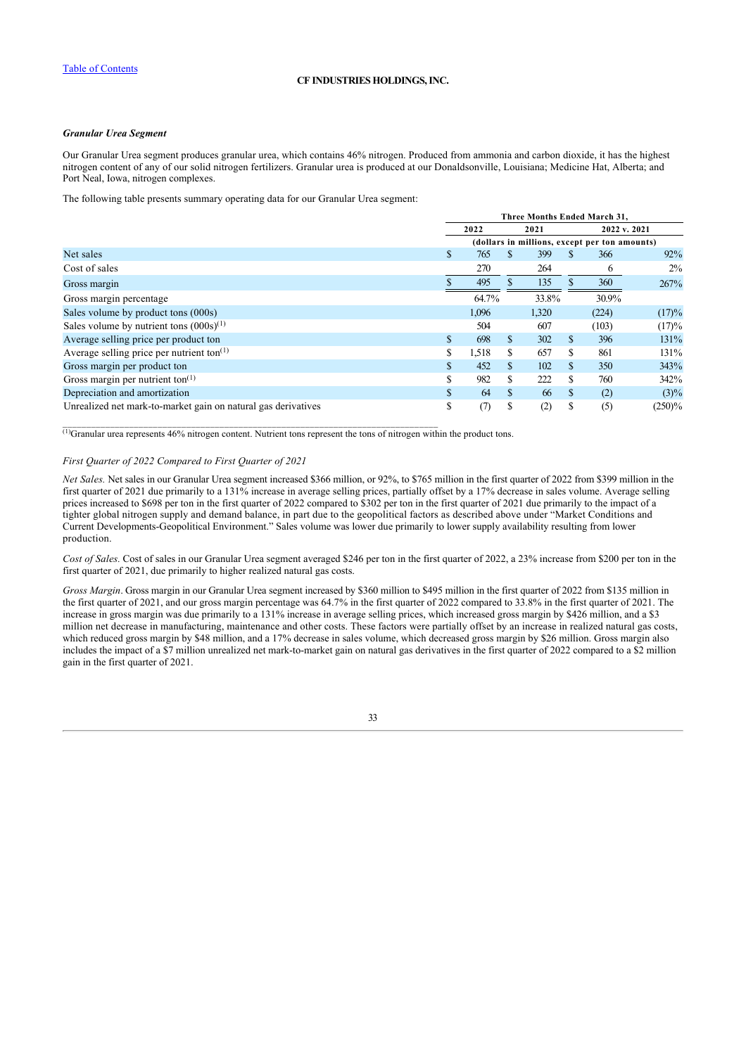### *Granular Urea Segment*

Our Granular Urea segment produces granular urea, which contains 46% nitrogen. Produced from ammonia and carbon dioxide, it has the highest nitrogen content of any of our solid nitrogen fertilizers. Granular urea is produced at our Donaldsonville, Louisiana; Medicine Hat, Alberta; and Port Neal, Iowa, nitrogen complexes.

The following table presents summary operating data for our Granular Urea segment:

| | Three Months Ended March 31, | | | |
|---|---|---|---|---|
| | 2022 | 2021 | 2022 v. 2021 | |
| | (dollars in millions, except per ton amounts) | | | |
| Net sales | $ 765 | $ 399 | $ 366 | 92% |
| Cost of sales | 270 | 264 | 6 | 2% |
| Gross margin | $ 495 | $ 135 | $ 360 | 267% |
| Gross margin percentage | 64.7% | 33.8% | 30.9% | |
| Sales volume by product tons (000s) | 1,096 | 1,320 | (224) | (17)% |
| Sales volume by nutrient tons (000s)[1] | 504 | 607 | (103) | (17)% |
| Average selling price per product ton | $ 698 | $ 302 | $ 396 | 131% |
| Average selling price per nutrient ton[1] | $ 1,518 | $ 657 | $ 861 | 131% |
| Gross margin per product ton | $ 452 | $ 102 | $ 350 | 343% |
| Gross margin per nutrient ton[1] | $ 982 | $ 222 | $ 760 | 342% |
| Depreciation and amortization | $ 64 | $ 66 | $ (2) | (3)% |
| Unrealized net mark-to-market gain on natural gas derivatives | $ (7) | $ (2) | $ (5) | (250)% |

[1] Granular urea represents 46% nitrogen content. Nutrient tons represent the tons of nitrogen within the product tons.

*First Quarter of 2022 Compared to First Quarter of 2021*

*Net Sales.* Net sales in our Granular Urea segment increased $366 million, or 92%, to $765 million in the first quarter of 2022 from $399 million in the first quarter of 2021 due primarily to a 131% increase in average selling prices, partially offset by a 17% decrease in sales volume. Average selling prices increased to $698 per ton in the first quarter of 2022 compared to $302 per ton in the first quarter of 2021 due primarily to the impact of a tighter global nitrogen supply and demand balance, in part due to the geopolitical factors as described above under "Market Conditions and Current Developments-Geopolitical Environment." Sales volume was lower due primarily to lower supply availability resulting from lower production.

*Cost of Sales*. Cost of sales in our Granular Urea segment averaged $246 per ton in the first quarter of 2022, a 23% increase from $200 per ton in the first quarter of 2021, due primarily to higher realized natural gas costs.

*Gross Margin*. Gross margin in our Granular Urea segment increased by $360 million to $495 million in the first quarter of 2022 from $135 million in the first quarter of 2021, and our gross margin percentage was 64.7% in the first quarter of 2022 compared to 33.8% in the first quarter of 2021. The increase in gross margin was due primarily to a 131% increase in average selling prices, which increased gross margin by $426 million, and a $3 million net decrease in manufacturing, maintenance and other costs. These factors were partially offset by an increase in realized natural gas costs, which reduced gross margin by $48 million, and a 17% decrease in sales volume, which decreased gross margin by $26 million. Gross margin also includes the impact of a $7 million unrealized net mark-to-market gain on natural gas derivatives in the first quarter of 2022 compared to a $2 million gain in the first quarter of 2021.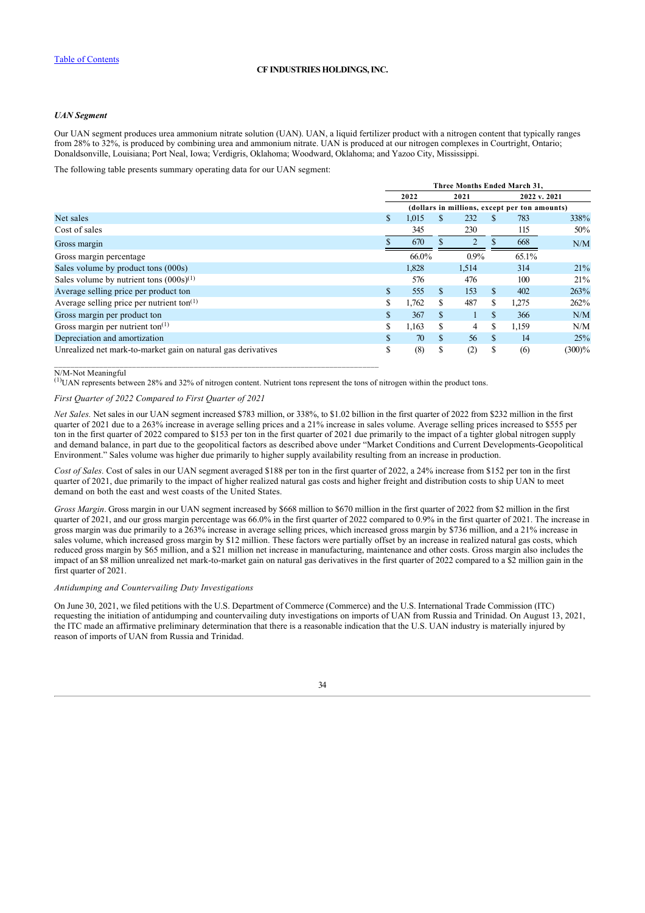### *UAN Segment*

Our UAN segment produces urea ammonium nitrate solution (UAN). UAN, a liquid fertilizer product with a nitrogen content that typically ranges from 28% to 32%, is produced by combining urea and ammonium nitrate. UAN is produced at our nitrogen complexes in Courtright, Ontario; Donaldsonville, Louisiana; Port Neal, Iowa; Verdigris, Oklahoma; Woodward, Oklahoma; and Yazoo City, Mississippi.

The following table presents summary operating data for our UAN segment:

| | Three Months Ended March 31, | | | |
|---|---|---|---|---|
| | 2022 | 2021 | 2022 v. 2021 | |
| | (dollars in millions, except per ton amounts) | | | |
| Net sales | $ 1,015 | $ 232 | $ 783 | 338% |
| Cost of sales | 345 | 230 | 115 | 50% |
| Gross margin | $ 670 | $ 2 | $ 668 | N/M |
| Gross margin percentage | 66.0% | 0.9% | 65.1% | |
| Sales volume by product tons (000s) | 1,828 | 1,514 | 314 | 21% |
| Sales volume by nutrient tons (000s)[(1)] | 576 | 476 | 100 | 21% |
| Average selling price per product ton | $ 555 | $ 153 | $ 402 | 263% |
| Average selling price per nutrient ton[(1)] | $ 1,762 | $ 487 | $ 1,275 | 262% |
| Gross margin per product ton | $ 367 | $ 1 | $ 366 | N/M |
| Gross margin per nutrient ton[(1)] | $ 1,163 | $ 4 | $ 1,159 | N/M |
| Depreciation and amortization | $ 70 | $ 56 | $ 14 | 25% |
| Unrealized net mark-to-market gain on natural gas derivatives | $ (8) | $ (2) | $ (6) | (300)% |

N/M-Not Meaningful

[(1)]UAN represents between 28% and 32% of nitrogen content. Nutrient tons represent the tons of nitrogen within the product tons.

*First Quarter of 2022 Compared to First Quarter of 2021*

*Net Sales.* Net sales in our UAN segment increased $783 million, or 338%, to $1.02 billion in the first quarter of 2022 from $232 million in the first quarter of 2021 due to a 263% increase in average selling prices and a 21% increase in sales volume. Average selling prices increased to $555 per ton in the first quarter of 2022 compared to $153 per ton in the first quarter of 2021 due primarily to the impact of a tighter global nitrogen supply and demand balance, in part due to the geopolitical factors as described above under "Market Conditions and Current Developments-Geopolitical Environment." Sales volume was higher due primarily to higher supply availability resulting from an increase in production.

*Cost of Sales.* Cost of sales in our UAN segment averaged $188 per ton in the first quarter of 2022, a 24% increase from $152 per ton in the first quarter of 2021, due primarily to the impact of higher realized natural gas costs and higher freight and distribution costs to ship UAN to meet demand on both the east and west coasts of the United States.

*Gross Margin*. Gross margin in our UAN segment increased by $668 million to $670 million in the first quarter of 2022 from $2 million in the first quarter of 2021, and our gross margin percentage was 66.0% in the first quarter of 2022 compared to 0.9% in the first quarter of 2021. The increase in gross margin was due primarily to a 263% increase in average selling prices, which increased gross margin by $736 million, and a 21% increase in sales volume, which increased gross margin by $12 million. These factors were partially offset by an increase in realized natural gas costs, which reduced gross margin by $65 million, and a $21 million net increase in manufacturing, maintenance and other costs. Gross margin also includes the impact of an $8 million unrealized net mark-to-market gain on natural gas derivatives in the first quarter of 2022 compared to a $2 million gain in the first quarter of 2021.

*Antidumping and Countervailing Duty Investigations*

On June 30, 2021, we filed petitions with the U.S. Department of Commerce (Commerce) and the U.S. International Trade Commission (ITC) requesting the initiation of antidumping and countervailing duty investigations on imports of UAN from Russia and Trinidad. On August 13, 2021, the ITC made an affirmative preliminary determination that there is a reasonable indication that the U.S. UAN industry is materially injured by reason of imports of UAN from Russia and Trinidad.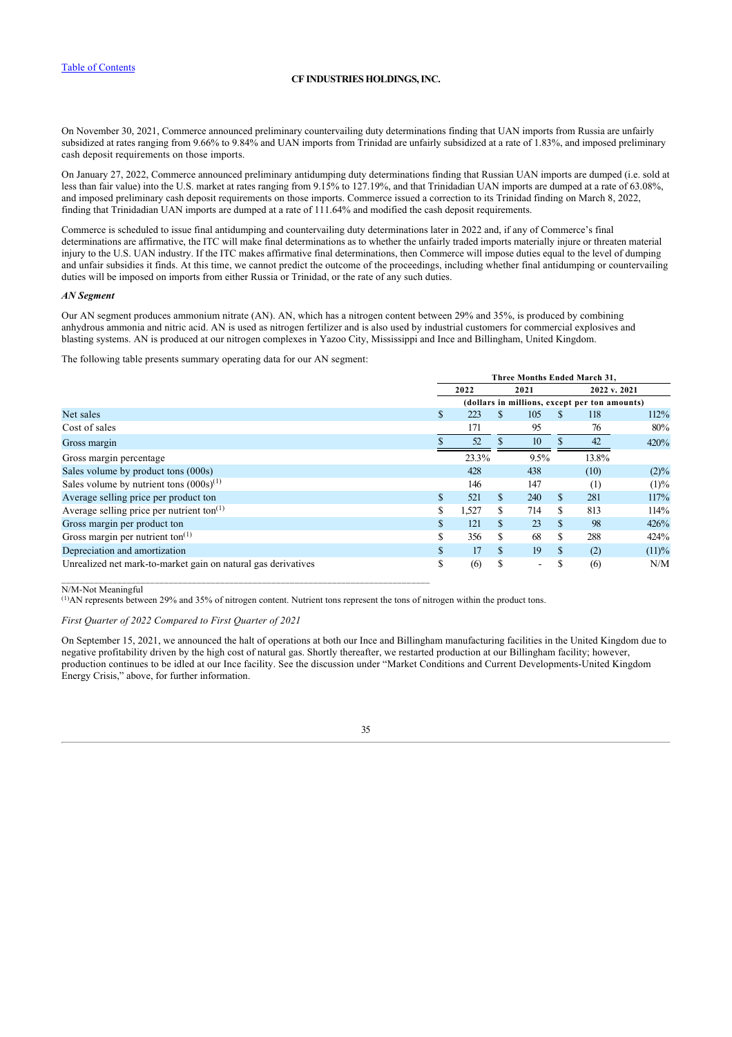On November 30, 2021, Commerce announced preliminary countervailing duty determinations finding that UAN imports from Russia are unfairly subsidized at rates ranging from 9.66% to 9.84% and UAN imports from Trinidad are unfairly subsidized at a rate of 1.83%, and imposed preliminary cash deposit requirements on those imports.

On January 27, 2022, Commerce announced preliminary antidumping duty determinations finding that Russian UAN imports are dumped (i.e. sold at less than fair value) into the U.S. market at rates ranging from 9.15% to 127.19%, and that Trinidadian UAN imports are dumped at a rate of 63.08%, and imposed preliminary cash deposit requirements on those imports. Commerce issued a correction to its Trinidad finding on March 8, 2022, finding that Trinidadian UAN imports are dumped at a rate of 111.64% and modified the cash deposit requirements.

Commerce is scheduled to issue final antidumping and countervailing duty determinations later in 2022 and, if any of Commerce's final determinations are affirmative, the ITC will make final determinations as to whether the unfairly traded imports materially injure or threaten material injury to the U.S. UAN industry. If the ITC makes affirmative final determinations, then Commerce will impose duties equal to the level of dumping and unfair subsidies it finds. At this time, we cannot predict the outcome of the proceedings, including whether final antidumping or countervailing duties will be imposed on imports from either Russia or Trinidad, or the rate of any such duties.

***AN Segment***

Our AN segment produces ammonium nitrate (AN). AN, which has a nitrogen content between 29% and 35%, is produced by combining anhydrous ammonia and nitric acid. AN is used as nitrogen fertilizer and is also used by industrial customers for commercial explosives and blasting systems. AN is produced at our nitrogen complexes in Yazoo City, Mississippi and Ince and Billingham, United Kingdom.

The following table presents summary operating data for our AN segment:

| | Three Months Ended March 31, | | | |
|---|---|---|---|---|
| | 2022 | 2021 | 2022 v. 2021 | |
| | (dollars in millions, except per ton amounts) | | | |
| Net sales | $ 223 | $ 105 | $ 118 | 112% |
| Cost of sales | 171 | 95 | 76 | 80% |
| Gross margin | $ 52 | $ 10 | $ 42 | 420% |
| Gross margin percentage | 23.3% | 9.5% | 13.8% | |
| Sales volume by product tons (000s) | 428 | 438 | (10) | (2)% |
| Sales volume by nutrient tons (000s)[(1)] | 146 | 147 | (1) | (1)% |
| Average selling price per product ton | $ 521 | $ 240 | $ 281 | 117% |
| Average selling price per nutrient ton[(1)] | $ 1,527 | $ 714 | $ 813 | 114% |
| Gross margin per product ton | $ 121 | $ 23 | $ 98 | 426% |
| Gross margin per nutrient ton[(1)] | $ 356 | $ 68 | $ 288 | 424% |
| Depreciation and amortization | $ 17 | $ 19 | $ (2) | (11)% |
| Unrealized net mark-to-market gain on natural gas derivatives | $ (6) | $ - | $ (6) | N/M |

N/M-Not Meaningful
[(1)]AN represents between 29% and 35% of nitrogen content. Nutrient tons represent the tons of nitrogen within the product tons.

*First Quarter of 2022 Compared to First Quarter of 2021*

On September 15, 2021, we announced the halt of operations at both our Ince and Billingham manufacturing facilities in the United Kingdom due to negative profitability driven by the high cost of natural gas. Shortly thereafter, we restarted production at our Billingham facility; however, production continues to be idled at our Ince facility. See the discussion under "Market Conditions and Current Developments-United Kingdom Energy Crisis," above, for further information.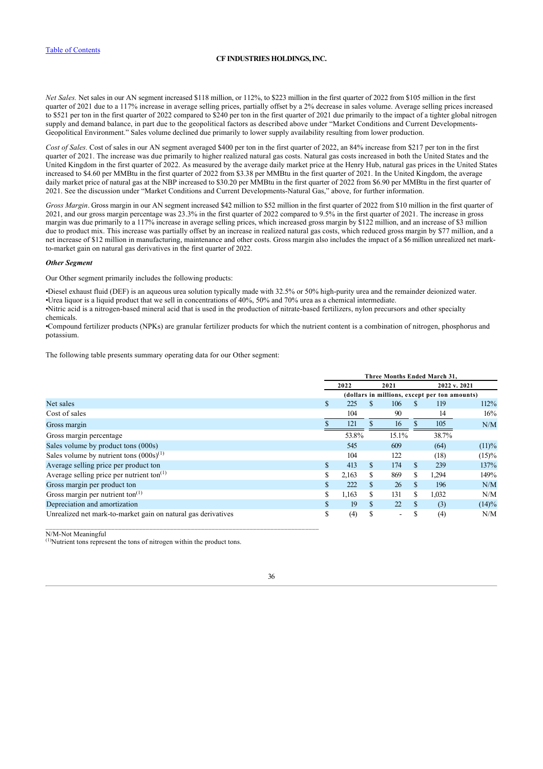*Net Sales.* Net sales in our AN segment increased $118 million, or 112%, to $223 million in the first quarter of 2022 from $105 million in the first quarter of 2021 due to a 117% increase in average selling prices, partially offset by a 2% decrease in sales volume. Average selling prices increased to $521 per ton in the first quarter of 2022 compared to $240 per ton in the first quarter of 2021 due primarily to the impact of a tighter global nitrogen supply and demand balance, in part due to the geopolitical factors as described above under "Market Conditions and Current Developments-Geopolitical Environment." Sales volume declined due primarily to lower supply availability resulting from lower production.

*Cost of Sales.* Cost of sales in our AN segment averaged $400 per ton in the first quarter of 2022, an 84% increase from $217 per ton in the first quarter of 2021. The increase was due primarily to higher realized natural gas costs. Natural gas costs increased in both the United States and the United Kingdom in the first quarter of 2022. As measured by the average daily market price at the Henry Hub, natural gas prices in the United States increased to $4.60 per MMBtu in the first quarter of 2022 from $3.38 per MMBtu in the first quarter of 2021. In the United Kingdom, the average daily market price of natural gas at the NBP increased to $30.20 per MMBtu in the first quarter of 2022 from $6.90 per MMBtu in the first quarter of 2021. See the discussion under "Market Conditions and Current Developments-Natural Gas," above, for further information.

*Gross Margin*. Gross margin in our AN segment increased $42 million to $52 million in the first quarter of 2022 from $10 million in the first quarter of 2021, and our gross margin percentage was 23.3% in the first quarter of 2022 compared to 9.5% in the first quarter of 2021. The increase in gross margin was due primarily to a 117% increase in average selling prices, which increased gross margin by $122 million, and an increase of $3 million due to product mix. This increase was partially offset by an increase in realized natural gas costs, which reduced gross margin by $77 million, and a net increase of $12 million in manufacturing, maintenance and other costs. Gross margin also includes the impact of a $6 million unrealized net mark-to-market gain on natural gas derivatives in the first quarter of 2022.

***Other Segment***

Our Other segment primarily includes the following products:

- Diesel exhaust fluid (DEF) is an aqueous urea solution typically made with 32.5% or 50% high-purity urea and the remainder deionized water.
- Urea liquor is a liquid product that we sell in concentrations of 40%, 50% and 70% urea as a chemical intermediate.
- Nitric acid is a nitrogen-based mineral acid that is used in the production of nitrate-based fertilizers, nylon precursors and other specialty chemicals.
- Compound fertilizer products (NPKs) are granular fertilizer products for which the nutrient content is a combination of nitrogen, phosphorus and potassium.

The following table presents summary operating data for our Other segment:

| | Three Months Ended March 31, | | | |
|---|---|---|---|---|
| | 2022 | 2021 | 2022 v. 2021 | |
| | (dollars in millions, except per ton amounts) | | | |
| Net sales | $ 225 | $ 106 | $ 119 | 112% |
| Cost of sales | 104 | 90 | 14 | 16% |
| Gross margin | $ 121 | $ 16 | $ 105 | N/M |
| Gross margin percentage | 53.8% | 15.1% | 38.7% | |
| Sales volume by product tons (000s) | 545 | 609 | (64) | (11)% |
| Sales volume by nutrient tons (000s)[1] | 104 | 122 | (18) | (15)% |
| Average selling price per product ton | $ 413 | $ 174 | $ 239 | 137% |
| Average selling price per nutrient ton[1] | $ 2,163 | $ 869 | $ 1,294 | 149% |
| Gross margin per product ton | $ 222 | $ 26 | $ 196 | N/M |
| Gross margin per nutrient ton[1] | $ 1,163 | $ 131 | $ 1,032 | N/M |
| Depreciation and amortization | $ 19 | $ 22 | $ (3) | (14)% |
| Unrealized net mark-to-market gain on natural gas derivatives | $ (4) | $ - | $ (4) | N/M |

N/M-Not Meaningful

[1] Nutrient tons represent the tons of nitrogen within the product tons.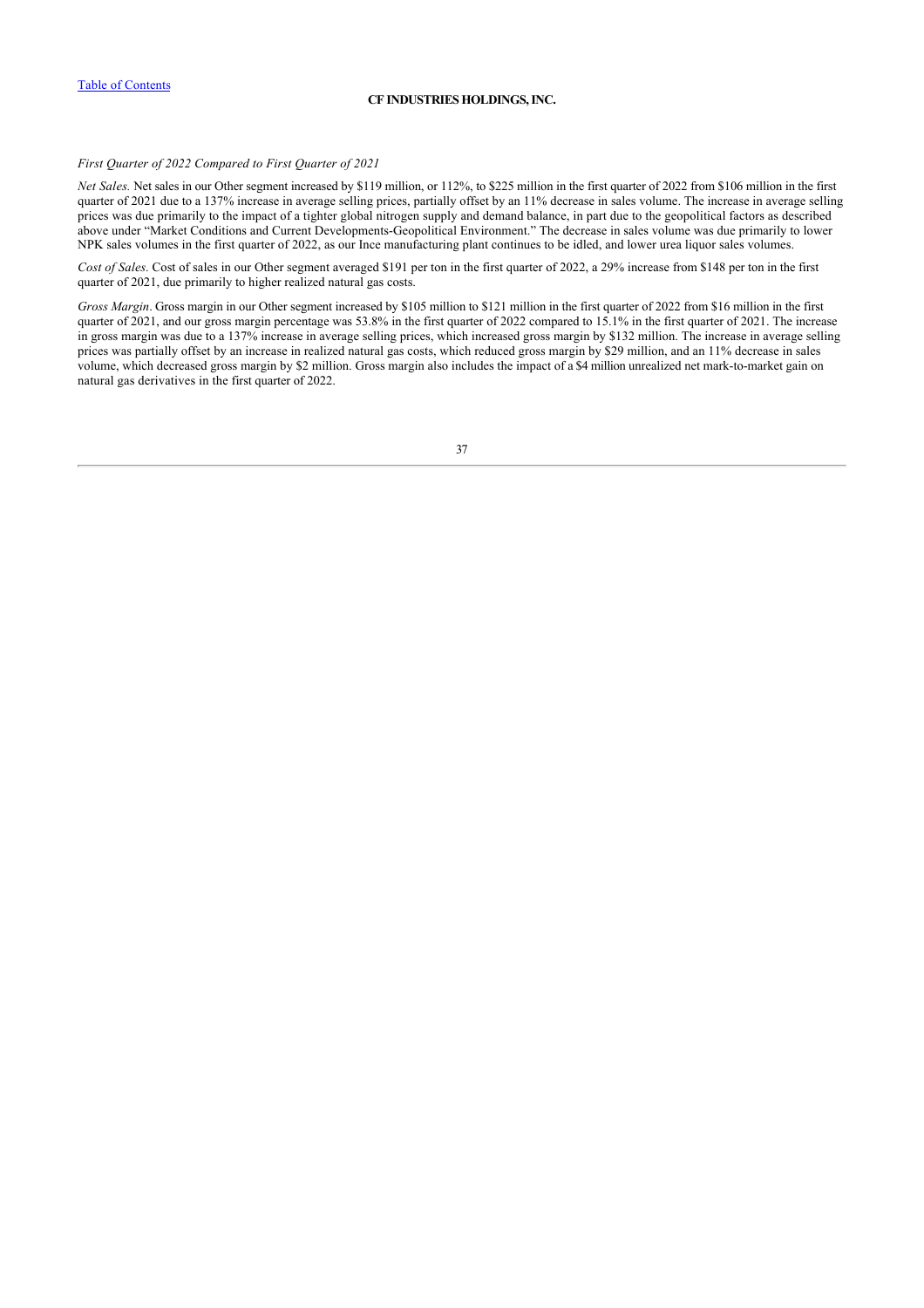*First Quarter of 2022 Compared to First Quarter of 2021*

*Net Sales.* Net sales in our Other segment increased by $119 million, or 112%, to $225 million in the first quarter of 2022 from $106 million in the first quarter of 2021 due to a 137% increase in average selling prices, partially offset by an 11% decrease in sales volume. The increase in average selling prices was due primarily to the impact of a tighter global nitrogen supply and demand balance, in part due to the geopolitical factors as described above under "Market Conditions and Current Developments-Geopolitical Environment." The decrease in sales volume was due primarily to lower NPK sales volumes in the first quarter of 2022, as our Ince manufacturing plant continues to be idled, and lower urea liquor sales volumes.

*Cost of Sales.* Cost of sales in our Other segment averaged $191 per ton in the first quarter of 2022, a 29% increase from $148 per ton in the first quarter of 2021, due primarily to higher realized natural gas costs.

*Gross Margin*. Gross margin in our Other segment increased by $105 million to $121 million in the first quarter of 2022 from $16 million in the first quarter of 2021, and our gross margin percentage was 53.8% in the first quarter of 2022 compared to 15.1% in the first quarter of 2021. The increase in gross margin was due to a 137% increase in average selling prices, which increased gross margin by $132 million. The increase in average selling prices was partially offset by an increase in realized natural gas costs, which reduced gross margin by $29 million, and an 11% decrease in sales volume, which decreased gross margin by $2 million. Gross margin also includes the impact of a $4 million unrealized net mark-to-market gain on natural gas derivatives in the first quarter of 2022.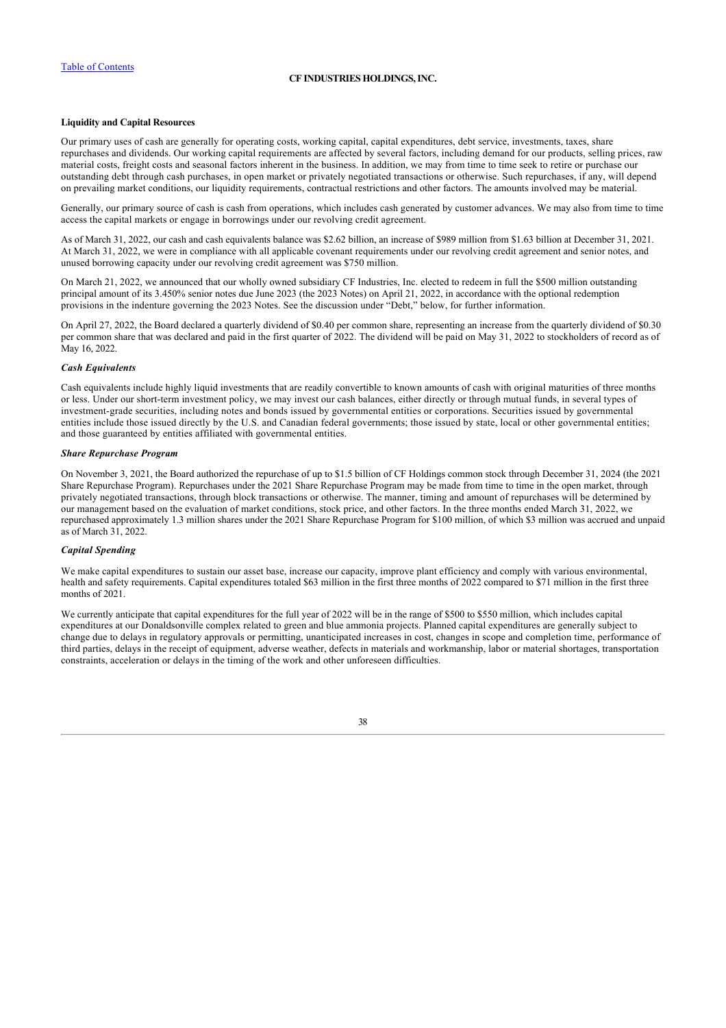**Liquidity and Capital Resources**

Our primary uses of cash are generally for operating costs, working capital, capital expenditures, debt service, investments, taxes, share repurchases and dividends. Our working capital requirements are affected by several factors, including demand for our products, selling prices, raw material costs, freight costs and seasonal factors inherent in the business. In addition, we may from time to time seek to retire or purchase our outstanding debt through cash purchases, in open market or privately negotiated transactions or otherwise. Such repurchases, if any, will depend on prevailing market conditions, our liquidity requirements, contractual restrictions and other factors. The amounts involved may be material.

Generally, our primary source of cash is cash from operations, which includes cash generated by customer advances. We may also from time to time access the capital markets or engage in borrowings under our revolving credit agreement.

As of March 31, 2022, our cash and cash equivalents balance was $2.62 billion, an increase of $989 million from $1.63 billion at December 31, 2021. At March 31, 2022, we were in compliance with all applicable covenant requirements under our revolving credit agreement and senior notes, and unused borrowing capacity under our revolving credit agreement was $750 million.

On March 21, 2022, we announced that our wholly owned subsidiary CF Industries, Inc. elected to redeem in full the $500 million outstanding principal amount of its 3.450% senior notes due June 2023 (the 2023 Notes) on April 21, 2022, in accordance with the optional redemption provisions in the indenture governing the 2023 Notes. See the discussion under "Debt," below, for further information.

On April 27, 2022, the Board declared a quarterly dividend of $0.40 per common share, representing an increase from the quarterly dividend of $0.30 per common share that was declared and paid in the first quarter of 2022. The dividend will be paid on May 31, 2022 to stockholders of record as of May 16, 2022.

***Cash Equivalents***

Cash equivalents include highly liquid investments that are readily convertible to known amounts of cash with original maturities of three months or less. Under our short-term investment policy, we may invest our cash balances, either directly or through mutual funds, in several types of investment-grade securities, including notes and bonds issued by governmental entities or corporations. Securities issued by governmental entities include those issued directly by the U.S. and Canadian federal governments; those issued by state, local or other governmental entities; and those guaranteed by entities affiliated with governmental entities.

***Share Repurchase Program***

On November 3, 2021, the Board authorized the repurchase of up to $1.5 billion of CF Holdings common stock through December 31, 2024 (the 2021 Share Repurchase Program). Repurchases under the 2021 Share Repurchase Program may be made from time to time in the open market, through privately negotiated transactions, through block transactions or otherwise. The manner, timing and amount of repurchases will be determined by our management based on the evaluation of market conditions, stock price, and other factors. In the three months ended March 31, 2022, we repurchased approximately 1.3 million shares under the 2021 Share Repurchase Program for $100 million, of which $3 million was accrued and unpaid as of March 31, 2022.

***Capital Spending***

We make capital expenditures to sustain our asset base, increase our capacity, improve plant efficiency and comply with various environmental, health and safety requirements. Capital expenditures totaled $63 million in the first three months of 2022 compared to $71 million in the first three months of 2021.

We currently anticipate that capital expenditures for the full year of 2022 will be in the range of $500 to $550 million, which includes capital expenditures at our Donaldsonville complex related to green and blue ammonia projects. Planned capital expenditures are generally subject to change due to delays in regulatory approvals or permitting, unanticipated increases in cost, changes in scope and completion time, performance of third parties, delays in the receipt of equipment, adverse weather, defects in materials and workmanship, labor or material shortages, transportation constraints, acceleration or delays in the timing of the work and other unforeseen difficulties.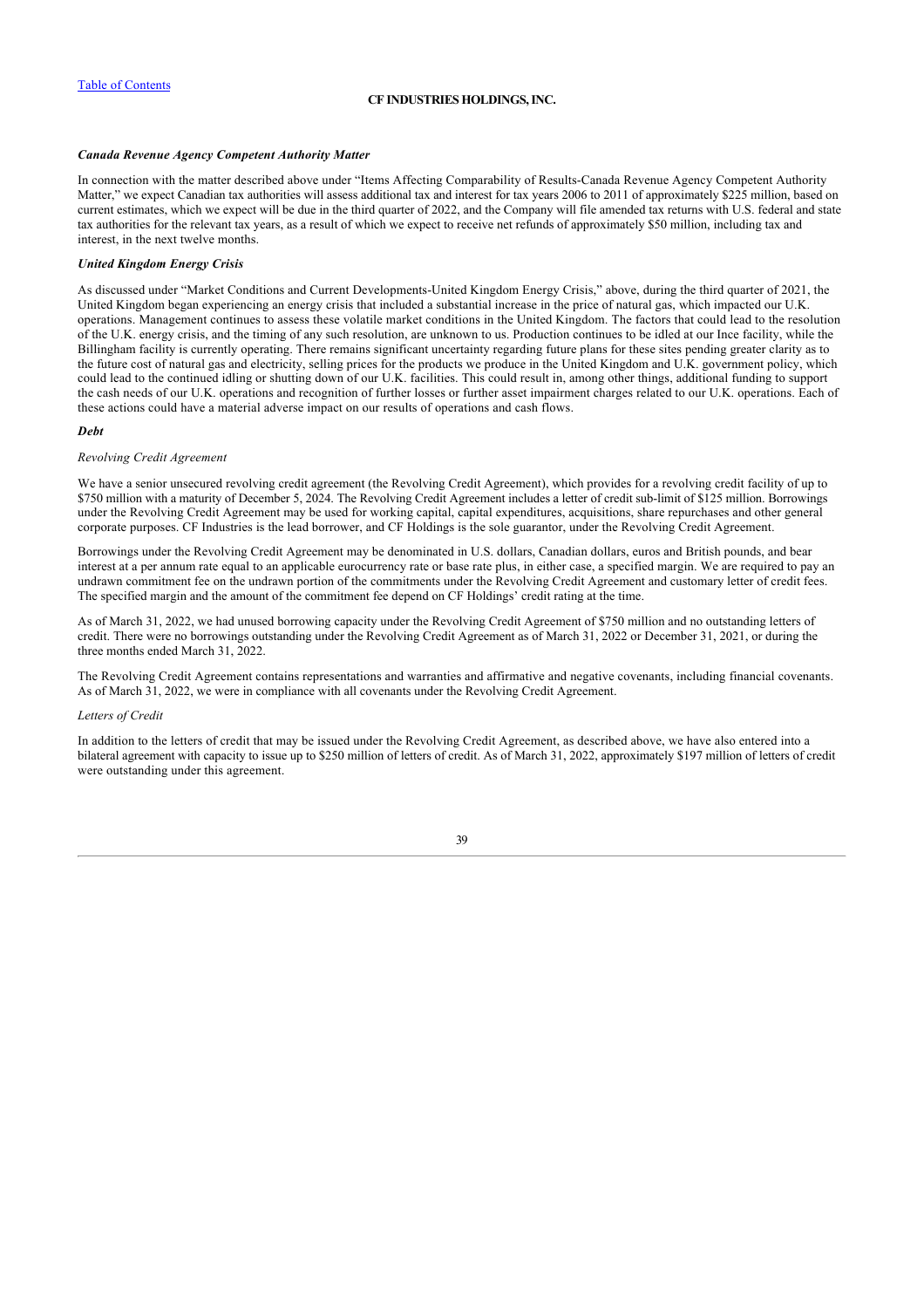***Canada Revenue Agency Competent Authority Matter***

In connection with the matter described above under "Items Affecting Comparability of Results-Canada Revenue Agency Competent Authority Matter," we expect Canadian tax authorities will assess additional tax and interest for tax years 2006 to 2011 of approximately $225 million, based on current estimates, which we expect will be due in the third quarter of 2022, and the Company will file amended tax returns with U.S. federal and state tax authorities for the relevant tax years, as a result of which we expect to receive net refunds of approximately $50 million, including tax and interest, in the next twelve months.

***United Kingdom Energy Crisis***

As discussed under "Market Conditions and Current Developments-United Kingdom Energy Crisis," above, during the third quarter of 2021, the United Kingdom began experiencing an energy crisis that included a substantial increase in the price of natural gas, which impacted our U.K. operations. Management continues to assess these volatile market conditions in the United Kingdom. The factors that could lead to the resolution of the U.K. energy crisis, and the timing of any such resolution, are unknown to us. Production continues to be idled at our Ince facility, while the Billingham facility is currently operating. There remains significant uncertainty regarding future plans for these sites pending greater clarity as to the future cost of natural gas and electricity, selling prices for the products we produce in the United Kingdom and U.K. government policy, which could lead to the continued idling or shutting down of our U.K. facilities. This could result in, among other things, additional funding to support the cash needs of our U.K. operations and recognition of further losses or further asset impairment charges related to our U.K. operations. Each of these actions could have a material adverse impact on our results of operations and cash flows.

***Debt***

*Revolving Credit Agreement*

We have a senior unsecured revolving credit agreement (the Revolving Credit Agreement), which provides for a revolving credit facility of up to $750 million with a maturity of December 5, 2024. The Revolving Credit Agreement includes a letter of credit sub-limit of $125 million. Borrowings under the Revolving Credit Agreement may be used for working capital, capital expenditures, acquisitions, share repurchases and other general corporate purposes. CF Industries is the lead borrower, and CF Holdings is the sole guarantor, under the Revolving Credit Agreement.

Borrowings under the Revolving Credit Agreement may be denominated in U.S. dollars, Canadian dollars, euros and British pounds, and bear interest at a per annum rate equal to an applicable eurocurrency rate or base rate plus, in either case, a specified margin. We are required to pay an undrawn commitment fee on the undrawn portion of the commitments under the Revolving Credit Agreement and customary letter of credit fees. The specified margin and the amount of the commitment fee depend on CF Holdings' credit rating at the time.

As of March 31, 2022, we had unused borrowing capacity under the Revolving Credit Agreement of $750 million and no outstanding letters of credit. There were no borrowings outstanding under the Revolving Credit Agreement as of March 31, 2022 or December 31, 2021, or during the three months ended March 31, 2022.

The Revolving Credit Agreement contains representations and warranties and affirmative and negative covenants, including financial covenants. As of March 31, 2022, we were in compliance with all covenants under the Revolving Credit Agreement.

*Letters of Credit*

In addition to the letters of credit that may be issued under the Revolving Credit Agreement, as described above, we have also entered into a bilateral agreement with capacity to issue up to $250 million of letters of credit. As of March 31, 2022, approximately $197 million of letters of credit were outstanding under this agreement.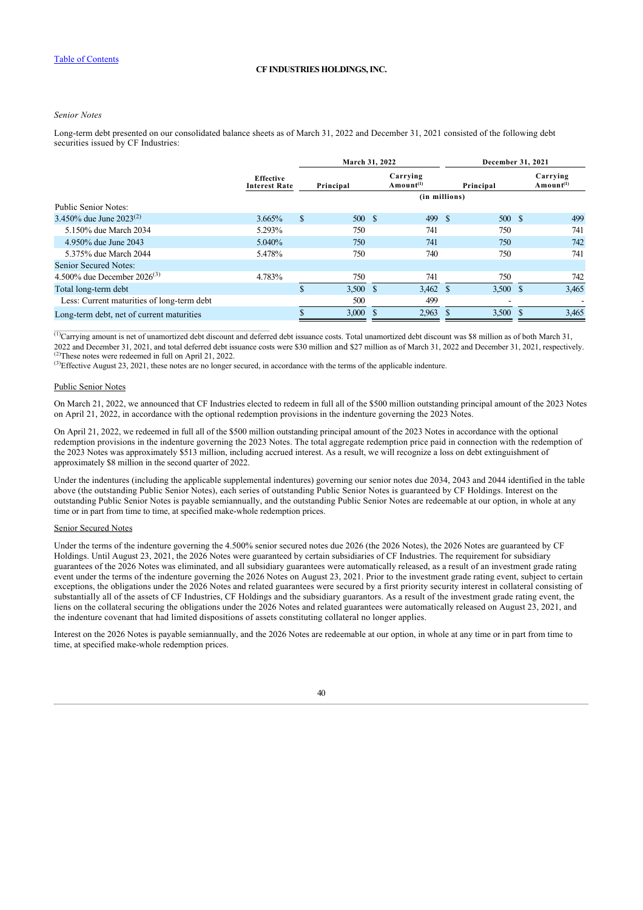*Senior Notes*

Long-term debt presented on our consolidated balance sheets as of March 31, 2022 and December 31, 2021 consisted of the following debt securities issued by CF Industries:

| | | March 31, 2022 | | December 31, 2021 | |
|---|---|---|---|---|---|
| | Effective Interest Rate | Principal | Carrying Amount[(1)] | Principal | Carrying Amount[(1)] |
| | | (in millions) | | | |
| Public Senior Notes: | | | | | |
| 3.450% due June 2023[(2)] | 3.665% | $ 500 | $ 499 | $ 500 | $ 499 |
| 5.150% due March 2034 | 5.293% | 750 | 741 | 750 | 741 |
| 4.950% due June 2043 | 5.040% | 750 | 741 | 750 | 742 |
| 5.375% due March 2044 | 5.478% | 750 | 740 | 750 | 741 |
| Senior Secured Notes: | | | | | |
| 4.500% due December 2026[(3)] | 4.783% | 750 | 741 | 750 | 742 |
| Total long-term debt | | $ 3,500 | $ 3,462 | $ 3,500 | $ 3,465 |
| Less: Current maturities of long-term debt | | 500 | 499 | — | — |
| Long-term debt, net of current maturities | | $ 3,000 | $ 2,963 | $ 3,500 | $ 3,465 |

[(1)]Carrying amount is net of unamortized debt discount and deferred debt issuance costs. Total unamortized debt discount was $8 million as of both March 31, 2022 and December 31, 2021, and total deferred debt issuance costs were $30 million and $27 million as of March 31, 2022 and December 31, 2021, respectively.
[(2)]These notes were redeemed in full on April 21, 2022.
[(3)]Effective August 23, 2021, these notes are no longer secured, in accordance with the terms of the applicable indenture.

Public Senior Notes

On March 21, 2022, we announced that CF Industries elected to redeem in full all of the $500 million outstanding principal amount of the 2023 Notes on April 21, 2022, in accordance with the optional redemption provisions in the indenture governing the 2023 Notes.

On April 21, 2022, we redeemed in full all of the $500 million outstanding principal amount of the 2023 Notes in accordance with the optional redemption provisions in the indenture governing the 2023 Notes. The total aggregate redemption price paid in connection with the redemption of the 2023 Notes was approximately $513 million, including accrued interest. As a result, we will recognize a loss on debt extinguishment of approximately $8 million in the second quarter of 2022.

Under the indentures (including the applicable supplemental indentures) governing our senior notes due 2034, 2043 and 2044 identified in the table above (the outstanding Public Senior Notes), each series of outstanding Public Senior Notes is guaranteed by CF Holdings. Interest on the outstanding Public Senior Notes is payable semiannually, and the outstanding Public Senior Notes are redeemable at our option, in whole at any time or in part from time to time, at specified make-whole redemption prices.

Senior Secured Notes

Under the terms of the indenture governing the 4.500% senior secured notes due 2026 (the 2026 Notes), the 2026 Notes are guaranteed by CF Holdings. Until August 23, 2021, the 2026 Notes were guaranteed by certain subsidiaries of CF Industries. The requirement for subsidiary guarantees of the 2026 Notes was eliminated, and all subsidiary guarantees were automatically released, as a result of an investment grade rating event under the terms of the indenture governing the 2026 Notes on August 23, 2021. Prior to the investment grade rating event, subject to certain exceptions, the obligations under the 2026 Notes and related guarantees were secured by a first priority security interest in collateral consisting of substantially all of the assets of CF Industries, CF Holdings and the subsidiary guarantors. As a result of the investment grade rating event, the liens on the collateral securing the obligations under the 2026 Notes and related guarantees were automatically released on August 23, 2021, and the indenture covenant that had limited dispositions of assets constituting collateral no longer applies.

Interest on the 2026 Notes is payable semiannually, and the 2026 Notes are redeemable at our option, in whole at any time or in part from time to time, at specified make-whole redemption prices.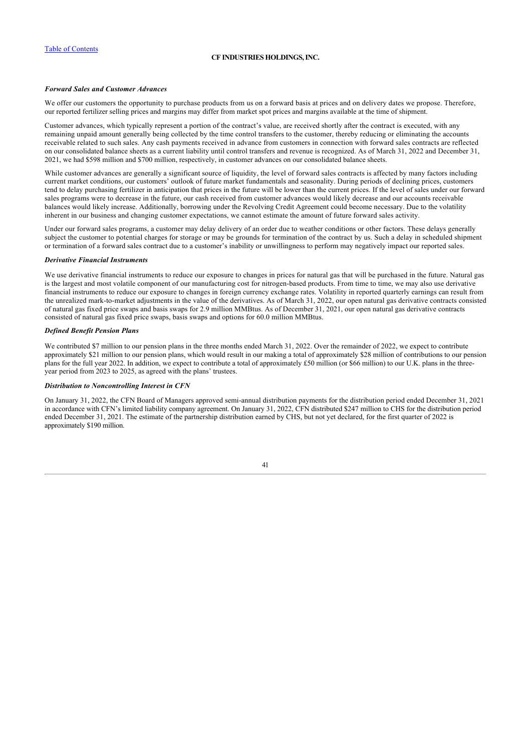### *Forward Sales and Customer Advances*

We offer our customers the opportunity to purchase products from us on a forward basis at prices and on delivery dates we propose. Therefore, our reported fertilizer selling prices and margins may differ from market spot prices and margins available at the time of shipment.

Customer advances, which typically represent a portion of the contract's value, are received shortly after the contract is executed, with any remaining unpaid amount generally being collected by the time control transfers to the customer, thereby reducing or eliminating the accounts receivable related to such sales. Any cash payments received in advance from customers in connection with forward sales contracts are reflected on our consolidated balance sheets as a current liability until control transfers and revenue is recognized. As of March 31, 2022 and December 31, 2021, we had $598 million and $700 million, respectively, in customer advances on our consolidated balance sheets.

While customer advances are generally a significant source of liquidity, the level of forward sales contracts is affected by many factors including current market conditions, our customers' outlook of future market fundamentals and seasonality. During periods of declining prices, customers tend to delay purchasing fertilizer in anticipation that prices in the future will be lower than the current prices. If the level of sales under our forward sales programs were to decrease in the future, our cash received from customer advances would likely decrease and our accounts receivable balances would likely increase. Additionally, borrowing under the Revolving Credit Agreement could become necessary. Due to the volatility inherent in our business and changing customer expectations, we cannot estimate the amount of future forward sales activity.

Under our forward sales programs, a customer may delay delivery of an order due to weather conditions or other factors. These delays generally subject the customer to potential charges for storage or may be grounds for termination of the contract by us. Such a delay in scheduled shipment or termination of a forward sales contract due to a customer's inability or unwillingness to perform may negatively impact our reported sales.

### *Derivative Financial Instruments*

We use derivative financial instruments to reduce our exposure to changes in prices for natural gas that will be purchased in the future. Natural gas is the largest and most volatile component of our manufacturing cost for nitrogen-based products. From time to time, we may also use derivative financial instruments to reduce our exposure to changes in foreign currency exchange rates. Volatility in reported quarterly earnings can result from the unrealized mark-to-market adjustments in the value of the derivatives. As of March 31, 2022, our open natural gas derivative contracts consisted of natural gas fixed price swaps and basis swaps for 2.9 million MMBtus. As of December 31, 2021, our open natural gas derivative contracts consisted of natural gas fixed price swaps, basis swaps and options for 60.0 million MMBtus.

### *Defined Benefit Pension Plans*

We contributed $7 million to our pension plans in the three months ended March 31, 2022. Over the remainder of 2022, we expect to contribute approximately $21 million to our pension plans, which would result in our making a total of approximately $28 million of contributions to our pension plans for the full year 2022. In addition, we expect to contribute a total of approximately £50 million (or $66 million) to our U.K. plans in the three-year period from 2023 to 2025, as agreed with the plans' trustees.

### *Distribution to Noncontrolling Interest in CFN*

On January 31, 2022, the CFN Board of Managers approved semi-annual distribution payments for the distribution period ended December 31, 2021 in accordance with CFN's limited liability company agreement. On January 31, 2022, CFN distributed $247 million to CHS for the distribution period ended December 31, 2021. The estimate of the partnership distribution earned by CHS, but not yet declared, for the first quarter of 2022 is approximately $190 million.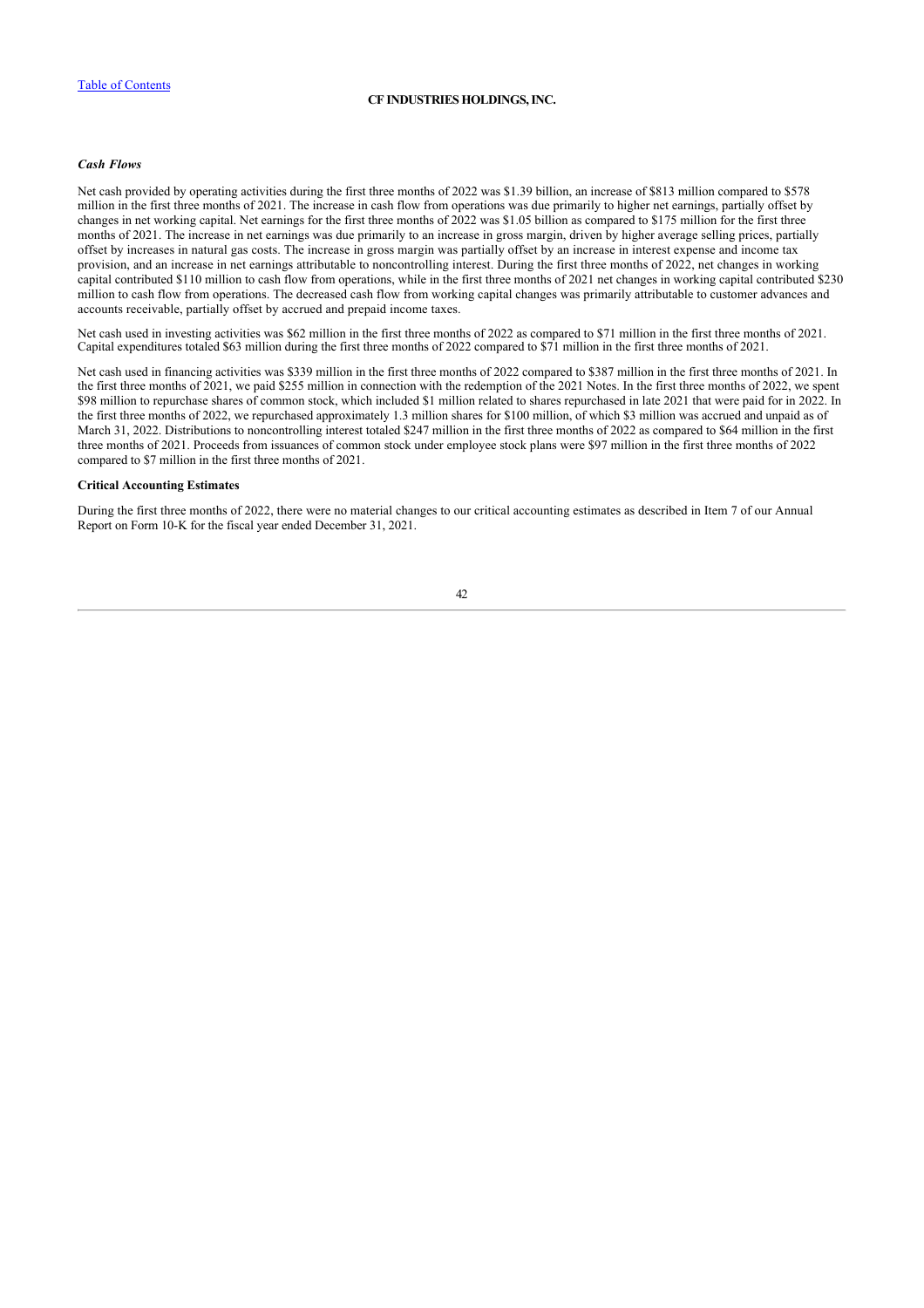### *Cash Flows*

Net cash provided by operating activities during the first three months of 2022 was $1.39 billion, an increase of $813 million compared to $578 million in the first three months of 2021. The increase in cash flow from operations was due primarily to higher net earnings, partially offset by changes in net working capital. Net earnings for the first three months of 2022 was $1.05 billion as compared to $175 million for the first three months of 2021. The increase in net earnings was due primarily to an increase in gross margin, driven by higher average selling prices, partially offset by increases in natural gas costs. The increase in gross margin was partially offset by an increase in interest expense and income tax provision, and an increase in net earnings attributable to noncontrolling interest. During the first three months of 2022, net changes in working capital contributed $110 million to cash flow from operations, while in the first three months of 2021 net changes in working capital contributed $230 million to cash flow from operations. The decreased cash flow from working capital changes was primarily attributable to customer advances and accounts receivable, partially offset by accrued and prepaid income taxes.

Net cash used in investing activities was $62 million in the first three months of 2022 as compared to $71 million in the first three months of 2021. Capital expenditures totaled $63 million during the first three months of 2022 compared to $71 million in the first three months of 2021.

Net cash used in financing activities was $339 million in the first three months of 2022 compared to $387 million in the first three months of 2021. In the first three months of 2021, we paid $255 million in connection with the redemption of the 2021 Notes. In the first three months of 2022, we spent $98 million to repurchase shares of common stock, which included $1 million related to shares repurchased in late 2021 that were paid for in 2022. In the first three months of 2022, we repurchased approximately 1.3 million shares for $100 million, of which $3 million was accrued and unpaid as of March 31, 2022. Distributions to noncontrolling interest totaled $247 million in the first three months of 2022 as compared to $64 million in the first three months of 2021. Proceeds from issuances of common stock under employee stock plans were $97 million in the first three months of 2022 compared to $7 million in the first three months of 2021.

### Critical Accounting Estimates

During the first three months of 2022, there were no material changes to our critical accounting estimates as described in Item 7 of our Annual Report on Form 10-K for the fiscal year ended December 31, 2021.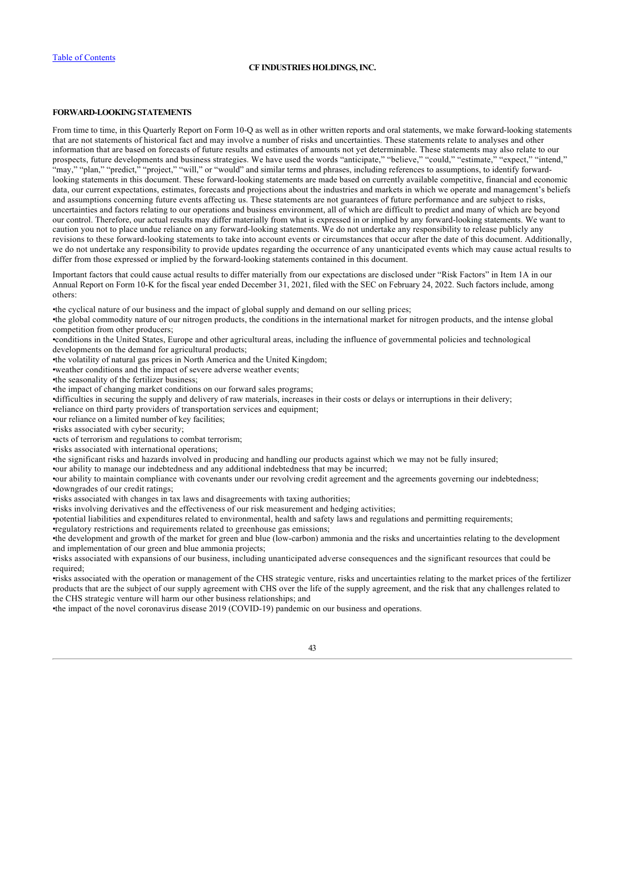## FORWARD-LOOKING STATEMENTS

From time to time, in this Quarterly Report on Form 10-Q as well as in other written reports and oral statements, we make forward-looking statements that are not statements of historical fact and may involve a number of risks and uncertainties. These statements relate to analyses and other information that are based on forecasts of future results and estimates of amounts not yet determinable. These statements may also relate to our prospects, future developments and business strategies. We have used the words "anticipate," "believe," "could," "estimate," "expect," "intend," "may," "plan," "predict," "project," "will," or "would" and similar terms and phrases, including references to assumptions, to identify forward-looking statements in this document. These forward-looking statements are made based on currently available competitive, financial and economic data, our current expectations, estimates, forecasts and projections about the industries and markets in which we operate and management's beliefs and assumptions concerning future events affecting us. These statements are not guarantees of future performance and are subject to risks, uncertainties and factors relating to our operations and business environment, all of which are difficult to predict and many of which are beyond our control. Therefore, our actual results may differ materially from what is expressed in or implied by any forward-looking statements. We want to caution you not to place undue reliance on any forward-looking statements. We do not undertake any responsibility to release publicly any revisions to these forward-looking statements to take into account events or circumstances that occur after the date of this document. Additionally, we do not undertake any responsibility to provide updates regarding the occurrence of any unanticipated events which may cause actual results to differ from those expressed or implied by the forward-looking statements contained in this document.

Important factors that could cause actual results to differ materially from our expectations are disclosed under "Risk Factors" in Item 1A in our Annual Report on Form 10-K for the fiscal year ended December 31, 2021, filed with the SEC on February 24, 2022. Such factors include, among others:

- the cyclical nature of our business and the impact of global supply and demand on our selling prices;
- the global commodity nature of our nitrogen products, the conditions in the international market for nitrogen products, and the intense global competition from other producers;
- conditions in the United States, Europe and other agricultural areas, including the influence of governmental policies and technological developments on the demand for agricultural products;
- the volatility of natural gas prices in North America and the United Kingdom;
- weather conditions and the impact of severe adverse weather events;
- the seasonality of the fertilizer business;
- the impact of changing market conditions on our forward sales programs;
- difficulties in securing the supply and delivery of raw materials, increases in their costs or delays or interruptions in their delivery;
- reliance on third party providers of transportation services and equipment;
- our reliance on a limited number of key facilities;
- risks associated with cyber security;
- acts of terrorism and regulations to combat terrorism;
- risks associated with international operations;
- the significant risks and hazards involved in producing and handling our products against which we may not be fully insured;
- our ability to manage our indebtedness and any additional indebtedness that may be incurred;
- our ability to maintain compliance with covenants under our revolving credit agreement and the agreements governing our indebtedness;
- downgrades of our credit ratings;
- risks associated with changes in tax laws and disagreements with taxing authorities;
- risks involving derivatives and the effectiveness of our risk measurement and hedging activities;
- potential liabilities and expenditures related to environmental, health and safety laws and regulations and permitting requirements;
- regulatory restrictions and requirements related to greenhouse gas emissions;
- the development and growth of the market for green and blue (low-carbon) ammonia and the risks and uncertainties relating to the development and implementation of our green and blue ammonia projects;
- risks associated with expansions of our business, including unanticipated adverse consequences and the significant resources that could be required;
- risks associated with the operation or management of the CHS strategic venture, risks and uncertainties relating to the market prices of the fertilizer products that are the subject of our supply agreement with CHS over the life of the supply agreement, and the risk that any challenges related to the CHS strategic venture will harm our other business relationships; and
- the impact of the novel coronavirus disease 2019 (COVID-19) pandemic on our business and operations.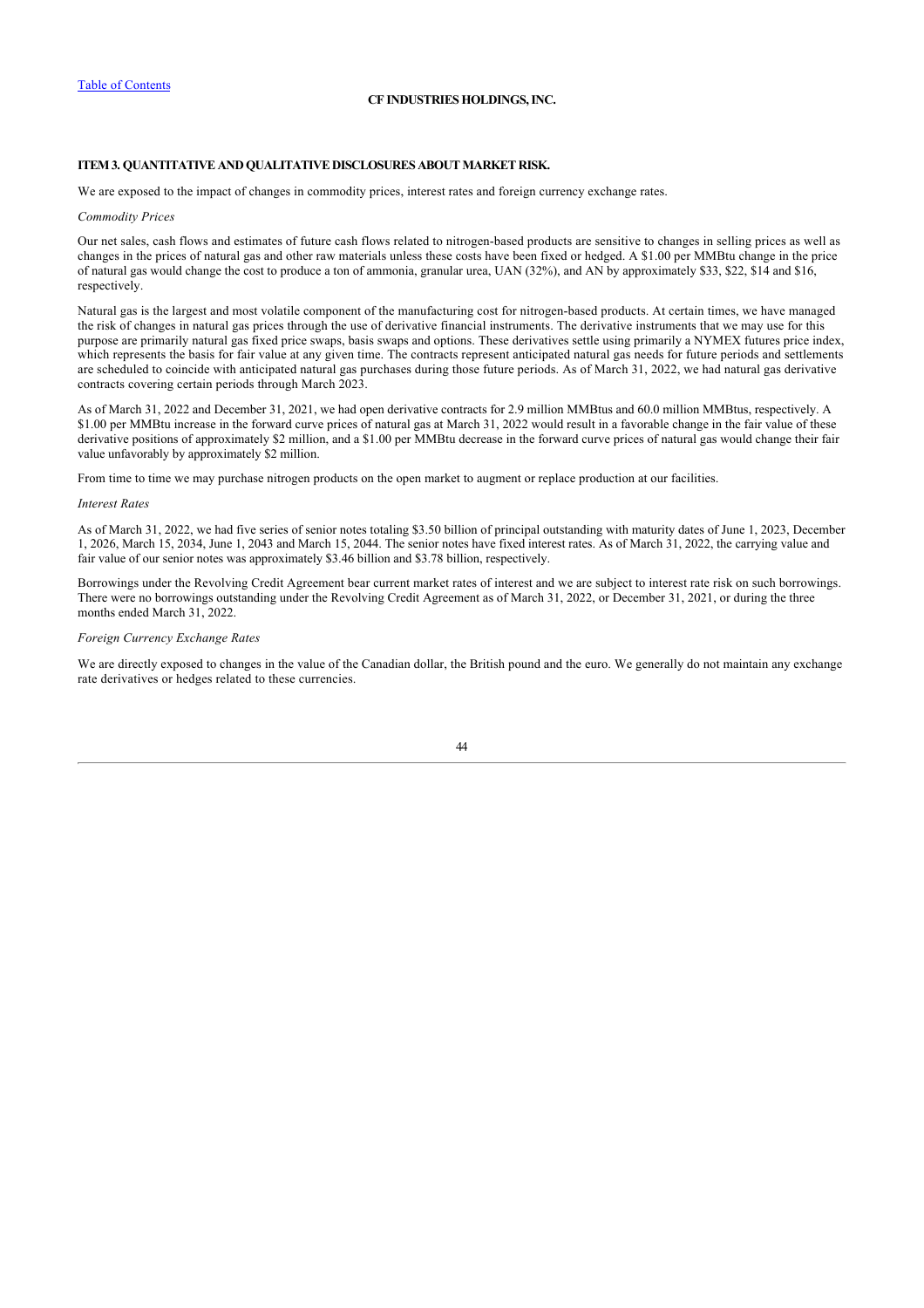## ITEM 3. QUANTITATIVE AND QUALITATIVE DISCLOSURES ABOUT MARKET RISK.

We are exposed to the impact of changes in commodity prices, interest rates and foreign currency exchange rates.

*Commodity Prices*

Our net sales, cash flows and estimates of future cash flows related to nitrogen-based products are sensitive to changes in selling prices as well as changes in the prices of natural gas and other raw materials unless these costs have been fixed or hedged. A $1.00 per MMBtu change in the price of natural gas would change the cost to produce a ton of ammonia, granular urea, UAN (32%), and AN by approximately $33, $22, $14 and $16, respectively.

Natural gas is the largest and most volatile component of the manufacturing cost for nitrogen-based products. At certain times, we have managed the risk of changes in natural gas prices through the use of derivative financial instruments. The derivative instruments that we may use for this purpose are primarily natural gas fixed price swaps, basis swaps and options. These derivatives settle using primarily a NYMEX futures price index, which represents the basis for fair value at any given time. The contracts represent anticipated natural gas needs for future periods and settlements are scheduled to coincide with anticipated natural gas purchases during those future periods. As of March 31, 2022, we had natural gas derivative contracts covering certain periods through March 2023.

As of March 31, 2022 and December 31, 2021, we had open derivative contracts for 2.9 million MMBtus and 60.0 million MMBtus, respectively. A $1.00 per MMBtu increase in the forward curve prices of natural gas at March 31, 2022 would result in a favorable change in the fair value of these derivative positions of approximately $2 million, and a $1.00 per MMBtu decrease in the forward curve prices of natural gas would change their fair value unfavorably by approximately $2 million.

From time to time we may purchase nitrogen products on the open market to augment or replace production at our facilities.

*Interest Rates*

As of March 31, 2022, we had five series of senior notes totaling $3.50 billion of principal outstanding with maturity dates of June 1, 2023, December 1, 2026, March 15, 2034, June 1, 2043 and March 15, 2044. The senior notes have fixed interest rates. As of March 31, 2022, the carrying value and fair value of our senior notes was approximately $3.46 billion and $3.78 billion, respectively.

Borrowings under the Revolving Credit Agreement bear current market rates of interest and we are subject to interest rate risk on such borrowings. There were no borrowings outstanding under the Revolving Credit Agreement as of March 31, 2022, or December 31, 2021, or during the three months ended March 31, 2022.

*Foreign Currency Exchange Rates*

We are directly exposed to changes in the value of the Canadian dollar, the British pound and the euro. We generally do not maintain any exchange rate derivatives or hedges related to these currencies.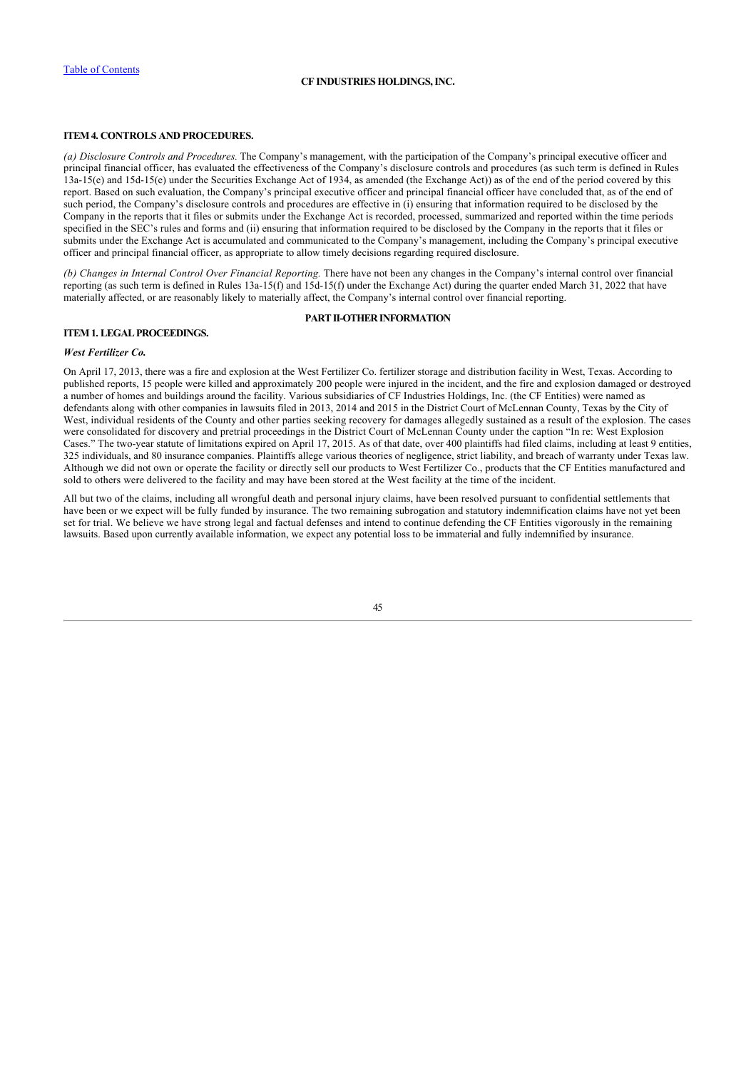### ITEM 4. CONTROLS AND PROCEDURES.

*(a) Disclosure Controls and Procedures.* The Company's management, with the participation of the Company's principal executive officer and principal financial officer, has evaluated the effectiveness of the Company's disclosure controls and procedures (as such term is defined in Rules 13a-15(e) and 15d-15(e) under the Securities Exchange Act of 1934, as amended (the Exchange Act)) as of the end of the period covered by this report. Based on such evaluation, the Company's principal executive officer and principal financial officer have concluded that, as of the end of such period, the Company's disclosure controls and procedures are effective in (i) ensuring that information required to be disclosed by the Company in the reports that it files or submits under the Exchange Act is recorded, processed, summarized and reported within the time periods specified in the SEC's rules and forms and (ii) ensuring that information required to be disclosed by the Company in the reports that it files or submits under the Exchange Act is accumulated and communicated to the Company's management, including the Company's principal executive officer and principal financial officer, as appropriate to allow timely decisions regarding required disclosure.

*(b) Changes in Internal Control Over Financial Reporting.* There have not been any changes in the Company's internal control over financial reporting (as such term is defined in Rules 13a-15(f) and 15d-15(f) under the Exchange Act) during the quarter ended March 31, 2022 that have materially affected, or are reasonably likely to materially affect, the Company's internal control over financial reporting.

## PART II-OTHER INFORMATION

### ITEM 1. LEGAL PROCEEDINGS.

***West Fertilizer Co.***

On April 17, 2013, there was a fire and explosion at the West Fertilizer Co. fertilizer storage and distribution facility in West, Texas. According to published reports, 15 people were killed and approximately 200 people were injured in the incident, and the fire and explosion damaged or destroyed a number of homes and buildings around the facility. Various subsidiaries of CF Industries Holdings, Inc. (the CF Entities) were named as defendants along with other companies in lawsuits filed in 2013, 2014 and 2015 in the District Court of McLennan County, Texas by the City of West, individual residents of the County and other parties seeking recovery for damages allegedly sustained as a result of the explosion. The cases were consolidated for discovery and pretrial proceedings in the District Court of McLennan County under the caption "In re: West Explosion Cases." The two-year statute of limitations expired on April 17, 2015. As of that date, over 400 plaintiffs had filed claims, including at least 9 entities, 325 individuals, and 80 insurance companies. Plaintiffs allege various theories of negligence, strict liability, and breach of warranty under Texas law. Although we did not own or operate the facility or directly sell our products to West Fertilizer Co., products that the CF Entities manufactured and sold to others were delivered to the facility and may have been stored at the West facility at the time of the incident.

All but two of the claims, including all wrongful death and personal injury claims, have been resolved pursuant to confidential settlements that have been or we expect will be fully funded by insurance. The two remaining subrogation and statutory indemnification claims have not yet been set for trial. We believe we have strong legal and factual defenses and intend to continue defending the CF Entities vigorously in the remaining lawsuits. Based upon currently available information, we expect any potential loss to be immaterial and fully indemnified by insurance.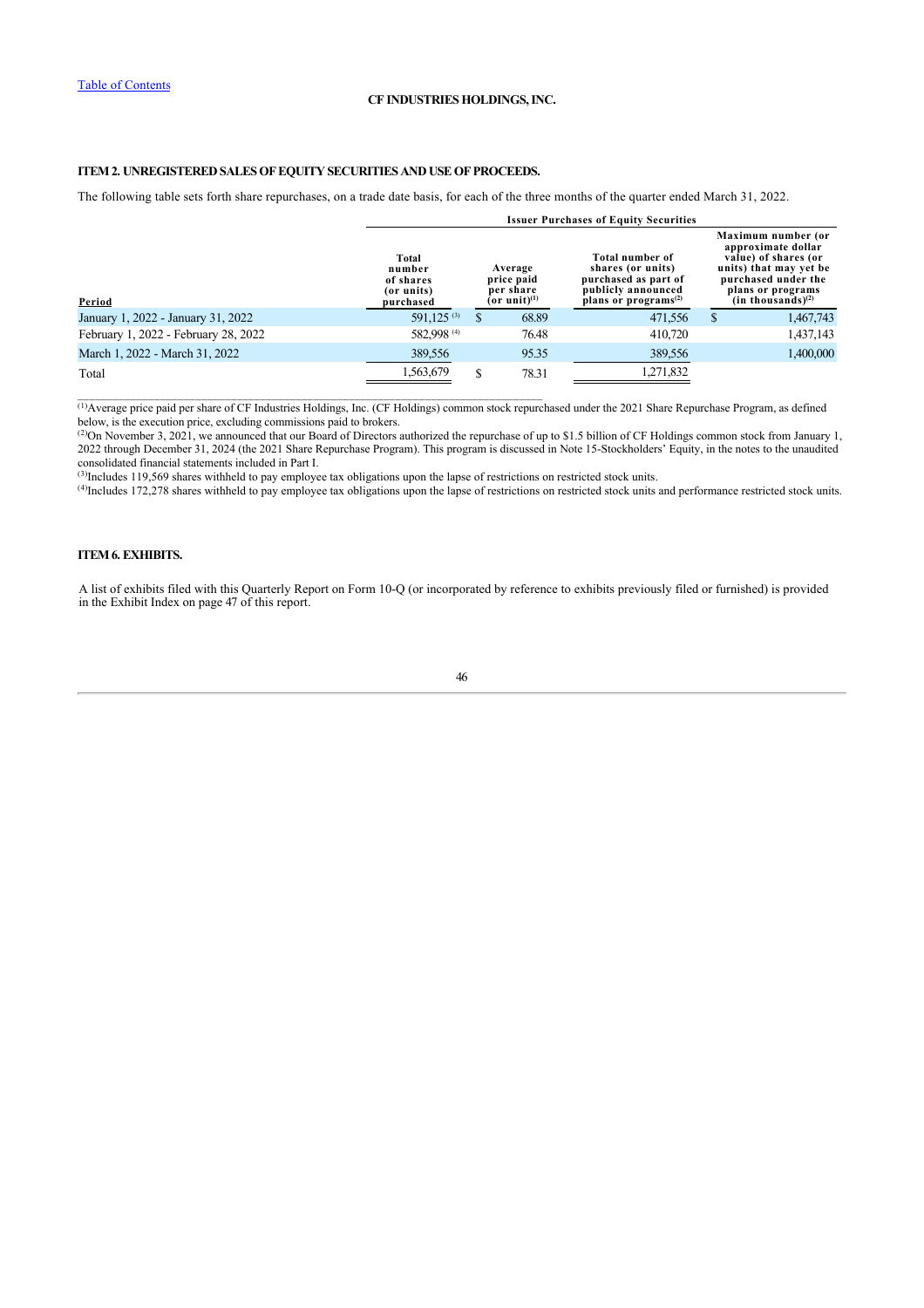Table of Contents

**CF INDUSTRIES HOLDINGS, INC.**

### ITEM 2. UNREGISTERED SALES OF EQUITY SECURITIES AND USE OF PROCEEDS.

The following table sets forth share repurchases, on a trade date basis, for each of the three months of the quarter ended March 31, 2022.

| | Issuer Purchases of Equity Securities | | | |
|---|---|---|---|---|
| Period | Total number of shares (or units) purchased | Average price paid per share (or unit)[(1)] | Total number of shares (or units) purchased as part of publicly announced plans or programs[(2)] | Maximum number (or approximate dollar value) of shares (or units) that may yet be purchased under the plans or programs (in thousands)[(2)] |
| January 1, 2022 - January 31, 2022 | 591,125 [(3)] | $ 68.89 | 471,556 | $ 1,467,743 |
| February 1, 2022 - February 28, 2022 | 582,998 [(4)] | 76.48 | 410,720 | 1,437,143 |
| March 1, 2022 - March 31, 2022 | 389,556 | 95.35 | 389,556 | 1,400,000 |
| Total | 1,563,679 | $ 78.31 | 1,271,832 | |

(1)Average price paid per share of CF Industries Holdings, Inc. (CF Holdings) common stock repurchased under the 2021 Share Repurchase Program, as defined below, is the execution price, excluding commissions paid to brokers.

(2)On November 3, 2021, we announced that our Board of Directors authorized the repurchase of up to $1.5 billion of CF Holdings common stock from January 1, 2022 through December 31, 2024 (the 2021 Share Repurchase Program). This program is discussed in Note 15-Stockholders' Equity, in the notes to the unaudited consolidated financial statements included in Part I.

(3)Includes 119,569 shares withheld to pay employee tax obligations upon the lapse of restrictions on restricted stock units.

(4)Includes 172,278 shares withheld to pay employee tax obligations upon the lapse of restrictions on restricted stock units and performance restricted stock units.

### ITEM 6. EXHIBITS.

A list of exhibits filed with this Quarterly Report on Form 10-Q (or incorporated by reference to exhibits previously filed or furnished) is provided in the Exhibit Index on page 47 of this report.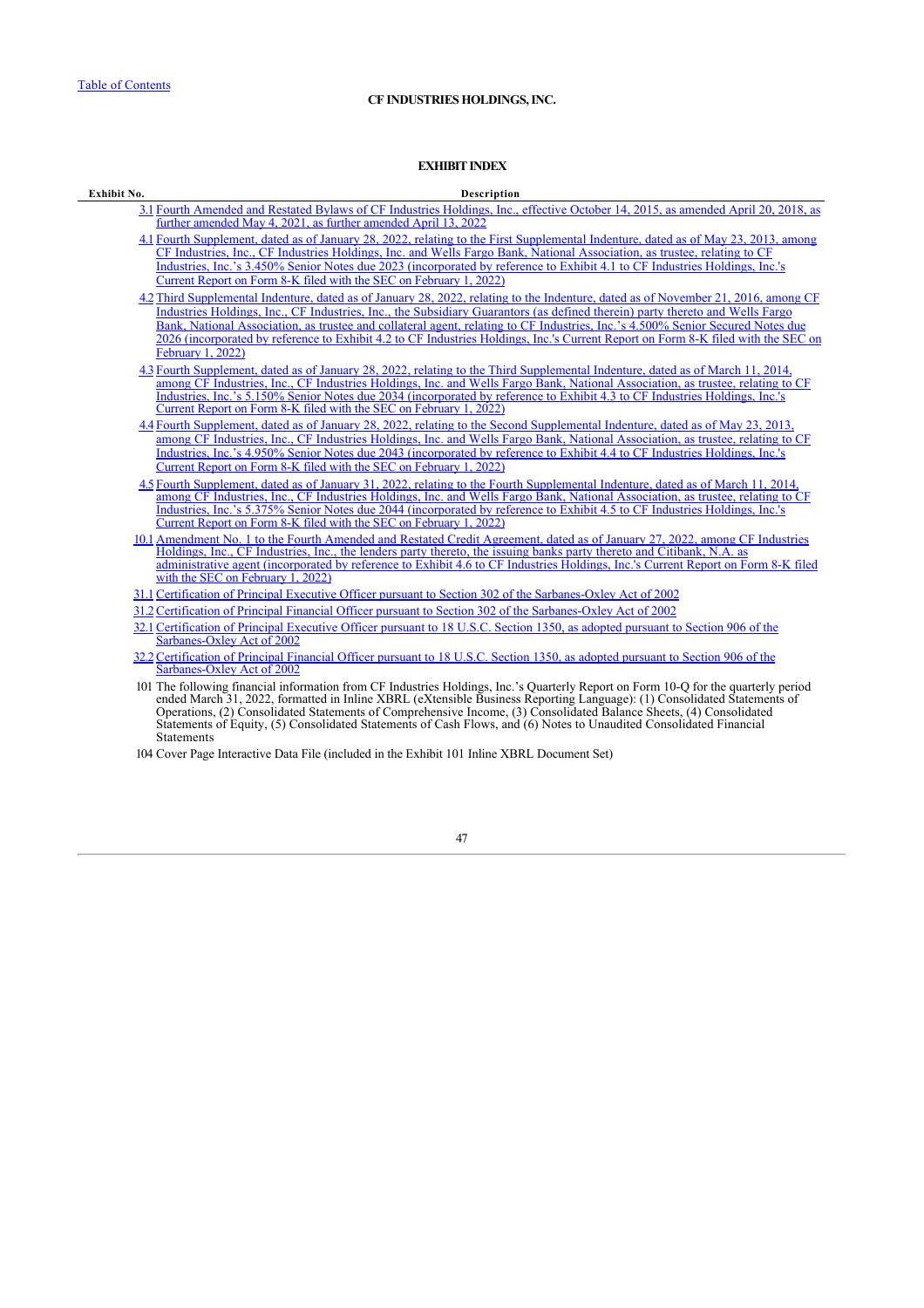Table of Contents

**CF INDUSTRIES HOLDINGS, INC.**

## EXHIBIT INDEX

| Exhibit No. | Description |
|---|---|
| 3.1 | Fourth Amended and Restated Bylaws of CF Industries Holdings, Inc., effective October 14, 2015, as amended April 20, 2018, as further amended May 4, 2021, as further amended April 13, 2022 |
| 4.1 | Fourth Supplement, dated as of January 28, 2022, relating to the First Supplemental Indenture, dated as of May 23, 2013, among CF Industries, Inc., CF Industries Holdings, Inc. and Wells Fargo Bank, National Association, as trustee, relating to CF Industries, Inc.'s 3.450% Senior Notes due 2023 (incorporated by reference to Exhibit 4.1 to CF Industries Holdings, Inc.'s Current Report on Form 8-K filed with the SEC on February 1, 2022) |
| 4.2 | Third Supplemental Indenture, dated as of January 28, 2022, relating to the Indenture, dated as of November 21, 2016, among CF Industries Holdings, Inc., CF Industries, Inc., the Subsidiary Guarantors (as defined therein) party thereto and Wells Fargo Bank, National Association, as trustee and collateral agent, relating to CF Industries, Inc.'s 4.500% Senior Secured Notes due 2026 (incorporated by reference to Exhibit 4.2 to CF Industries Holdings, Inc.'s Current Report on Form 8-K filed with the SEC on February 1, 2022) |
| 4.3 | Fourth Supplement, dated as of January 28, 2022, relating to the Third Supplemental Indenture, dated as of March 11, 2014, among CF Industries, Inc., CF Industries Holdings, Inc. and Wells Fargo Bank, National Association, as trustee, relating to CF Industries, Inc.'s 5.150% Senior Notes due 2034 (incorporated by reference to Exhibit 4.3 to CF Industries Holdings, Inc.'s Current Report on Form 8-K filed with the SEC on February 1, 2022) |
| 4.4 | Fourth Supplement, dated as of January 28, 2022, relating to the Second Supplemental Indenture, dated as of May 23, 2013, among CF Industries, Inc., CF Industries Holdings, Inc. and Wells Fargo Bank, National Association, as trustee, relating to CF Industries, Inc.'s 4.950% Senior Notes due 2043 (incorporated by reference to Exhibit 4.4 to CF Industries Holdings, Inc.'s Current Report on Form 8-K filed with the SEC on February 1, 2022) |
| 4.5 | Fourth Supplement, dated as of January 31, 2022, relating to the Fourth Supplemental Indenture, dated as of March 11, 2014, among CF Industries, Inc., CF Industries Holdings, Inc. and Wells Fargo Bank, National Association, as trustee, relating to CF Industries, Inc.'s 5.375% Senior Notes due 2044 (incorporated by reference to Exhibit 4.5 to CF Industries Holdings, Inc.'s Current Report on Form 8-K filed with the SEC on February 1, 2022) |
| 10.1 | Amendment No. 1 to the Fourth Amended and Restated Credit Agreement, dated as of January 27, 2022, among CF Industries Holdings, Inc., CF Industries, Inc., the lenders party thereto, the issuing banks party thereto and Citibank, N.A. as administrative agent (incorporated by reference to Exhibit 4.6 to CF Industries Holdings, Inc.'s Current Report on Form 8-K filed with the SEC on February 1, 2022) |
| 31.1 | Certification of Principal Executive Officer pursuant to Section 302 of the Sarbanes-Oxley Act of 2002 |
| 31.2 | Certification of Principal Financial Officer pursuant to Section 302 of the Sarbanes-Oxley Act of 2002 |
| 32.1 | Certification of Principal Executive Officer pursuant to 18 U.S.C. Section 1350, as adopted pursuant to Section 906 of the Sarbanes-Oxley Act of 2002 |
| 32.2 | Certification of Principal Financial Officer pursuant to 18 U.S.C. Section 1350, as adopted pursuant to Section 906 of the Sarbanes-Oxley Act of 2002 |
| 101 | The following financial information from CF Industries Holdings, Inc.'s Quarterly Report on Form 10-Q for the quarterly period ended March 31, 2022, formatted in Inline XBRL (eXtensible Business Reporting Language): (1) Consolidated Statements of Operations, (2) Consolidated Statements of Comprehensive Income, (3) Consolidated Balance Sheets, (4) Consolidated Statements of Equity, (5) Consolidated Statements of Cash Flows, and (6) Notes to Unaudited Consolidated Financial Statements |
| 104 | Cover Page Interactive Data File (included in the Exhibit 101 Inline XBRL Document Set) |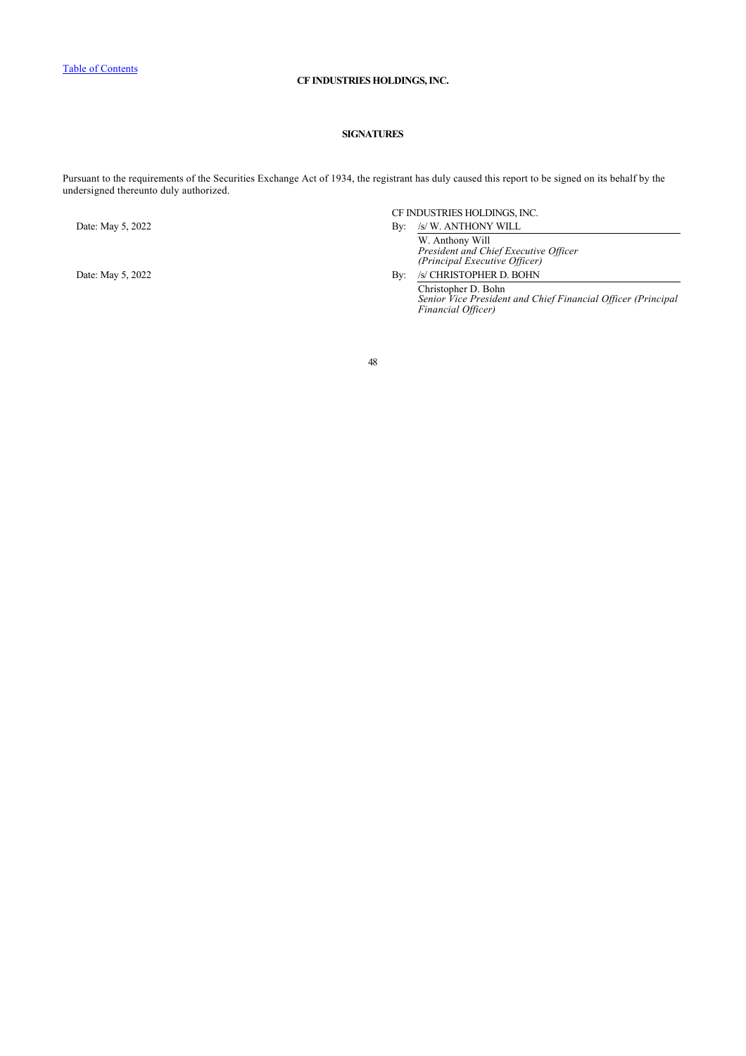**CF INDUSTRIES HOLDINGS, INC.**

## SIGNATURES

Pursuant to the requirements of the Securities Exchange Act of 1934, the registrant has duly caused this report to be signed on its behalf by the undersigned thereunto duly authorized.

| | | |
|---|---|---|
| | | CF INDUSTRIES HOLDINGS, INC. |
| Date: May 5, 2022 | By: | /s/ W. ANTHONY WILL |
| | | W. Anthony Will<br>*President and Chief Executive Officer*<br>*(Principal Executive Officer)* |
| Date: May 5, 2022 | By: | /s/ CHRISTOPHER D. BOHN |
| | | Christopher D. Bohn<br>*Senior Vice President and Chief Financial Officer (Principal Financial Officer)* |